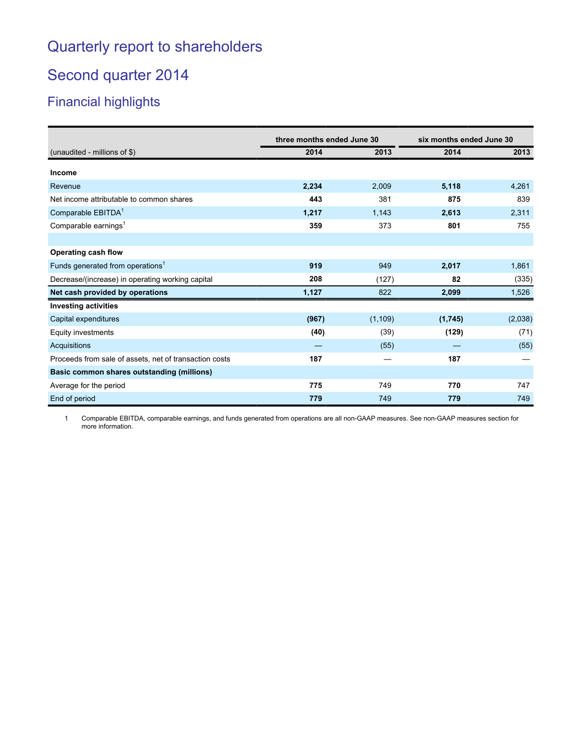# Quarterly report to shareholders

## Second quarter 2014

### Financial highlights

| (unaudited - millions of $) | three months ended June 30 | | six months ended June 30 | |
|---|---|---|---|---|
| | **2014** | **2013** | **2014** | **2013** |
| **Income** | | | | |
| Revenue | **2,234** | 2,009 | **5,118** | 4,261 |
| Net income attributable to common shares | **443** | 381 | **875** | 839 |
| Comparable EBITDA[1] | **1,217** | 1,143 | **2,613** | 2,311 |
| Comparable earnings[1] | **359** | 373 | **801** | 755 |
| | | | | |
| **Operating cash flow** | | | | |
| Funds generated from operations[1] | **919** | 949 | **2,017** | 1,861 |
| Decrease/(increase) in operating working capital | **208** | (127) | **82** | (335) |
| **Net cash provided by operations** | **1,127** | 822 | **2,099** | 1,526 |
| **Investing activities** | | | | |
| Capital expenditures | **(967)** | (1,109) | **(1,745)** | (2,038) |
| Equity investments | **(40)** | (39) | **(129)** | (71) |
| Acquisitions | **—** | (55) | **—** | (55) |
| Proceeds from sale of assets, net of transaction costs | **187** | — | **187** | — |
| **Basic common shares outstanding (millions)** | | | | |
| Average for the period | **775** | 749 | **770** | 747 |
| End of period | **779** | 749 | **779** | 749 |

1 Comparable EBITDA, comparable earnings, and funds generated from operations are all non-GAAP measures. See non-GAAP measures section for more information.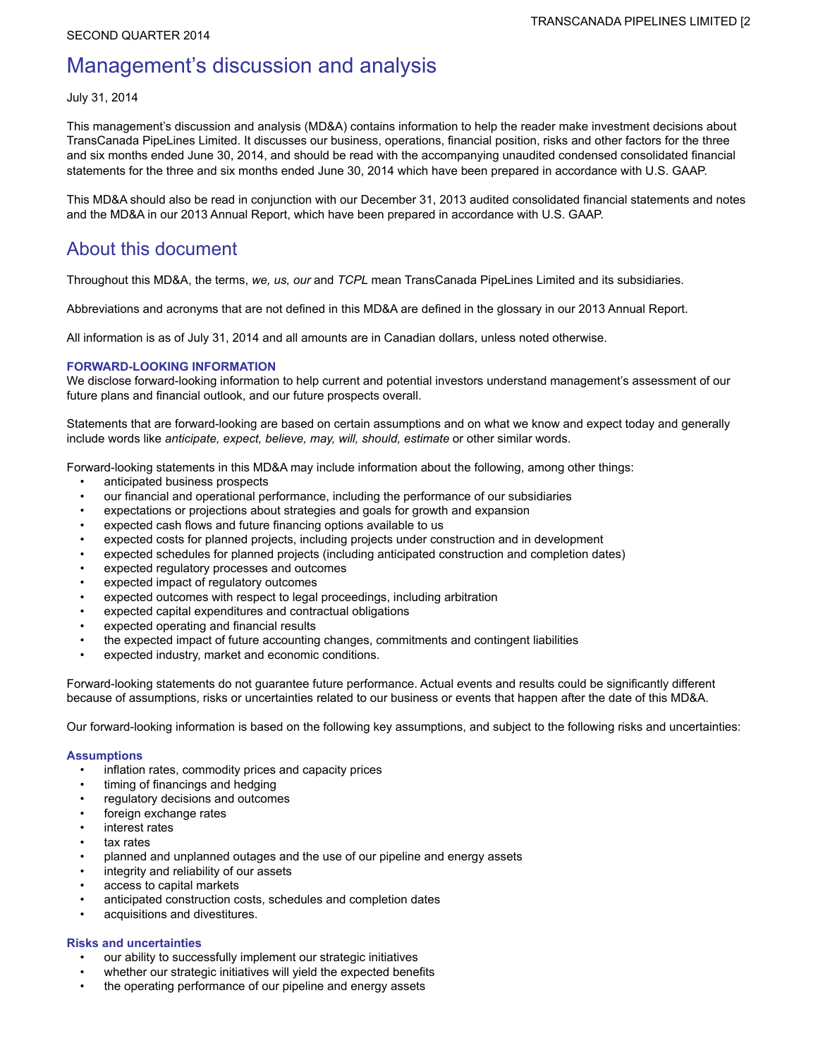SECOND QUARTER 2014

# Management's discussion and analysis

July 31, 2014

This management's discussion and analysis (MD&A) contains information to help the reader make investment decisions about TransCanada PipeLines Limited. It discusses our business, operations, financial position, risks and other factors for the three and six months ended June 30, 2014, and should be read with the accompanying unaudited condensed consolidated financial statements for the three and six months ended June 30, 2014 which have been prepared in accordance with U.S. GAAP.

This MD&A should also be read in conjunction with our December 31, 2013 audited consolidated financial statements and notes and the MD&A in our 2013 Annual Report, which have been prepared in accordance with U.S. GAAP.

# About this document

Throughout this MD&A, the terms, *we, us, our* and *TCPL* mean TransCanada PipeLines Limited and its subsidiaries.

Abbreviations and acronyms that are not defined in this MD&A are defined in the glossary in our 2013 Annual Report.

All information is as of July 31, 2014 and all amounts are in Canadian dollars, unless noted otherwise.

### FORWARD-LOOKING INFORMATION

We disclose forward-looking information to help current and potential investors understand management's assessment of our future plans and financial outlook, and our future prospects overall.

Statements that are forward-looking are based on certain assumptions and on what we know and expect today and generally include words like *anticipate, expect, believe, may, will, should, estimate* or other similar words.

Forward-looking statements in this MD&A may include information about the following, among other things:

- anticipated business prospects
- our financial and operational performance, including the performance of our subsidiaries
- expectations or projections about strategies and goals for growth and expansion
- expected cash flows and future financing options available to us
- expected costs for planned projects, including projects under construction and in development
- expected schedules for planned projects (including anticipated construction and completion dates)
- expected regulatory processes and outcomes
- expected impact of regulatory outcomes
- expected outcomes with respect to legal proceedings, including arbitration
- expected capital expenditures and contractual obligations
- expected operating and financial results
- the expected impact of future accounting changes, commitments and contingent liabilities
- expected industry, market and economic conditions.

Forward-looking statements do not guarantee future performance. Actual events and results could be significantly different because of assumptions, risks or uncertainties related to our business or events that happen after the date of this MD&A.

Our forward-looking information is based on the following key assumptions, and subject to the following risks and uncertainties:

#### Assumptions

- inflation rates, commodity prices and capacity prices
- timing of financings and hedging
- regulatory decisions and outcomes
- foreign exchange rates
- interest rates
- tax rates
- planned and unplanned outages and the use of our pipeline and energy assets
- integrity and reliability of our assets
- access to capital markets
- anticipated construction costs, schedules and completion dates
- acquisitions and divestitures.

#### Risks and uncertainties

- our ability to successfully implement our strategic initiatives
- whether our strategic initiatives will yield the expected benefits
- the operating performance of our pipeline and energy assets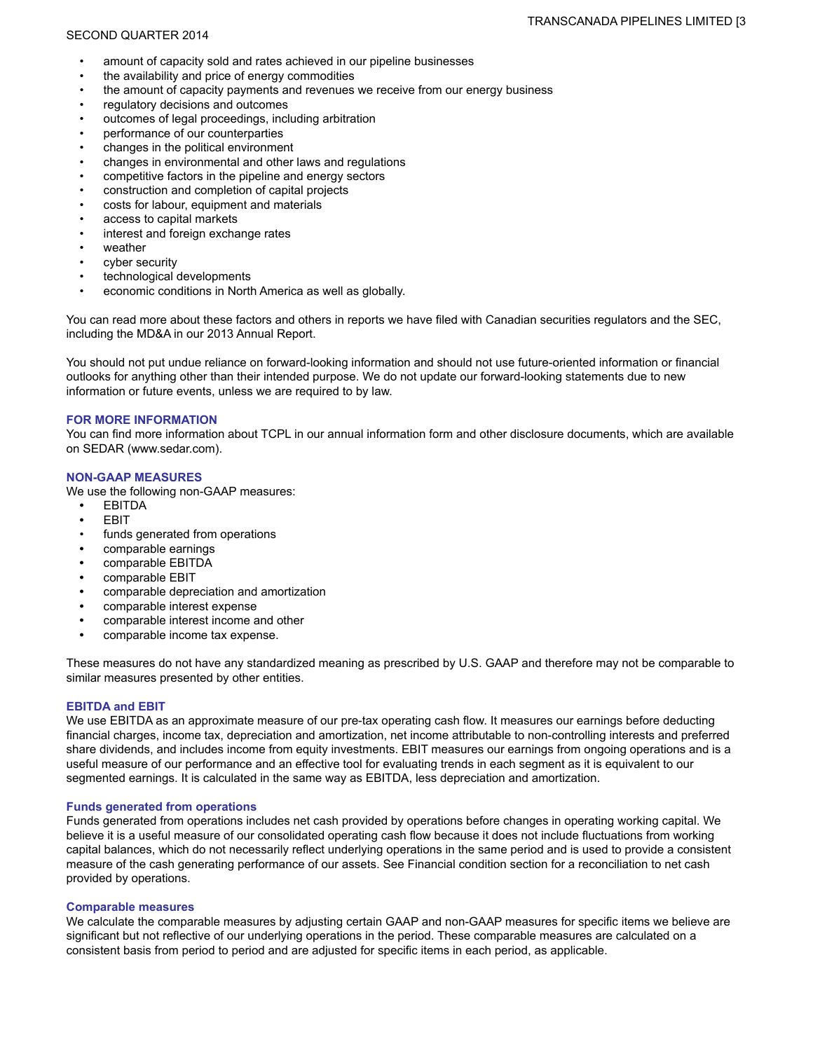- amount of capacity sold and rates achieved in our pipeline businesses
- the availability and price of energy commodities
- the amount of capacity payments and revenues we receive from our energy business
- regulatory decisions and outcomes
- outcomes of legal proceedings, including arbitration
- performance of our counterparties
- changes in the political environment
- changes in environmental and other laws and regulations
- competitive factors in the pipeline and energy sectors
- construction and completion of capital projects
- costs for labour, equipment and materials
- access to capital markets
- interest and foreign exchange rates
- weather
- cyber security
- technological developments
- economic conditions in North America as well as globally.

You can read more about these factors and others in reports we have filed with Canadian securities regulators and the SEC, including the MD&A in our 2013 Annual Report.

You should not put undue reliance on forward-looking information and should not use future-oriented information or financial outlooks for anything other than their intended purpose. We do not update our forward-looking statements due to new information or future events, unless we are required to by law.

## FOR MORE INFORMATION

You can find more information about TCPL in our annual information form and other disclosure documents, which are available on SEDAR (www.sedar.com).

## NON-GAAP MEASURES

We use the following non-GAAP measures:

- EBITDA
- EBIT
- funds generated from operations
- comparable earnings
- comparable EBITDA
- comparable EBIT
- comparable depreciation and amortization
- comparable interest expense
- comparable interest income and other
- comparable income tax expense.

These measures do not have any standardized meaning as prescribed by U.S. GAAP and therefore may not be comparable to similar measures presented by other entities.

### EBITDA and EBIT

We use EBITDA as an approximate measure of our pre-tax operating cash flow. It measures our earnings before deducting financial charges, income tax, depreciation and amortization, net income attributable to non-controlling interests and preferred share dividends, and includes income from equity investments. EBIT measures our earnings from ongoing operations and is a useful measure of our performance and an effective tool for evaluating trends in each segment as it is equivalent to our segmented earnings. It is calculated in the same way as EBITDA, less depreciation and amortization.

### Funds generated from operations

Funds generated from operations includes net cash provided by operations before changes in operating working capital. We believe it is a useful measure of our consolidated operating cash flow because it does not include fluctuations from working capital balances, which do not necessarily reflect underlying operations in the same period and is used to provide a consistent measure of the cash generating performance of our assets. See Financial condition section for a reconciliation to net cash provided by operations.

### Comparable measures

We calculate the comparable measures by adjusting certain GAAP and non-GAAP measures for specific items we believe are significant but not reflective of our underlying operations in the period. These comparable measures are calculated on a consistent basis from period to period and are adjusted for specific items in each period, as applicable.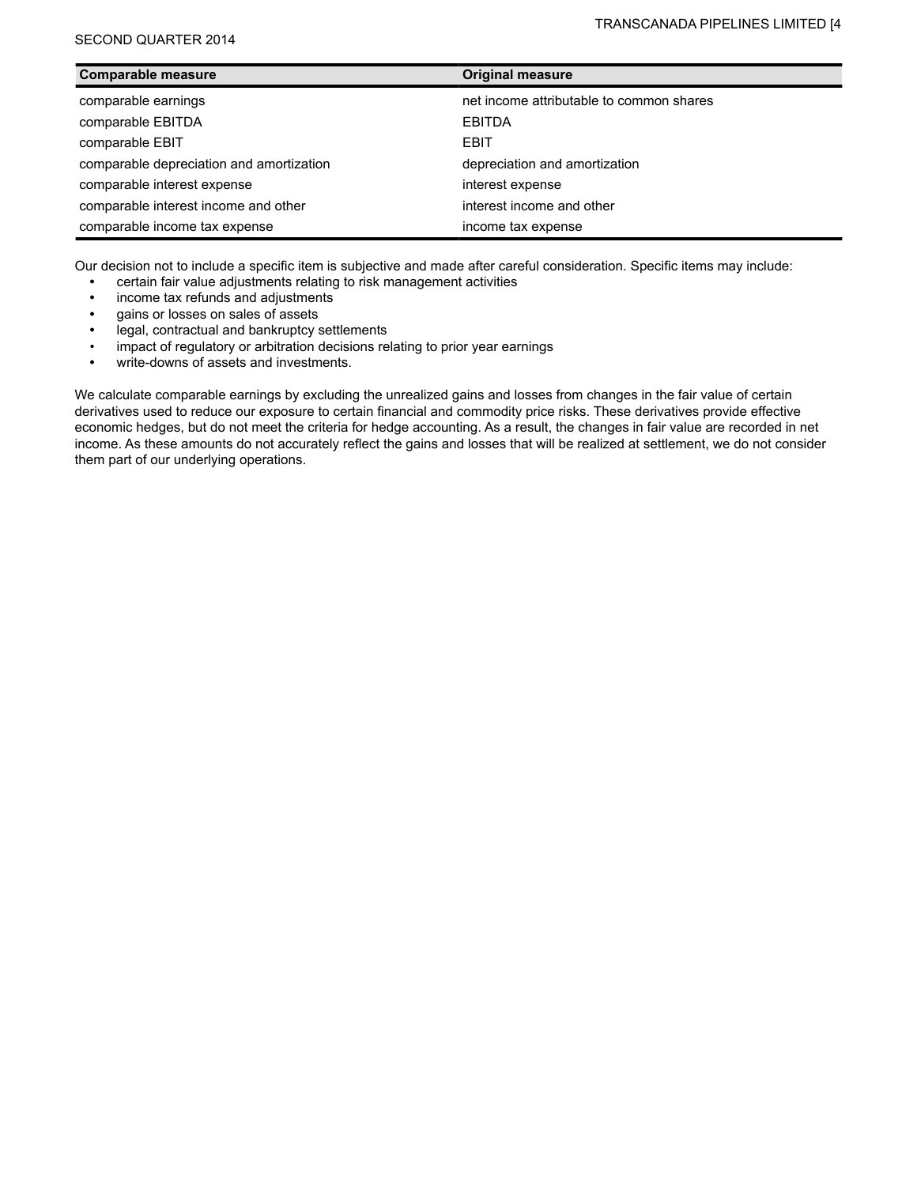| Comparable measure | Original measure |
| --- | --- |
| comparable earnings | net income attributable to common shares |
| comparable EBITDA | EBITDA |
| comparable EBIT | EBIT |
| comparable depreciation and amortization | depreciation and amortization |
| comparable interest expense | interest expense |
| comparable interest income and other | interest income and other |
| comparable income tax expense | income tax expense |

Our decision not to include a specific item is subjective and made after careful consideration. Specific items may include:

- certain fair value adjustments relating to risk management activities
- income tax refunds and adjustments
- gains or losses on sales of assets
- legal, contractual and bankruptcy settlements
- impact of regulatory or arbitration decisions relating to prior year earnings
- write-downs of assets and investments.

We calculate comparable earnings by excluding the unrealized gains and losses from changes in the fair value of certain derivatives used to reduce our exposure to certain financial and commodity price risks. These derivatives provide effective economic hedges, but do not meet the criteria for hedge accounting. As a result, the changes in fair value are recorded in net income. As these amounts do not accurately reflect the gains and losses that will be realized at settlement, we do not consider them part of our underlying operations.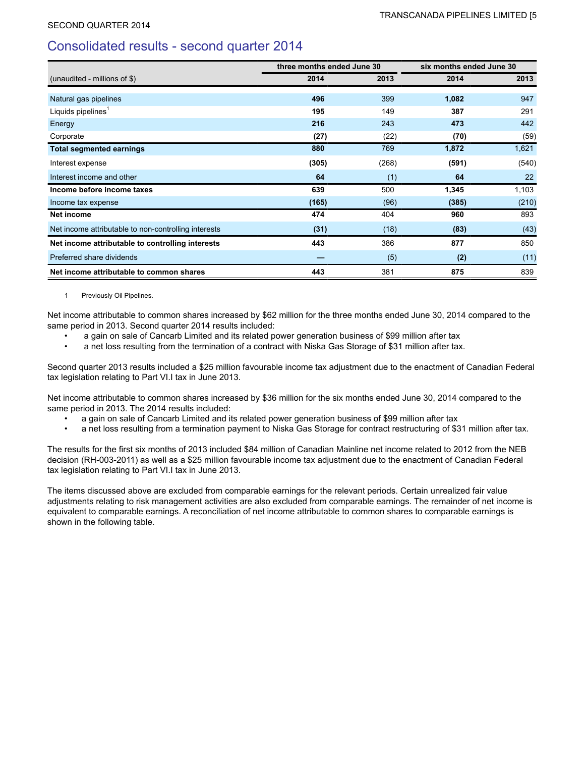SECOND QUARTER 2014

## Consolidated results - second quarter 2014

| | three months ended June 30 | | six months ended June 30 | |
|---|---|---|---|---|
| (unaudited - millions of $) | **2014** | 2013 | **2014** | 2013 |
| Natural gas pipelines | **496** | 399 | **1,082** | 947 |
| Liquids pipelines[1] | **195** | 149 | **387** | 291 |
| Energy | **216** | 243 | **473** | 442 |
| Corporate | **(27)** | (22) | **(70)** | (59) |
| **Total segmented earnings** | **880** | 769 | **1,872** | 1,621 |
| Interest expense | **(305)** | (268) | **(591)** | (540) |
| Interest income and other | **64** | (1) | **64** | 22 |
| **Income before income taxes** | **639** | 500 | **1,345** | 1,103 |
| Income tax expense | **(165)** | (96) | **(385)** | (210) |
| **Net income** | **474** | 404 | **960** | 893 |
| Net income attributable to non-controlling interests | **(31)** | (18) | **(83)** | (43) |
| **Net income attributable to controlling interests** | **443** | 386 | **877** | 850 |
| Preferred share dividends | **—** | (5) | **(2)** | (11) |
| **Net income attributable to common shares** | **443** | 381 | **875** | 839 |

1 Previously Oil Pipelines.

Net income attributable to common shares increased by $62 million for the three months ended June 30, 2014 compared to the same period in 2013. Second quarter 2014 results included:

- a gain on sale of Cancarb Limited and its related power generation business of $99 million after tax
- a net loss resulting from the termination of a contract with Niska Gas Storage of $31 million after tax.

Second quarter 2013 results included a $25 million favourable income tax adjustment due to the enactment of Canadian Federal tax legislation relating to Part VI.I tax in June 2013.

Net income attributable to common shares increased by $36 million for the six months ended June 30, 2014 compared to the same period in 2013. The 2014 results included:

- a gain on sale of Cancarb Limited and its related power generation business of $99 million after tax
- a net loss resulting from a termination payment to Niska Gas Storage for contract restructuring of $31 million after tax.

The results for the first six months of 2013 included $84 million of Canadian Mainline net income related to 2012 from the NEB decision (RH-003-2011) as well as a $25 million favourable income tax adjustment due to the enactment of Canadian Federal tax legislation relating to Part VI.I tax in June 2013.

The items discussed above are excluded from comparable earnings for the relevant periods. Certain unrealized fair value adjustments relating to risk management activities are also excluded from comparable earnings. The remainder of net income is equivalent to comparable earnings. A reconciliation of net income attributable to common shares to comparable earnings is shown in the following table.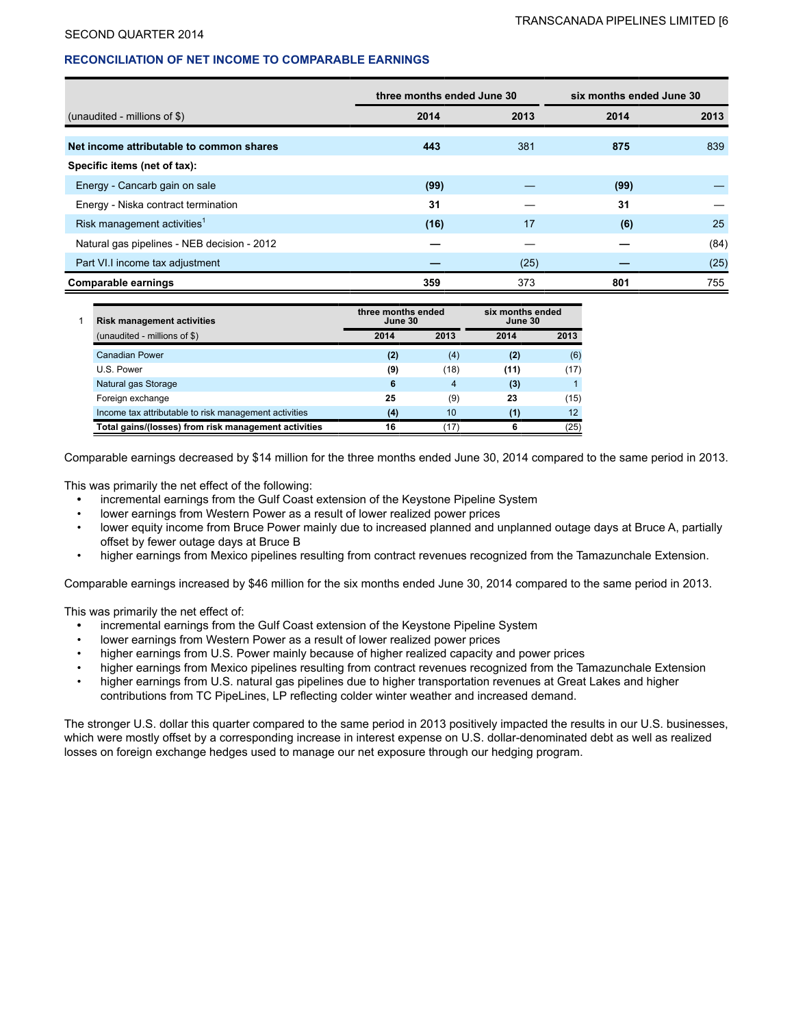## RECONCILIATION OF NET INCOME TO COMPARABLE EARNINGS

| | three months ended June 30 | | six months ended June 30 | |
|---|---|---|---|---|
| (unaudited - millions of $) | 2014 | 2013 | 2014 | 2013 |
| **Net income attributable to common shares** | **443** | 381 | **875** | 839 |
| **Specific items (net of tax):** | | | | |
| Energy - Cancarb gain on sale | **(99)** | — | **(99)** | — |
| Energy - Niska contract termination | **31** | — | **31** | — |
| Risk management activities[1] | **(16)** | 17 | **(6)** | 25 |
| Natural gas pipelines - NEB decision - 2012 | **—** | — | **—** | (84) |
| Part VI.I income tax adjustment | **—** | (25) | **—** | (25) |
| **Comparable earnings** | **359** | 373 | **801** | 755 |

1

| Risk management activities | three months ended June 30 | | six months ended June 30 | |
|---|---|---|---|---|
| (unaudited - millions of $) | 2014 | 2013 | 2014 | 2013 |
| Canadian Power | **(2)** | (4) | **(2)** | (6) |
| U.S. Power | **(9)** | (18) | **(11)** | (17) |
| Natural gas Storage | **6** | 4 | **(3)** | 1 |
| Foreign exchange | **25** | (9) | **23** | (15) |
| Income tax attributable to risk management activities | **(4)** | 10 | **(1)** | 12 |
| **Total gains/(losses) from risk management activities** | **16** | (17) | **6** | (25) |

Comparable earnings decreased by $14 million for the three months ended June 30, 2014 compared to the same period in 2013.

This was primarily the net effect of the following:

- incremental earnings from the Gulf Coast extension of the Keystone Pipeline System
- lower earnings from Western Power as a result of lower realized power prices
- lower equity income from Bruce Power mainly due to increased planned and unplanned outage days at Bruce A, partially offset by fewer outage days at Bruce B
- higher earnings from Mexico pipelines resulting from contract revenues recognized from the Tamazunchale Extension.

Comparable earnings increased by $46 million for the six months ended June 30, 2014 compared to the same period in 2013.

This was primarily the net effect of:

- incremental earnings from the Gulf Coast extension of the Keystone Pipeline System
- lower earnings from Western Power as a result of lower realized power prices
- higher earnings from U.S. Power mainly because of higher realized capacity and power prices
- higher earnings from Mexico pipelines resulting from contract revenues recognized from the Tamazunchale Extension
- higher earnings from U.S. natural gas pipelines due to higher transportation revenues at Great Lakes and higher contributions from TC PipeLines, LP reflecting colder winter weather and increased demand.

The stronger U.S. dollar this quarter compared to the same period in 2013 positively impacted the results in our U.S. businesses, which were mostly offset by a corresponding increase in interest expense on U.S. dollar-denominated debt as well as realized losses on foreign exchange hedges used to manage our net exposure through our hedging program.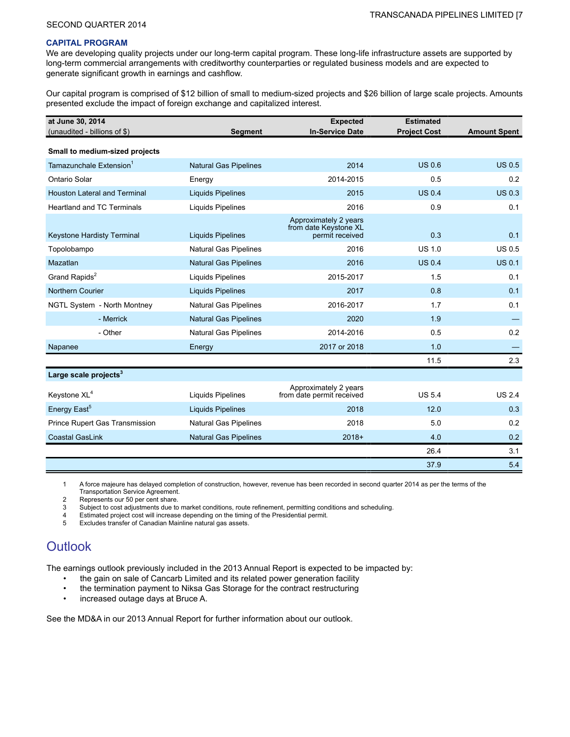## CAPITAL PROGRAM

We are developing quality projects under our long-term capital program. These long-life infrastructure assets are supported by long-term commercial arrangements with creditworthy counterparties or regulated business models and are expected to generate significant growth in earnings and cashflow.

Our capital program is comprised of $12 billion of small to medium-sized projects and $26 billion of large scale projects. Amounts presented exclude the impact of foreign exchange and capitalized interest.

| at June 30, 2014<br>(unaudited - billions of $) | Segment | Expected In-Service Date | Estimated Project Cost | Amount Spent |
|---|---|---|---|---|
| **Small to medium-sized projects** | | | | |
| Tamazunchale Extension[1] | Natural Gas Pipelines | 2014 | US 0.6 | US 0.5 |
| Ontario Solar | Energy | 2014-2015 | 0.5 | 0.2 |
| Houston Lateral and Terminal | Liquids Pipelines | 2015 | US 0.4 | US 0.3 |
| Heartland and TC Terminals | Liquids Pipelines | 2016 | 0.9 | 0.1 |
| Keystone Hardisty Terminal | Liquids Pipelines | Approximately 2 years from date Keystone XL permit received | 0.3 | 0.1 |
| Topolobampo | Natural Gas Pipelines | 2016 | US 1.0 | US 0.5 |
| Mazatlan | Natural Gas Pipelines | 2016 | US 0.4 | US 0.1 |
| Grand Rapids[2] | Liquids Pipelines | 2015-2017 | 1.5 | 0.1 |
| Northern Courier | Liquids Pipelines | 2017 | 0.8 | 0.1 |
| NGTL System - North Montney | Natural Gas Pipelines | 2016-2017 | 1.7 | 0.1 |
| - Merrick | Natural Gas Pipelines | 2020 | 1.9 | — |
| - Other | Natural Gas Pipelines | 2014-2016 | 0.5 | 0.2 |
| Napanee | Energy | 2017 or 2018 | 1.0 | — |
| | | | 11.5 | 2.3 |
| **Large scale projects[3]** | | | | |
| Keystone XL[4] | Liquids Pipelines | Approximately 2 years from date permit received | US 5.4 | US 2.4 |
| Energy East[5] | Liquids Pipelines | 2018 | 12.0 | 0.3 |
| Prince Rupert Gas Transmission | Natural Gas Pipelines | 2018 | 5.0 | 0.2 |
| Coastal GasLink | Natural Gas Pipelines | 2018+ | 4.0 | 0.2 |
| | | | 26.4 | 3.1 |
| | | | 37.9 | 5.4 |

1. A force majeure has delayed completion of construction, however, revenue has been recorded in second quarter 2014 as per the terms of the Transportation Service Agreement.
2. Represents our 50 per cent share.
3. Subject to cost adjustments due to market conditions, route refinement, permitting conditions and scheduling.
4. Estimated project cost will increase depending on the timing of the Presidential permit.
5. Excludes transfer of Canadian Mainline natural gas assets.

# Outlook

The earnings outlook previously included in the 2013 Annual Report is expected to be impacted by:

- the gain on sale of Cancarb Limited and its related power generation facility
- the termination payment to Niksa Gas Storage for the contract restructuring
- increased outage days at Bruce A.

See the MD&A in our 2013 Annual Report for further information about our outlook.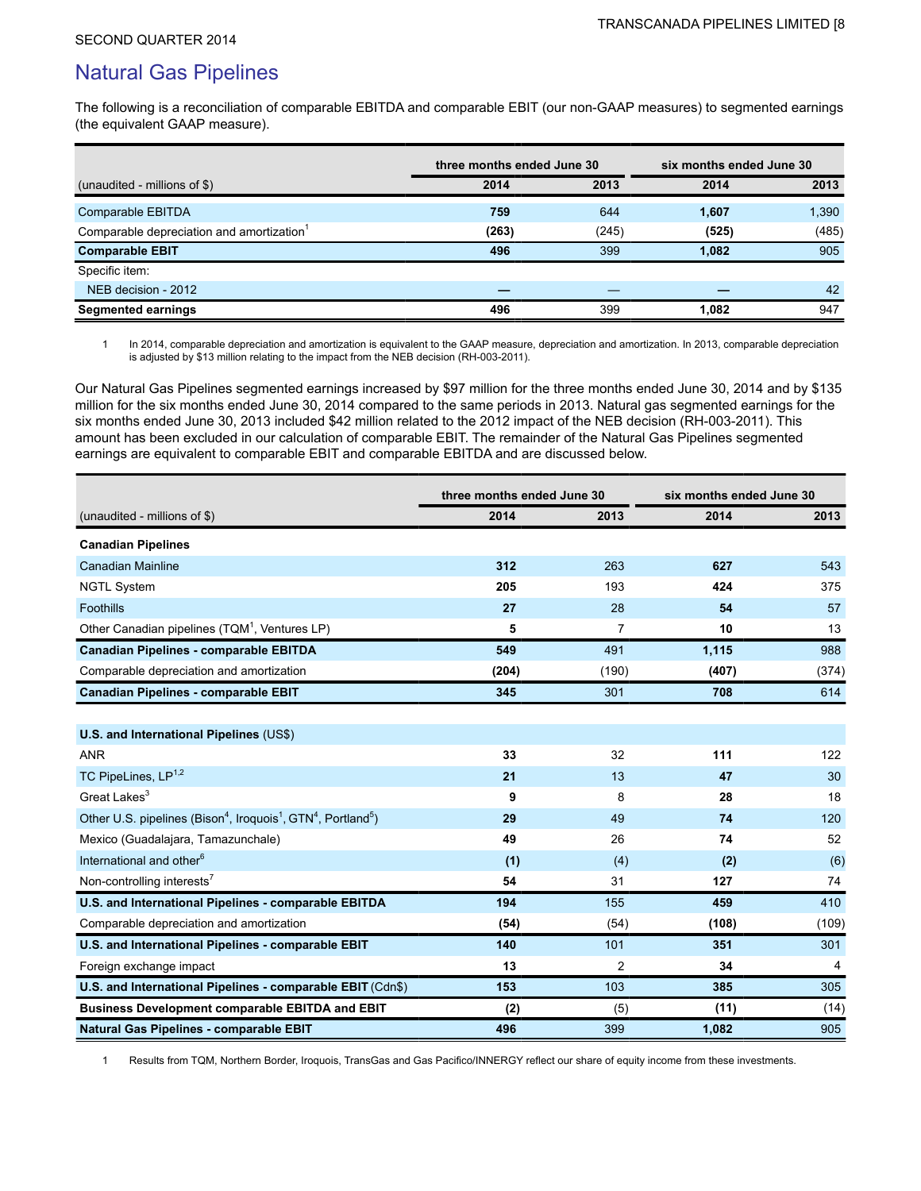## Natural Gas Pipelines

The following is a reconciliation of comparable EBITDA and comparable EBIT (our non-GAAP measures) to segmented earnings (the equivalent GAAP measure).

| (unaudited - millions of $) | three months ended June 30 | | six months ended June 30 | |
|---|---|---|---|---|
| | **2014** | **2013** | **2014** | **2013** |
| Comparable EBITDA | **759** | 644 | **1,607** | 1,390 |
| Comparable depreciation and amortization[1] | **(263)** | (245) | **(525)** | (485) |
| **Comparable EBIT** | **496** | 399 | **1,082** | 905 |
| Specific item: | | | | |
| NEB decision - 2012 | **—** | — | **—** | 42 |
| **Segmented earnings** | **496** | 399 | **1,082** | 947 |

1 In 2014, comparable depreciation and amortization is equivalent to the GAAP measure, depreciation and amortization. In 2013, comparable depreciation is adjusted by $13 million relating to the impact from the NEB decision (RH-003-2011).

Our Natural Gas Pipelines segmented earnings increased by $97 million for the three months ended June 30, 2014 and by $135 million for the six months ended June 30, 2014 compared to the same periods in 2013. Natural gas segmented earnings for the six months ended June 30, 2013 included $42 million related to the 2012 impact of the NEB decision (RH-003-2011). This amount has been excluded in our calculation of comparable EBIT. The remainder of the Natural Gas Pipelines segmented earnings are equivalent to comparable EBIT and comparable EBITDA and are discussed below.

| (unaudited - millions of $) | three months ended June 30 | | six months ended June 30 | |
|---|---|---|---|---|
| | **2014** | **2013** | **2014** | **2013** |
| **Canadian Pipelines** | | | | |
| Canadian Mainline | **312** | 263 | **627** | 543 |
| NGTL System | **205** | 193 | **424** | 375 |
| Foothills | **27** | 28 | **54** | 57 |
| Other Canadian pipelines (TQM[1], Ventures LP) | **5** | 7 | **10** | 13 |
| **Canadian Pipelines - comparable EBITDA** | **549** | 491 | **1,115** | 988 |
| Comparable depreciation and amortization | **(204)** | (190) | **(407)** | (374) |
| **Canadian Pipelines - comparable EBIT** | **345** | 301 | **708** | 614 |
| | | | | |
| **U.S. and International Pipelines** (US$) | | | | |
| ANR | **33** | 32 | **111** | 122 |
| TC PipeLines, LP[1,2] | **21** | 13 | **47** | 30 |
| Great Lakes[3] | **9** | 8 | **28** | 18 |
| Other U.S. pipelines (Bison[4], Iroquois[1], GTN[4], Portland[5]) | **29** | 49 | **74** | 120 |
| Mexico (Guadalajara, Tamazunchale) | **49** | 26 | **74** | 52 |
| International and other[6] | **(1)** | (4) | **(2)** | (6) |
| Non-controlling interests[7] | **54** | 31 | **127** | 74 |
| **U.S. and International Pipelines - comparable EBITDA** | **194** | 155 | **459** | 410 |
| Comparable depreciation and amortization | **(54)** | (54) | **(108)** | (109) |
| **U.S. and International Pipelines - comparable EBIT** | **140** | 101 | **351** | 301 |
| Foreign exchange impact | **13** | 2 | **34** | 4 |
| **U.S. and International Pipelines - comparable EBIT** (Cdn$) | **153** | 103 | **385** | 305 |
| **Business Development comparable EBITDA and EBIT** | **(2)** | (5) | **(11)** | (14) |
| **Natural Gas Pipelines - comparable EBIT** | **496** | 399 | **1,082** | 905 |

1 Results from TQM, Northern Border, Iroquois, TransGas and Gas Pacifico/INNERGY reflect our share of equity income from these investments.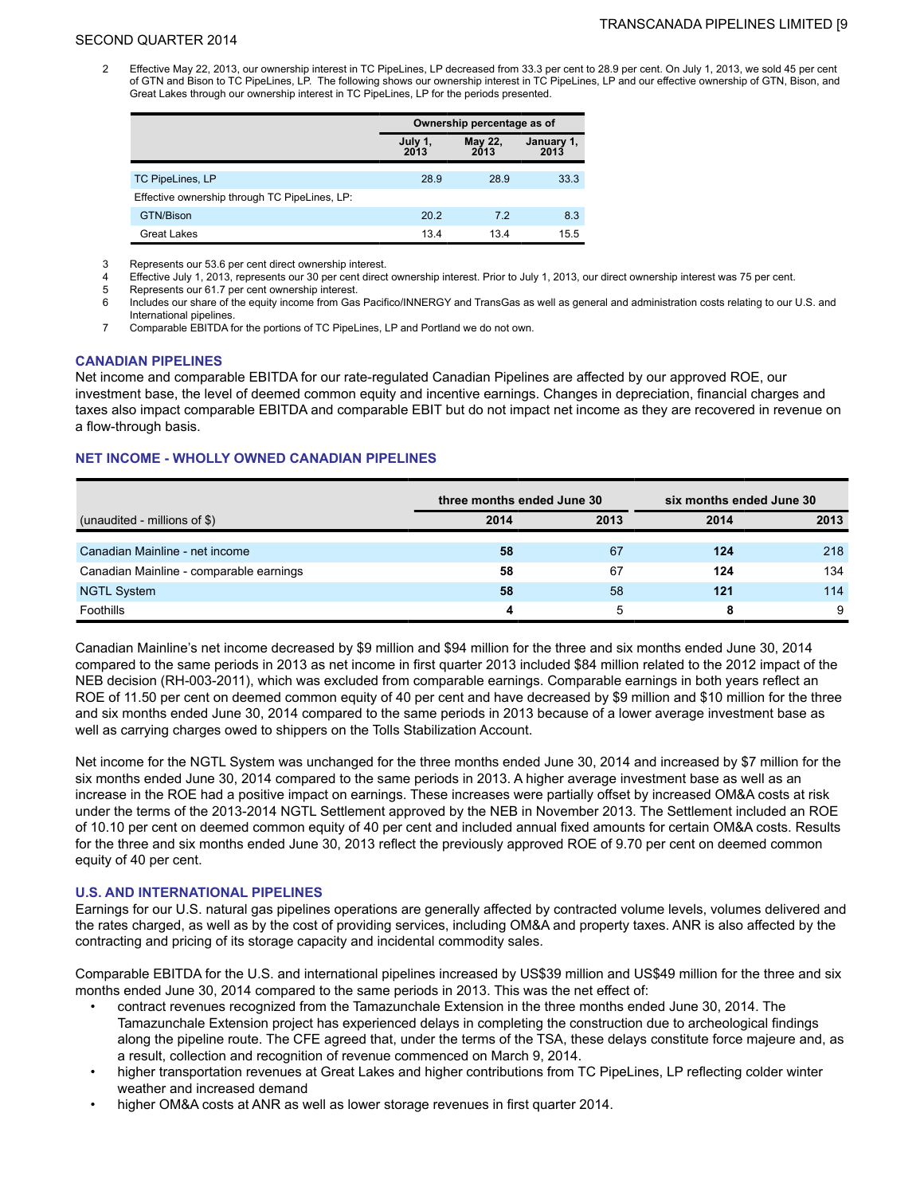2 Effective May 22, 2013, our ownership interest in TC PipeLines, LP decreased from 33.3 per cent to 28.9 per cent. On July 1, 2013, we sold 45 per cent of GTN and Bison to TC PipeLines, LP. The following shows our ownership interest in TC PipeLines, LP and our effective ownership of GTN, Bison, and Great Lakes through our ownership interest in TC PipeLines, LP for the periods presented.

| | Ownership percentage as of | | |
|---|---|---|---|
| | July 1, 2013 | May 22, 2013 | January 1, 2013 |
| TC PipeLines, LP | 28.9 | 28.9 | 33.3 |
| Effective ownership through TC PipeLines, LP: | | | |
| GTN/Bison | 20.2 | 7.2 | 8.3 |
| Great Lakes | 13.4 | 13.4 | 15.5 |

3 Represents our 53.6 per cent direct ownership interest.
4 Effective July 1, 2013, represents our 30 per cent direct ownership interest. Prior to July 1, 2013, our direct ownership interest was 75 per cent.
5 Represents our 61.7 per cent ownership interest.
6 Includes our share of the equity income from Gas Pacifico/INNERGY and TransGas as well as general and administration costs relating to our U.S. and International pipelines.
7 Comparable EBITDA for the portions of TC PipeLines, LP and Portland we do not own.

## CANADIAN PIPELINES

Net income and comparable EBITDA for our rate-regulated Canadian Pipelines are affected by our approved ROE, our investment base, the level of deemed common equity and incentive earnings. Changes in depreciation, financial charges and taxes also impact comparable EBITDA and comparable EBIT but do not impact net income as they are recovered in revenue on a flow-through basis.

## NET INCOME - WHOLLY OWNED CANADIAN PIPELINES

| | three months ended June 30 | | six months ended June 30 | |
|---|---|---|---|---|
| (unaudited - millions of $) | 2014 | 2013 | 2014 | 2013 |
| Canadian Mainline - net income | **58** | 67 | **124** | 218 |
| Canadian Mainline - comparable earnings | **58** | 67 | **124** | 134 |
| NGTL System | **58** | 58 | **121** | 114 |
| Foothills | **4** | 5 | **8** | 9 |

Canadian Mainline's net income decreased by $9 million and $94 million for the three and six months ended June 30, 2014 compared to the same periods in 2013 as net income in first quarter 2013 included $84 million related to the 2012 impact of the NEB decision (RH-003-2011), which was excluded from comparable earnings. Comparable earnings in both years reflect an ROE of 11.50 per cent on deemed common equity of 40 per cent and have decreased by $9 million and $10 million for the three and six months ended June 30, 2014 compared to the same periods in 2013 because of a lower average investment base as well as carrying charges owed to shippers on the Tolls Stabilization Account.

Net income for the NGTL System was unchanged for the three months ended June 30, 2014 and increased by $7 million for the six months ended June 30, 2014 compared to the same periods in 2013. A higher average investment base as well as an increase in the ROE had a positive impact on earnings. These increases were partially offset by increased OM&A costs at risk under the terms of the 2013-2014 NGTL Settlement approved by the NEB in November 2013. The Settlement included an ROE of 10.10 per cent on deemed common equity of 40 per cent and included annual fixed amounts for certain OM&A costs. Results for the three and six months ended June 30, 2013 reflect the previously approved ROE of 9.70 per cent on deemed common equity of 40 per cent.

## U.S. AND INTERNATIONAL PIPELINES

Earnings for our U.S. natural gas pipelines operations are generally affected by contracted volume levels, volumes delivered and the rates charged, as well as by the cost of providing services, including OM&A and property taxes. ANR is also affected by the contracting and pricing of its storage capacity and incidental commodity sales.

Comparable EBITDA for the U.S. and international pipelines increased by US$39 million and US$49 million for the three and six months ended June 30, 2014 compared to the same periods in 2013. This was the net effect of:

- contract revenues recognized from the Tamazunchale Extension in the three months ended June 30, 2014. The Tamazunchale Extension project has experienced delays in completing the construction due to archeological findings along the pipeline route. The CFE agreed that, under the terms of the TSA, these delays constitute force majeure and, as a result, collection and recognition of revenue commenced on March 9, 2014.
- higher transportation revenues at Great Lakes and higher contributions from TC PipeLines, LP reflecting colder winter weather and increased demand
- higher OM&A costs at ANR as well as lower storage revenues in first quarter 2014.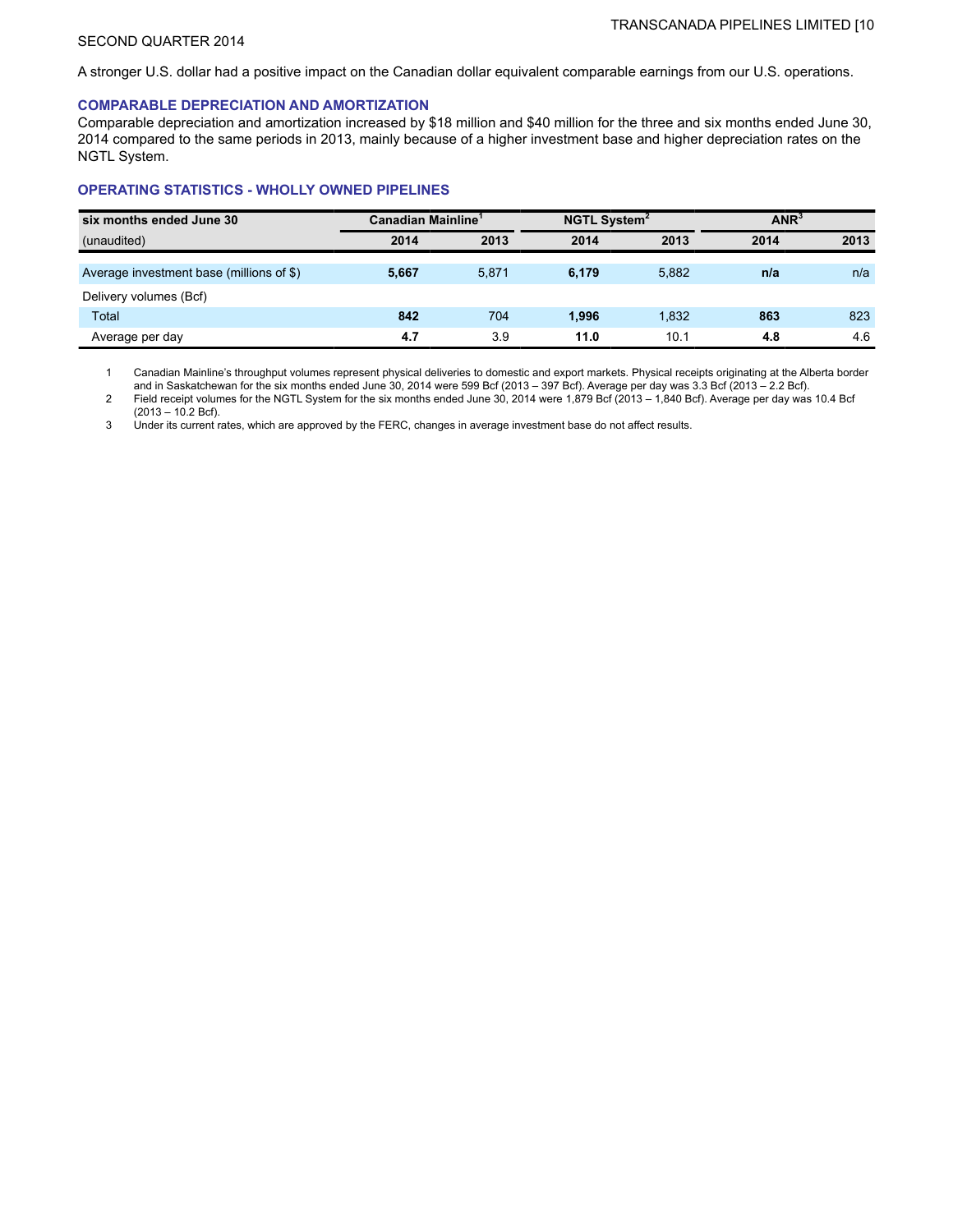A stronger U.S. dollar had a positive impact on the Canadian dollar equivalent comparable earnings from our U.S. operations.

### COMPARABLE DEPRECIATION AND AMORTIZATION

Comparable depreciation and amortization increased by $18 million and $40 million for the three and six months ended June 30, 2014 compared to the same periods in 2013, mainly because of a higher investment base and higher depreciation rates on the NGTL System.

### OPERATING STATISTICS - WHOLLY OWNED PIPELINES

| six months ended June 30 | Canadian Mainline[1] | | NGTL System[2] | | ANR[3] | |
|---|---|---|---|---|---|---|
| (unaudited) | **2014** | 2013 | **2014** | 2013 | **2014** | 2013 |
| Average investment base (millions of $) | **5,667** | 5,871 | **6,179** | 5,882 | **n/a** | n/a |
| Delivery volumes (Bcf) | | | | | | |
| Total | **842** | 704 | **1,996** | 1,832 | **863** | 823 |
| Average per day | **4.7** | 3.9 | **11.0** | 10.1 | **4.8** | 4.6 |

1 Canadian Mainline's throughput volumes represent physical deliveries to domestic and export markets. Physical receipts originating at the Alberta border and in Saskatchewan for the six months ended June 30, 2014 were 599 Bcf (2013 – 397 Bcf). Average per day was 3.3 Bcf (2013 – 2.2 Bcf).

2 Field receipt volumes for the NGTL System for the six months ended June 30, 2014 were 1,879 Bcf (2013 – 1,840 Bcf). Average per day was 10.4 Bcf (2013 – 10.2 Bcf).

3 Under its current rates, which are approved by the FERC, changes in average investment base do not affect results.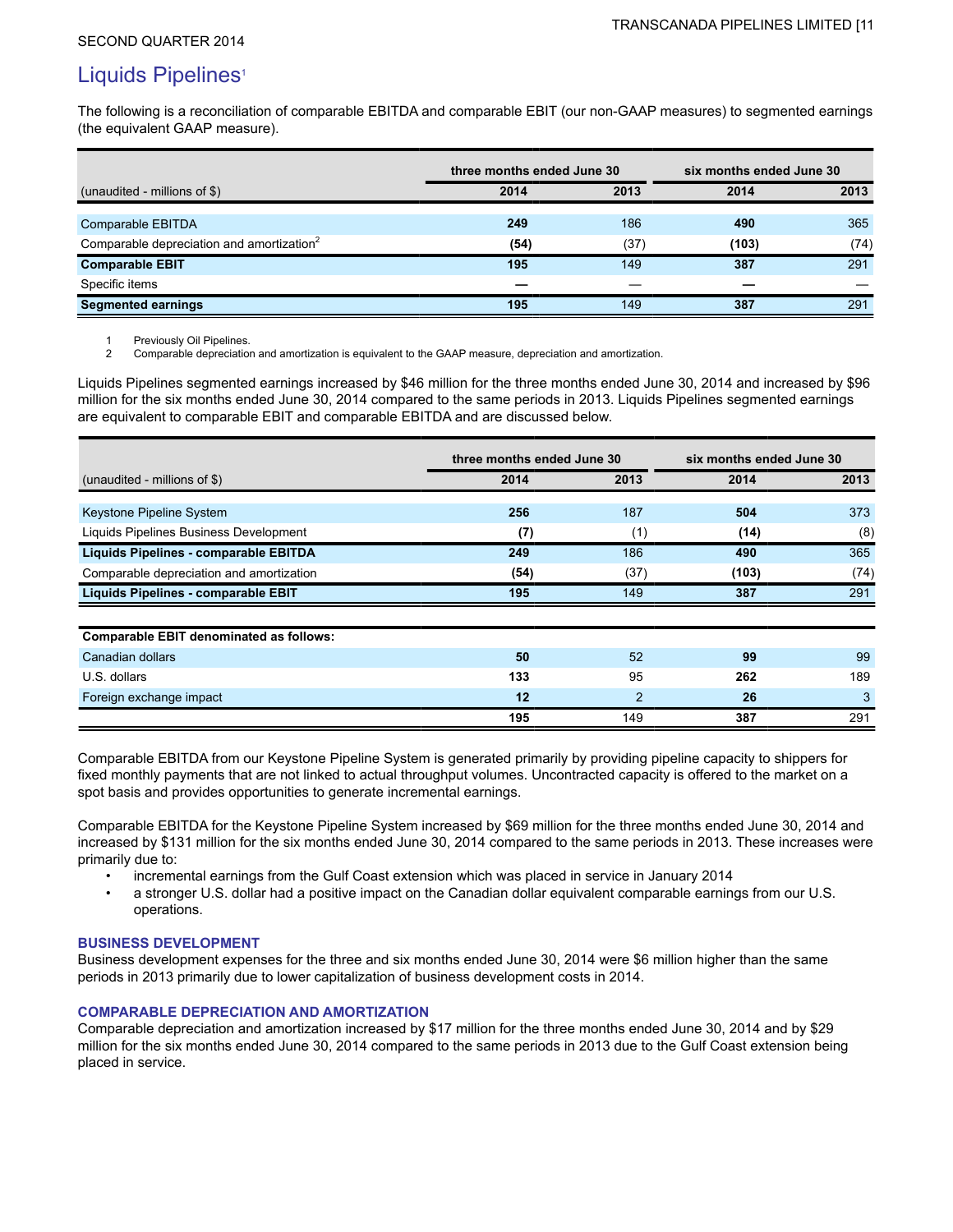## Liquids Pipelines[1]

The following is a reconciliation of comparable EBITDA and comparable EBIT (our non-GAAP measures) to segmented earnings (the equivalent GAAP measure).

| (unaudited - millions of $) | three months ended June 30 | | six months ended June 30 | |
|---|---|---|---|---|
| | **2014** | **2013** | **2014** | **2013** |
| Comparable EBITDA | **249** | 186 | **490** | 365 |
| Comparable depreciation and amortization[2] | **(54)** | (37) | **(103)** | (74) |
| **Comparable EBIT** | **195** | 149 | **387** | 291 |
| Specific items | **—** | — | **—** | — |
| **Segmented earnings** | **195** | 149 | **387** | 291 |

1 Previously Oil Pipelines.
2 Comparable depreciation and amortization is equivalent to the GAAP measure, depreciation and amortization.

Liquids Pipelines segmented earnings increased by $46 million for the three months ended June 30, 2014 and increased by $96 million for the six months ended June 30, 2014 compared to the same periods in 2013. Liquids Pipelines segmented earnings are equivalent to comparable EBIT and comparable EBITDA and are discussed below.

| (unaudited - millions of $) | three months ended June 30 | | six months ended June 30 | |
|---|---|---|---|---|
| | **2014** | **2013** | **2014** | **2013** |
| Keystone Pipeline System | **256** | 187 | **504** | 373 |
| Liquids Pipelines Business Development | **(7)** | (1) | **(14)** | (8) |
| **Liquids Pipelines - comparable EBITDA** | **249** | 186 | **490** | 365 |
| Comparable depreciation and amortization | **(54)** | (37) | **(103)** | (74) |
| **Liquids Pipelines - comparable EBIT** | **195** | 149 | **387** | 291 |
| | | | | |
| **Comparable EBIT denominated as follows:** | | | | |
| Canadian dollars | **50** | 52 | **99** | 99 |
| U.S. dollars | **133** | 95 | **262** | 189 |
| Foreign exchange impact | **12** | 2 | **26** | 3 |
| | **195** | 149 | **387** | 291 |

Comparable EBITDA from our Keystone Pipeline System is generated primarily by providing pipeline capacity to shippers for fixed monthly payments that are not linked to actual throughput volumes. Uncontracted capacity is offered to the market on a spot basis and provides opportunities to generate incremental earnings.

Comparable EBITDA for the Keystone Pipeline System increased by $69 million for the three months ended June 30, 2014 and increased by $131 million for the six months ended June 30, 2014 compared to the same periods in 2013. These increases were primarily due to:

- incremental earnings from the Gulf Coast extension which was placed in service in January 2014
- a stronger U.S. dollar had a positive impact on the Canadian dollar equivalent comparable earnings from our U.S. operations.

### BUSINESS DEVELOPMENT

Business development expenses for the three and six months ended June 30, 2014 were $6 million higher than the same periods in 2013 primarily due to lower capitalization of business development costs in 2014.

### COMPARABLE DEPRECIATION AND AMORTIZATION

Comparable depreciation and amortization increased by $17 million for the three months ended June 30, 2014 and by $29 million for the six months ended June 30, 2014 compared to the same periods in 2013 due to the Gulf Coast extension being placed in service.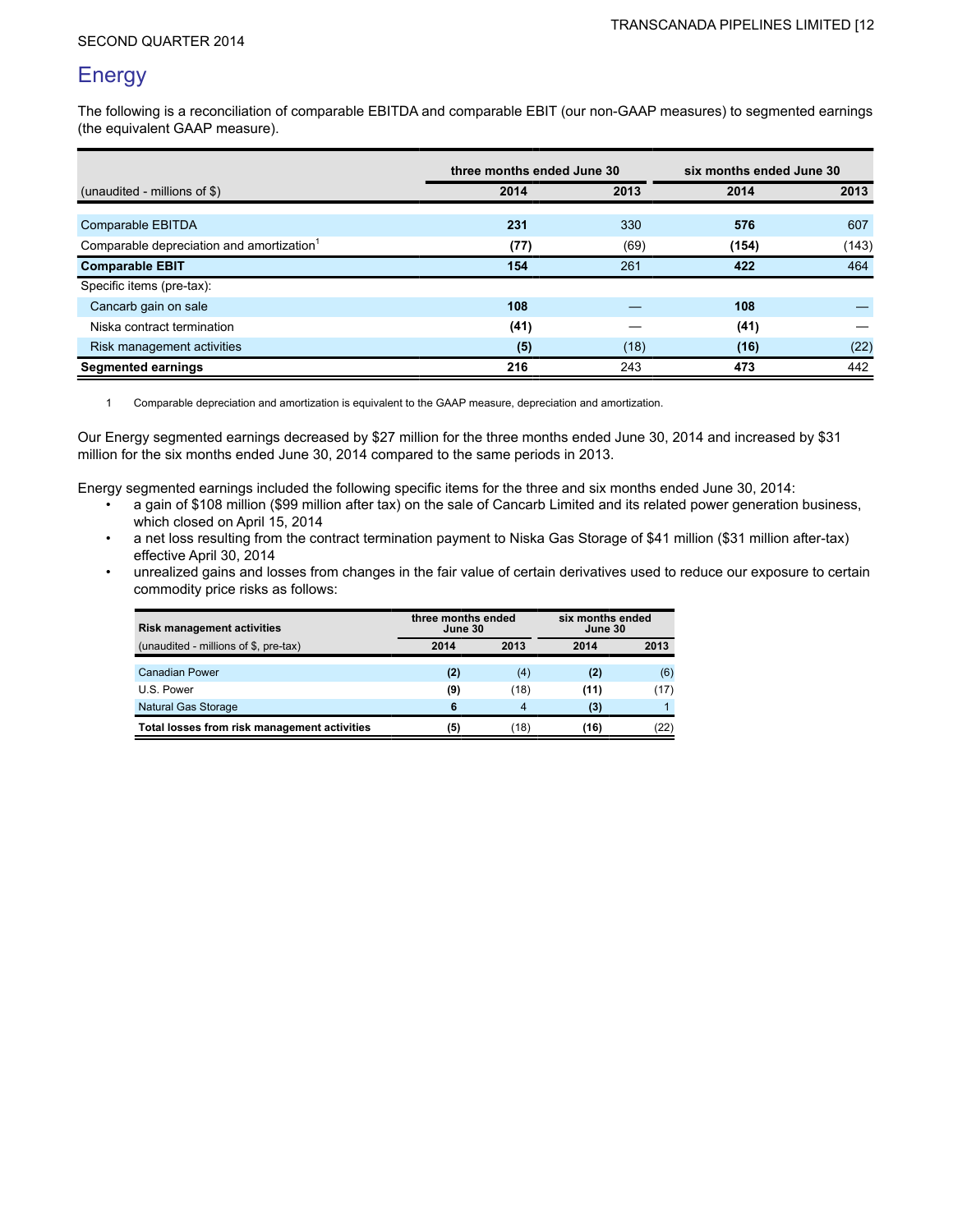## Energy

The following is a reconciliation of comparable EBITDA and comparable EBIT (our non-GAAP measures) to segmented earnings (the equivalent GAAP measure).

| | three months ended June 30 | | six months ended June 30 | |
|---|---|---|---|---|
| (unaudited - millions of $) | 2014 | 2013 | 2014 | 2013 |
| Comparable EBITDA | **231** | 330 | **576** | 607 |
| Comparable depreciation and amortization[1] | **(77)** | (69) | **(154)** | (143) |
| **Comparable EBIT** | **154** | 261 | **422** | 464 |
| Specific items (pre-tax): | | | | |
| Cancarb gain on sale | **108** | — | **108** | — |
| Niska contract termination | **(41)** | — | **(41)** | — |
| Risk management activities | **(5)** | (18) | **(16)** | (22) |
| **Segmented earnings** | **216** | 243 | **473** | 442 |

1 Comparable depreciation and amortization is equivalent to the GAAP measure, depreciation and amortization.

Our Energy segmented earnings decreased by $27 million for the three months ended June 30, 2014 and increased by $31 million for the six months ended June 30, 2014 compared to the same periods in 2013.

Energy segmented earnings included the following specific items for the three and six months ended June 30, 2014:

- a gain of $108 million ($99 million after tax) on the sale of Cancarb Limited and its related power generation business, which closed on April 15, 2014
- a net loss resulting from the contract termination payment to Niska Gas Storage of $41 million ($31 million after-tax) effective April 30, 2014
- unrealized gains and losses from changes in the fair value of certain derivatives used to reduce our exposure to certain commodity price risks as follows:

| **Risk management activities** | three months ended June 30 | | six months ended June 30 | |
|---|---|---|---|---|
| (unaudited - millions of $, pre-tax) | 2014 | 2013 | 2014 | 2013 |
| Canadian Power | **(2)** | (4) | **(2)** | (6) |
| U.S. Power | **(9)** | (18) | **(11)** | (17) |
| Natural Gas Storage | **6** | 4 | **(3)** | 1 |
| **Total losses from risk management activities** | **(5)** | (18) | **(16)** | (22) |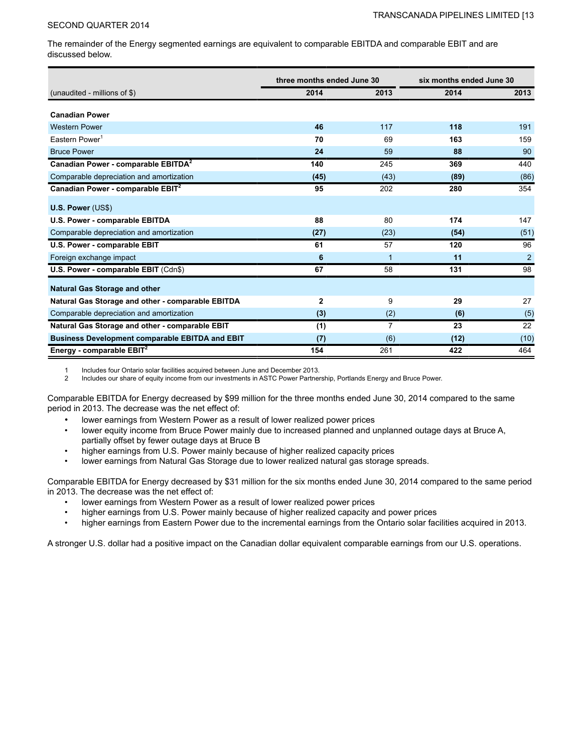The remainder of the Energy segmented earnings are equivalent to comparable EBITDA and comparable EBIT and are discussed below.

| (unaudited - millions of $) | three months ended June 30 | | six months ended June 30 | |
|---|---|---|---|---|
| | **2014** | **2013** | **2014** | **2013** |
| **Canadian Power** | | | | |
| Western Power | **46** | 117 | **118** | 191 |
| Eastern Power[1] | **70** | 69 | **163** | 159 |
| Bruce Power | **24** | 59 | **88** | 90 |
| **Canadian Power - comparable EBITDA[2]** | **140** | 245 | **369** | 440 |
| Comparable depreciation and amortization | **(45)** | (43) | **(89)** | (86) |
| **Canadian Power - comparable EBIT[2]** | **95** | 202 | **280** | 354 |
| **U.S. Power** (US$) | | | | |
| **U.S. Power - comparable EBITDA** | **88** | 80 | **174** | 147 |
| Comparable depreciation and amortization | **(27)** | (23) | **(54)** | (51) |
| **U.S. Power - comparable EBIT** | **61** | 57 | **120** | 96 |
| Foreign exchange impact | **6** | 1 | **11** | 2 |
| **U.S. Power - comparable EBIT** (Cdn$) | **67** | 58 | **131** | 98 |
| **Natural Gas Storage and other** | | | | |
| **Natural Gas Storage and other - comparable EBITDA** | **2** | 9 | **29** | 27 |
| Comparable depreciation and amortization | **(3)** | (2) | **(6)** | (5) |
| **Natural Gas Storage and other - comparable EBIT** | **(1)** | 7 | **23** | 22 |
| **Business Development comparable EBITDA and EBIT** | **(7)** | (6) | **(12)** | (10) |
| **Energy - comparable EBIT[2]** | **154** | 261 | **422** | 464 |

1 Includes four Ontario solar facilities acquired between June and December 2013.
2 Includes our share of equity income from our investments in ASTC Power Partnership, Portlands Energy and Bruce Power.

Comparable EBITDA for Energy decreased by $99 million for the three months ended June 30, 2014 compared to the same period in 2013. The decrease was the net effect of:

- lower earnings from Western Power as a result of lower realized power prices
- lower equity income from Bruce Power mainly due to increased planned and unplanned outage days at Bruce A, partially offset by fewer outage days at Bruce B
- higher earnings from U.S. Power mainly because of higher realized capacity prices
- lower earnings from Natural Gas Storage due to lower realized natural gas storage spreads.

Comparable EBITDA for Energy decreased by $31 million for the six months ended June 30, 2014 compared to the same period in 2013. The decrease was the net effect of:

- lower earnings from Western Power as a result of lower realized power prices
- higher earnings from U.S. Power mainly because of higher realized capacity and power prices
- higher earnings from Eastern Power due to the incremental earnings from the Ontario solar facilities acquired in 2013.

A stronger U.S. dollar had a positive impact on the Canadian dollar equivalent comparable earnings from our U.S. operations.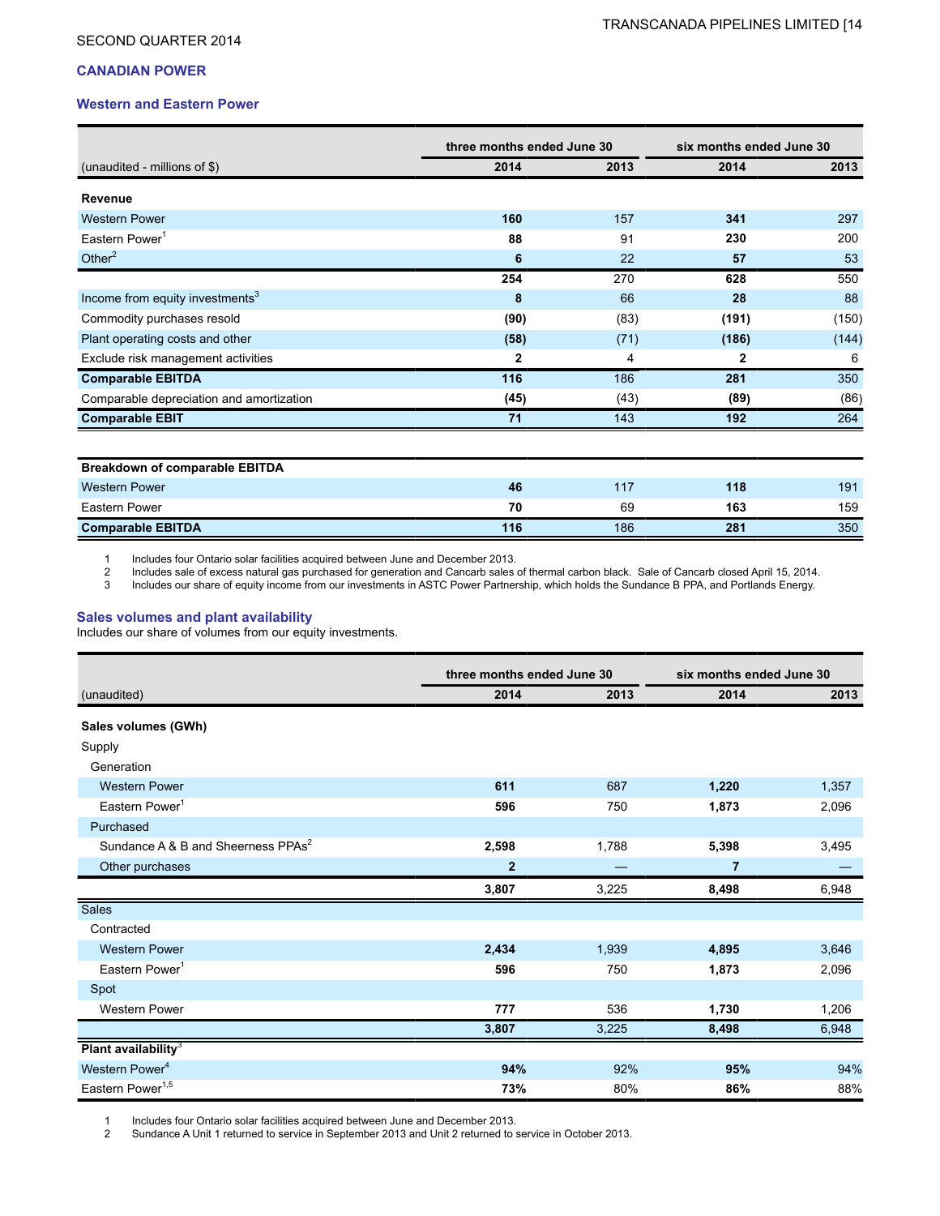SECOND QUARTER 2014

## CANADIAN POWER

### Western and Eastern Power

| (unaudited - millions of $) | three months ended June 30 | | six months ended June 30 | |
|---|---|---|---|---|
| | **2014** | **2013** | **2014** | **2013** |
| **Revenue** | | | | |
| Western Power | **160** | 157 | **341** | 297 |
| Eastern Power[1] | **88** | 91 | **230** | 200 |
| Other[2] | **6** | 22 | **57** | 53 |
| | **254** | 270 | **628** | 550 |
| Income from equity investments[3] | **8** | 66 | **28** | 88 |
| Commodity purchases resold | **(90)** | (83) | **(191)** | (150) |
| Plant operating costs and other | **(58)** | (71) | **(186)** | (144) |
| Exclude risk management activities | **2** | 4 | **2** | 6 |
| **Comparable EBITDA** | **116** | 186 | **281** | 350 |
| Comparable depreciation and amortization | **(45)** | (43) | **(89)** | (86) |
| **Comparable EBIT** | **71** | 143 | **192** | 264 |

| **Breakdown of comparable EBITDA** | | | | |
|---|---|---|---|---|
| Western Power | **46** | 117 | **118** | 191 |
| Eastern Power | **70** | 69 | **163** | 159 |
| **Comparable EBITDA** | **116** | 186 | **281** | 350 |

1 Includes four Ontario solar facilities acquired between June and December 2013.
2 Includes sale of excess natural gas purchased for generation and Cancarb sales of thermal carbon black. Sale of Cancarb closed April 15, 2014.
3 Includes our share of equity income from our investments in ASTC Power Partnership, which holds the Sundance B PPA, and Portlands Energy.

### Sales volumes and plant availability

Includes our share of volumes from our equity investments.

| (unaudited) | three months ended June 30 | | six months ended June 30 | |
|---|---|---|---|---|
| | **2014** | **2013** | **2014** | **2013** |
| **Sales volumes (GWh)** | | | | |
| Supply | | | | |
| Generation | | | | |
| Western Power | **611** | 687 | **1,220** | 1,357 |
| Eastern Power[1] | **596** | 750 | **1,873** | 2,096 |
| Purchased | | | | |
| Sundance A & B and Sheerness PPAs[2] | **2,598** | 1,788 | **5,398** | 3,495 |
| Other purchases | **2** | — | **7** | — |
| | **3,807** | 3,225 | **8,498** | 6,948 |
| Sales | | | | |
| Contracted | | | | |
| Western Power | **2,434** | 1,939 | **4,895** | 3,646 |
| Eastern Power[1] | **596** | 750 | **1,873** | 2,096 |
| Spot | | | | |
| Western Power | **777** | 536 | **1,730** | 1,206 |
| | **3,807** | 3,225 | **8,498** | 6,948 |
| **Plant availability**[3] | | | | |
| Western Power[4] | **94%** | 92% | **95%** | 94% |
| Eastern Power[1,5] | **73%** | 80% | **86%** | 88% |

1 Includes four Ontario solar facilities acquired between June and December 2013.
2 Sundance A Unit 1 returned to service in September 2013 and Unit 2 returned to service in October 2013.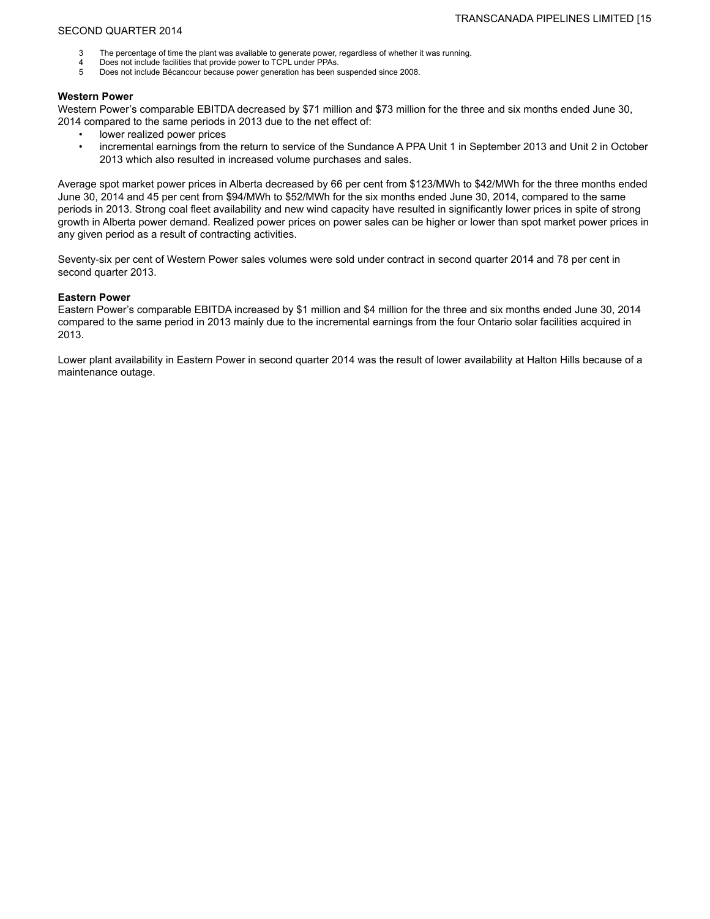3 The percentage of time the plant was available to generate power, regardless of whether it was running.
4 Does not include facilities that provide power to TCPL under PPAs.
5 Does not include Bécancour because power generation has been suspended since 2008.

**Western Power**

Western Power's comparable EBITDA decreased by $71 million and $73 million for the three and six months ended June 30, 2014 compared to the same periods in 2013 due to the net effect of:

- lower realized power prices
- incremental earnings from the return to service of the Sundance A PPA Unit 1 in September 2013 and Unit 2 in October 2013 which also resulted in increased volume purchases and sales.

Average spot market power prices in Alberta decreased by 66 per cent from $123/MWh to $42/MWh for the three months ended June 30, 2014 and 45 per cent from $94/MWh to $52/MWh for the six months ended June 30, 2014, compared to the same periods in 2013. Strong coal fleet availability and new wind capacity have resulted in significantly lower prices in spite of strong growth in Alberta power demand. Realized power prices on power sales can be higher or lower than spot market power prices in any given period as a result of contracting activities.

Seventy-six per cent of Western Power sales volumes were sold under contract in second quarter 2014 and 78 per cent in second quarter 2013.

**Eastern Power**

Eastern Power's comparable EBITDA increased by $1 million and $4 million for the three and six months ended June 30, 2014 compared to the same period in 2013 mainly due to the incremental earnings from the four Ontario solar facilities acquired in 2013.

Lower plant availability in Eastern Power in second quarter 2014 was the result of lower availability at Halton Hills because of a maintenance outage.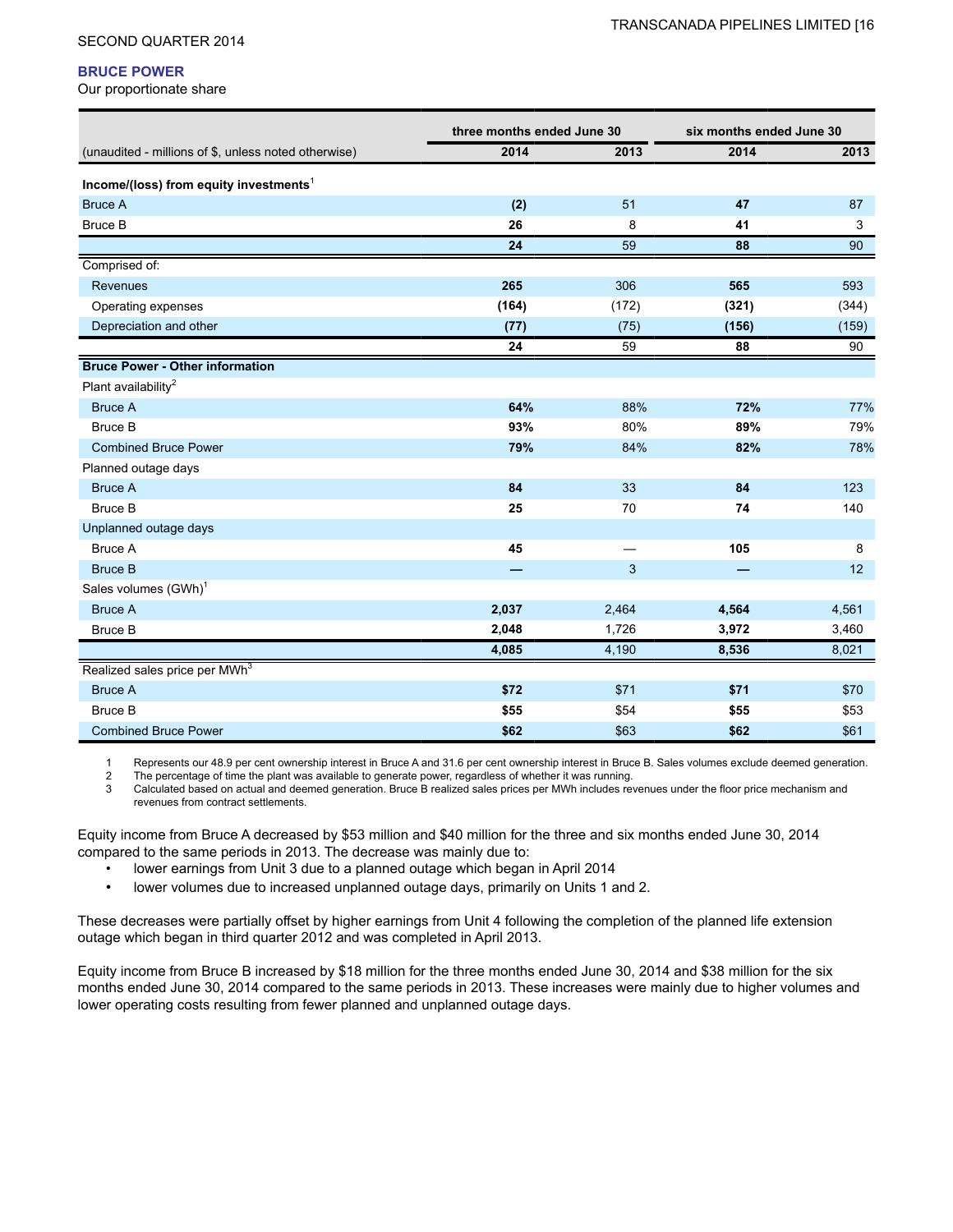SECOND QUARTER 2014

## BRUCE POWER

Our proportionate share

| (unaudited - millions of $, unless noted otherwise) | three months ended June 30 | | six months ended June 30 | |
|---|---|---|---|---|
| | **2014** | 2013 | **2014** | 2013 |
| **Income/(loss) from equity investments**[1] | | | | |
| Bruce A | **(2)** | 51 | **47** | 87 |
| Bruce B | **26** | 8 | **41** | 3 |
| | **24** | 59 | **88** | 90 |
| Comprised of: | | | | |
| Revenues | **265** | 306 | **565** | 593 |
| Operating expenses | **(164)** | (172) | **(321)** | (344) |
| Depreciation and other | **(77)** | (75) | **(156)** | (159) |
| | **24** | 59 | **88** | 90 |
| **Bruce Power - Other information** | | | | |
| Plant availability[2] | | | | |
| Bruce A | **64%** | 88% | **72%** | 77% |
| Bruce B | **93%** | 80% | **89%** | 79% |
| Combined Bruce Power | **79%** | 84% | **82%** | 78% |
| Planned outage days | | | | |
| Bruce A | **84** | 33 | **84** | 123 |
| Bruce B | **25** | 70 | **74** | 140 |
| Unplanned outage days | | | | |
| Bruce A | **45** | — | **105** | 8 |
| Bruce B | **—** | 3 | **—** | 12 |
| Sales volumes (GWh)[1] | | | | |
| Bruce A | **2,037** | 2,464 | **4,564** | 4,561 |
| Bruce B | **2,048** | 1,726 | **3,972** | 3,460 |
| | **4,085** | 4,190 | **8,536** | 8,021 |
| Realized sales price per MWh[3] | | | | |
| Bruce A | **$72** | $71 | **$71** | $70 |
| Bruce B | **$55** | $54 | **$55** | $53 |
| Combined Bruce Power | **$62** | $63 | **$62** | $61 |

1 Represents our 48.9 per cent ownership interest in Bruce A and 31.6 per cent ownership interest in Bruce B. Sales volumes exclude deemed generation.
2 The percentage of time the plant was available to generate power, regardless of whether it was running.
3 Calculated based on actual and deemed generation. Bruce B realized sales prices per MWh includes revenues under the floor price mechanism and revenues from contract settlements.

Equity income from Bruce A decreased by $53 million and $40 million for the three and six months ended June 30, 2014 compared to the same periods in 2013. The decrease was mainly due to:

- lower earnings from Unit 3 due to a planned outage which began in April 2014
- lower volumes due to increased unplanned outage days, primarily on Units 1 and 2.

These decreases were partially offset by higher earnings from Unit 4 following the completion of the planned life extension outage which began in third quarter 2012 and was completed in April 2013.

Equity income from Bruce B increased by $18 million for the three months ended June 30, 2014 and $38 million for the six months ended June 30, 2014 compared to the same periods in 2013. These increases were mainly due to higher volumes and lower operating costs resulting from fewer planned and unplanned outage days.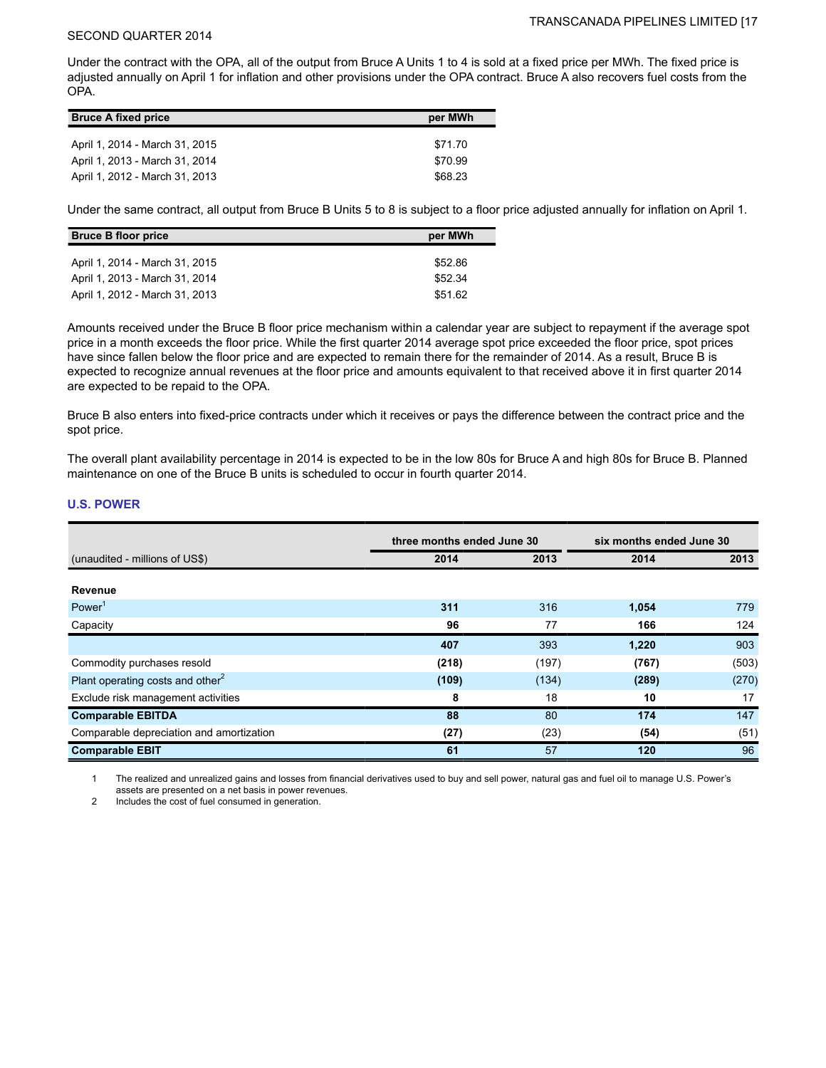Under the contract with the OPA, all of the output from Bruce A Units 1 to 4 is sold at a fixed price per MWh. The fixed price is adjusted annually on April 1 for inflation and other provisions under the OPA contract. Bruce A also recovers fuel costs from the OPA.

| Bruce A fixed price | per MWh |
|---|---|
| April 1, 2014 - March 31, 2015 | $71.70 |
| April 1, 2013 - March 31, 2014 | $70.99 |
| April 1, 2012 - March 31, 2013 | $68.23 |

Under the same contract, all output from Bruce B Units 5 to 8 is subject to a floor price adjusted annually for inflation on April 1.

| Bruce B floor price | per MWh |
|---|---|
| April 1, 2014 - March 31, 2015 | $52.86 |
| April 1, 2013 - March 31, 2014 | $52.34 |
| April 1, 2012 - March 31, 2013 | $51.62 |

Amounts received under the Bruce B floor price mechanism within a calendar year are subject to repayment if the average spot price in a month exceeds the floor price. While the first quarter 2014 average spot price exceeded the floor price, spot prices have since fallen below the floor price and are expected to remain there for the remainder of 2014. As a result, Bruce B is expected to recognize annual revenues at the floor price and amounts equivalent to that received above it in first quarter 2014 are expected to be repaid to the OPA.

Bruce B also enters into fixed-price contracts under which it receives or pays the difference between the contract price and the spot price.

The overall plant availability percentage in 2014 is expected to be in the low 80s for Bruce A and high 80s for Bruce B. Planned maintenance on one of the Bruce B units is scheduled to occur in fourth quarter 2014.

## U.S. POWER

| | three months ended June 30 | | six months ended June 30 | |
|---|---|---|---|---|
| (unaudited - millions of US$) | **2014** | 2013 | **2014** | 2013 |
| **Revenue** | | | | |
| Power[1] | **311** | 316 | **1,054** | 779 |
| Capacity | **96** | 77 | **166** | 124 |
| | **407** | 393 | **1,220** | 903 |
| Commodity purchases resold | **(218)** | (197) | **(767)** | (503) |
| Plant operating costs and other[2] | **(109)** | (134) | **(289)** | (270) |
| Exclude risk management activities | **8** | 18 | **10** | 17 |
| **Comparable EBITDA** | **88** | 80 | **174** | 147 |
| Comparable depreciation and amortization | **(27)** | (23) | **(54)** | (51) |
| **Comparable EBIT** | **61** | 57 | **120** | 96 |

1 The realized and unrealized gains and losses from financial derivatives used to buy and sell power, natural gas and fuel oil to manage U.S. Power's assets are presented on a net basis in power revenues.

2 Includes the cost of fuel consumed in generation.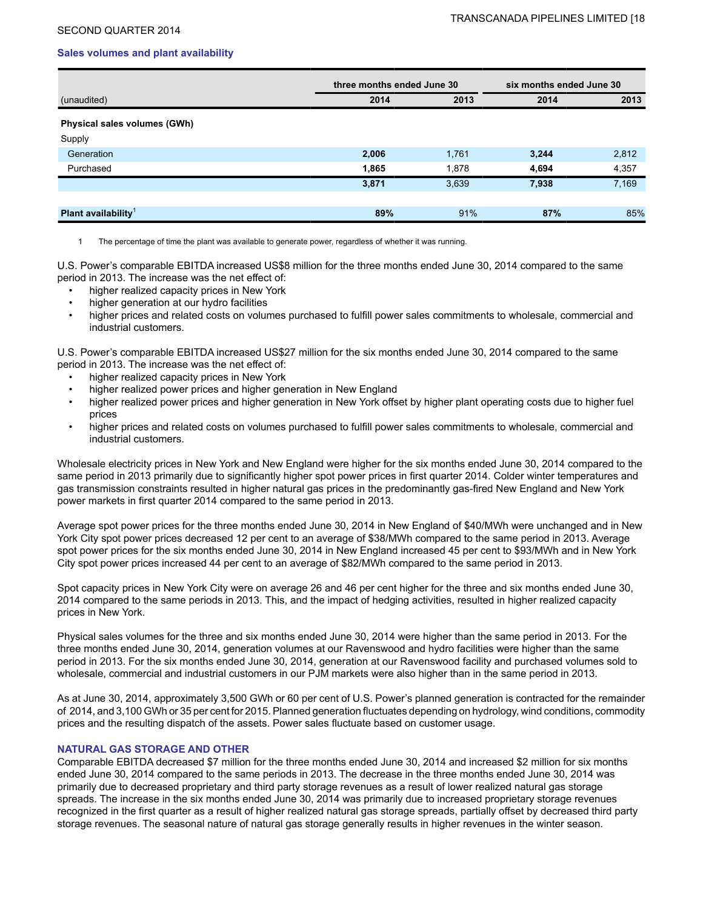### Sales volumes and plant availability

| (unaudited) | three months ended June 30 | | six months ended June 30 | |
|---|---|---|---|---|
| | **2014** | **2013** | **2014** | **2013** |
| **Physical sales volumes (GWh)** | | | | |
| Supply | | | | |
| Generation | **2,006** | 1,761 | **3,244** | 2,812 |
| Purchased | **1,865** | 1,878 | **4,694** | 4,357 |
| | **3,871** | 3,639 | **7,938** | 7,169 |
| **Plant availability**[1] | **89%** | 91% | **87%** | 85% |

1 The percentage of time the plant was available to generate power, regardless of whether it was running.

U.S. Power's comparable EBITDA increased US$8 million for the three months ended June 30, 2014 compared to the same period in 2013. The increase was the net effect of:

- higher realized capacity prices in New York
- higher generation at our hydro facilities
- higher prices and related costs on volumes purchased to fulfill power sales commitments to wholesale, commercial and industrial customers.

U.S. Power's comparable EBITDA increased US$27 million for the six months ended June 30, 2014 compared to the same period in 2013. The increase was the net effect of:

- higher realized capacity prices in New York
- higher realized power prices and higher generation in New England
- higher realized power prices and higher generation in New York offset by higher plant operating costs due to higher fuel prices
- higher prices and related costs on volumes purchased to fulfill power sales commitments to wholesale, commercial and industrial customers.

Wholesale electricity prices in New York and New England were higher for the six months ended June 30, 2014 compared to the same period in 2013 primarily due to significantly higher spot power prices in first quarter 2014. Colder winter temperatures and gas transmission constraints resulted in higher natural gas prices in the predominantly gas-fired New England and New York power markets in first quarter 2014 compared to the same period in 2013.

Average spot power prices for the three months ended June 30, 2014 in New England of $40/MWh were unchanged and in New York City spot power prices decreased 12 per cent to an average of $38/MWh compared to the same period in 2013. Average spot power prices for the six months ended June 30, 2014 in New England increased 45 per cent to $93/MWh and in New York City spot power prices increased 44 per cent to an average of $82/MWh compared to the same period in 2013.

Spot capacity prices in New York City were on average 26 and 46 per cent higher for the three and six months ended June 30, 2014 compared to the same periods in 2013. This, and the impact of hedging activities, resulted in higher realized capacity prices in New York.

Physical sales volumes for the three and six months ended June 30, 2014 were higher than the same period in 2013. For the three months ended June 30, 2014, generation volumes at our Ravenswood and hydro facilities were higher than the same period in 2013. For the six months ended June 30, 2014, generation at our Ravenswood facility and purchased volumes sold to wholesale, commercial and industrial customers in our PJM markets were also higher than in the same period in 2013.

As at June 30, 2014, approximately 3,500 GWh or 60 per cent of U.S. Power's planned generation is contracted for the remainder of 2014, and 3,100 GWh or 35 per cent for 2015. Planned generation fluctuates depending on hydrology, wind conditions, commodity prices and the resulting dispatch of the assets. Power sales fluctuate based on customer usage.

### NATURAL GAS STORAGE AND OTHER

Comparable EBITDA decreased $7 million for the three months ended June 30, 2014 and increased $2 million for six months ended June 30, 2014 compared to the same periods in 2013. The decrease in the three months ended June 30, 2014 was primarily due to decreased proprietary and third party storage revenues as a result of lower realized natural gas storage spreads. The increase in the six months ended June 30, 2014 was primarily due to increased proprietary storage revenues recognized in the first quarter as a result of higher realized natural gas storage spreads, partially offset by decreased third party storage revenues. The seasonal nature of natural gas storage generally results in higher revenues in the winter season.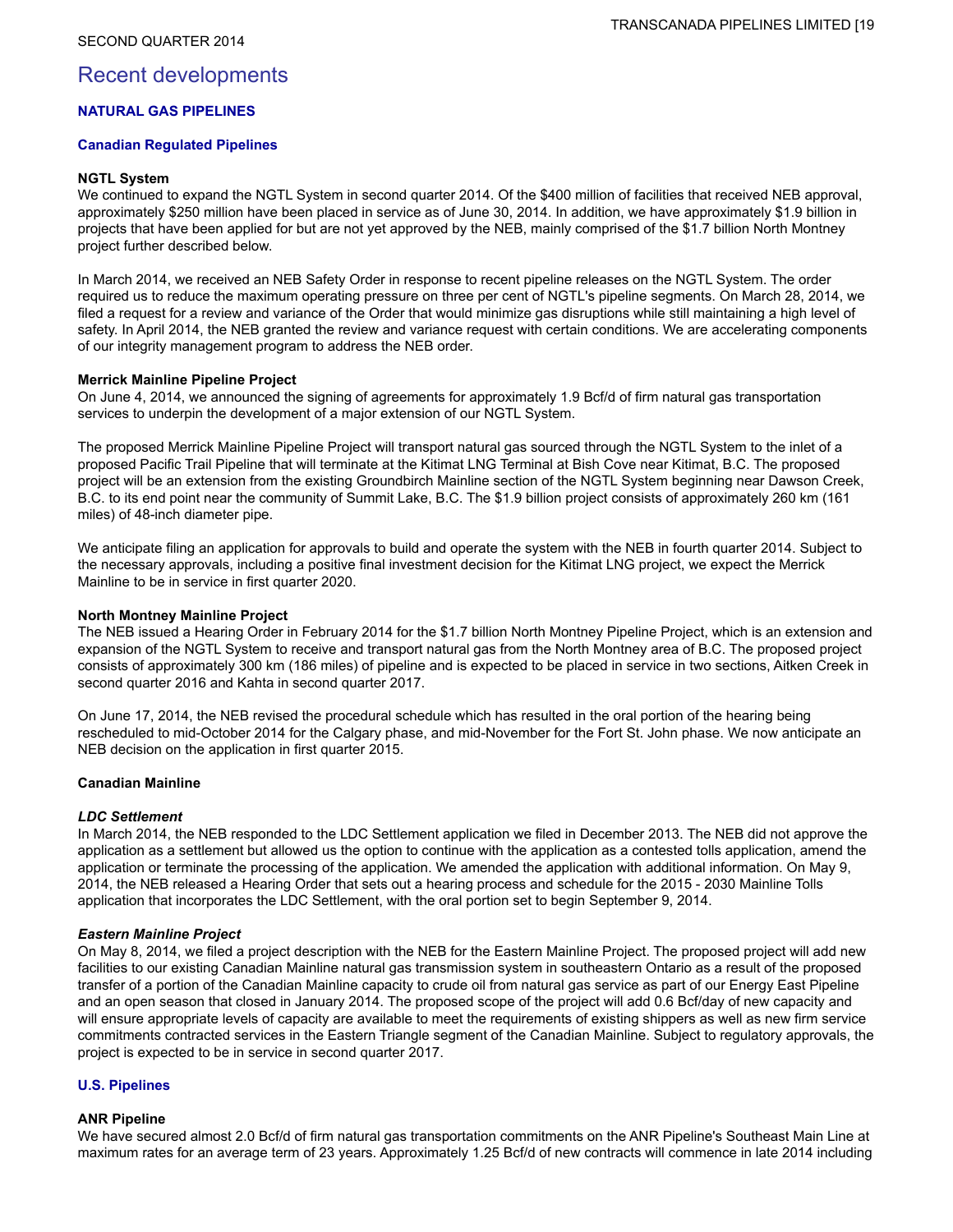# Recent developments

## NATURAL GAS PIPELINES

### Canadian Regulated Pipelines

**NGTL System**
We continued to expand the NGTL System in second quarter 2014. Of the $400 million of facilities that received NEB approval, approximately $250 million have been placed in service as of June 30, 2014. In addition, we have approximately $1.9 billion in projects that have been applied for but are not yet approved by the NEB, mainly comprised of the $1.7 billion North Montney project further described below.

In March 2014, we received an NEB Safety Order in response to recent pipeline releases on the NGTL System. The order required us to reduce the maximum operating pressure on three per cent of NGTL's pipeline segments. On March 28, 2014, we filed a request for a review and variance of the Order that would minimize gas disruptions while still maintaining a high level of safety. In April 2014, the NEB granted the review and variance request with certain conditions. We are accelerating components of our integrity management program to address the NEB order.

**Merrick Mainline Pipeline Project**
On June 4, 2014, we announced the signing of agreements for approximately 1.9 Bcf/d of firm natural gas transportation services to underpin the development of a major extension of our NGTL System.

The proposed Merrick Mainline Pipeline Project will transport natural gas sourced through the NGTL System to the inlet of a proposed Pacific Trail Pipeline that will terminate at the Kitimat LNG Terminal at Bish Cove near Kitimat, B.C. The proposed project will be an extension from the existing Groundbirch Mainline section of the NGTL System beginning near Dawson Creek, B.C. to its end point near the community of Summit Lake, B.C. The $1.9 billion project consists of approximately 260 km (161 miles) of 48-inch diameter pipe.

We anticipate filing an application for approvals to build and operate the system with the NEB in fourth quarter 2014. Subject to the necessary approvals, including a positive final investment decision for the Kitimat LNG project, we expect the Merrick Mainline to be in service in first quarter 2020.

**North Montney Mainline Project**
The NEB issued a Hearing Order in February 2014 for the $1.7 billion North Montney Pipeline Project, which is an extension and expansion of the NGTL System to receive and transport natural gas from the North Montney area of B.C. The proposed project consists of approximately 300 km (186 miles) of pipeline and is expected to be placed in service in two sections, Aitken Creek in second quarter 2016 and Kahta in second quarter 2017.

On June 17, 2014, the NEB revised the procedural schedule which has resulted in the oral portion of the hearing being rescheduled to mid-October 2014 for the Calgary phase, and mid-November for the Fort St. John phase. We now anticipate an NEB decision on the application in first quarter 2015.

**Canadian Mainline**

***LDC Settlement***
In March 2014, the NEB responded to the LDC Settlement application we filed in December 2013. The NEB did not approve the application as a settlement but allowed us the option to continue with the application as a contested tolls application, amend the application or terminate the processing of the application. We amended the application with additional information. On May 9, 2014, the NEB released a Hearing Order that sets out a hearing process and schedule for the 2015 - 2030 Mainline Tolls application that incorporates the LDC Settlement, with the oral portion set to begin September 9, 2014.

***Eastern Mainline Project***
On May 8, 2014, we filed a project description with the NEB for the Eastern Mainline Project. The proposed project will add new facilities to our existing Canadian Mainline natural gas transmission system in southeastern Ontario as a result of the proposed transfer of a portion of the Canadian Mainline capacity to crude oil from natural gas service as part of our Energy East Pipeline and an open season that closed in January 2014. The proposed scope of the project will add 0.6 Bcf/day of new capacity and will ensure appropriate levels of capacity are available to meet the requirements of existing shippers as well as new firm service commitments contracted services in the Eastern Triangle segment of the Canadian Mainline. Subject to regulatory approvals, the project is expected to be in service in second quarter 2017.

### U.S. Pipelines

**ANR Pipeline**
We have secured almost 2.0 Bcf/d of firm natural gas transportation commitments on the ANR Pipeline's Southeast Main Line at maximum rates for an average term of 23 years. Approximately 1.25 Bcf/d of new contracts will commence in late 2014 including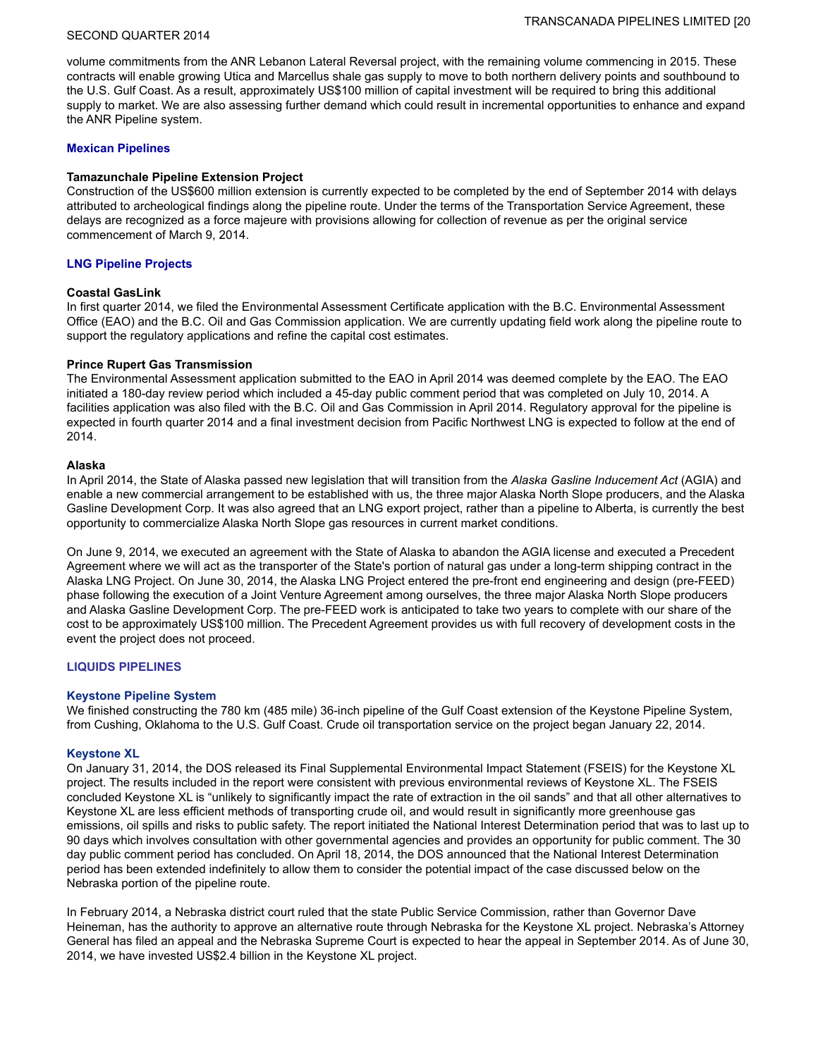volume commitments from the ANR Lebanon Lateral Reversal project, with the remaining volume commencing in 2015. These contracts will enable growing Utica and Marcellus shale gas supply to move to both northern delivery points and southbound to the U.S. Gulf Coast. As a result, approximately US$100 million of capital investment will be required to bring this additional supply to market. We are also assessing further demand which could result in incremental opportunities to enhance and expand the ANR Pipeline system.

### Mexican Pipelines

**Tamazunchale Pipeline Extension Project**
Construction of the US$600 million extension is currently expected to be completed by the end of September 2014 with delays attributed to archeological findings along the pipeline route. Under the terms of the Transportation Service Agreement, these delays are recognized as a force majeure with provisions allowing for collection of revenue as per the original service commencement of March 9, 2014.

### LNG Pipeline Projects

**Coastal GasLink**
In first quarter 2014, we filed the Environmental Assessment Certificate application with the B.C. Environmental Assessment Office (EAO) and the B.C. Oil and Gas Commission application. We are currently updating field work along the pipeline route to support the regulatory applications and refine the capital cost estimates.

**Prince Rupert Gas Transmission**
The Environmental Assessment application submitted to the EAO in April 2014 was deemed complete by the EAO. The EAO initiated a 180-day review period which included a 45-day public comment period that was completed on July 10, 2014. A facilities application was also filed with the B.C. Oil and Gas Commission in April 2014. Regulatory approval for the pipeline is expected in fourth quarter 2014 and a final investment decision from Pacific Northwest LNG is expected to follow at the end of 2014.

**Alaska**
In April 2014, the State of Alaska passed new legislation that will transition from the *Alaska Gasline Inducement Act* (AGIA) and enable a new commercial arrangement to be established with us, the three major Alaska North Slope producers, and the Alaska Gasline Development Corp. It was also agreed that an LNG export project, rather than a pipeline to Alberta, is currently the best opportunity to commercialize Alaska North Slope gas resources in current market conditions.

On June 9, 2014, we executed an agreement with the State of Alaska to abandon the AGIA license and executed a Precedent Agreement where we will act as the transporter of the State's portion of natural gas under a long-term shipping contract in the Alaska LNG Project. On June 30, 2014, the Alaska LNG Project entered the pre-front end engineering and design (pre-FEED) phase following the execution of a Joint Venture Agreement among ourselves, the three major Alaska North Slope producers and Alaska Gasline Development Corp. The pre-FEED work is anticipated to take two years to complete with our share of the cost to be approximately US$100 million. The Precedent Agreement provides us with full recovery of development costs in the event the project does not proceed.

## LIQUIDS PIPELINES

### Keystone Pipeline System

We finished constructing the 780 km (485 mile) 36-inch pipeline of the Gulf Coast extension of the Keystone Pipeline System, from Cushing, Oklahoma to the U.S. Gulf Coast. Crude oil transportation service on the project began January 22, 2014.

### Keystone XL

On January 31, 2014, the DOS released its Final Supplemental Environmental Impact Statement (FSEIS) for the Keystone XL project. The results included in the report were consistent with previous environmental reviews of Keystone XL. The FSEIS concluded Keystone XL is "unlikely to significantly impact the rate of extraction in the oil sands" and that all other alternatives to Keystone XL are less efficient methods of transporting crude oil, and would result in significantly more greenhouse gas emissions, oil spills and risks to public safety. The report initiated the National Interest Determination period that was to last up to 90 days which involves consultation with other governmental agencies and provides an opportunity for public comment. The 30 day public comment period has concluded. On April 18, 2014, the DOS announced that the National Interest Determination period has been extended indefinitely to allow them to consider the potential impact of the case discussed below on the Nebraska portion of the pipeline route.

In February 2014, a Nebraska district court ruled that the state Public Service Commission, rather than Governor Dave Heineman, has the authority to approve an alternative route through Nebraska for the Keystone XL project. Nebraska's Attorney General has filed an appeal and the Nebraska Supreme Court is expected to hear the appeal in September 2014. As of June 30, 2014, we have invested US$2.4 billion in the Keystone XL project.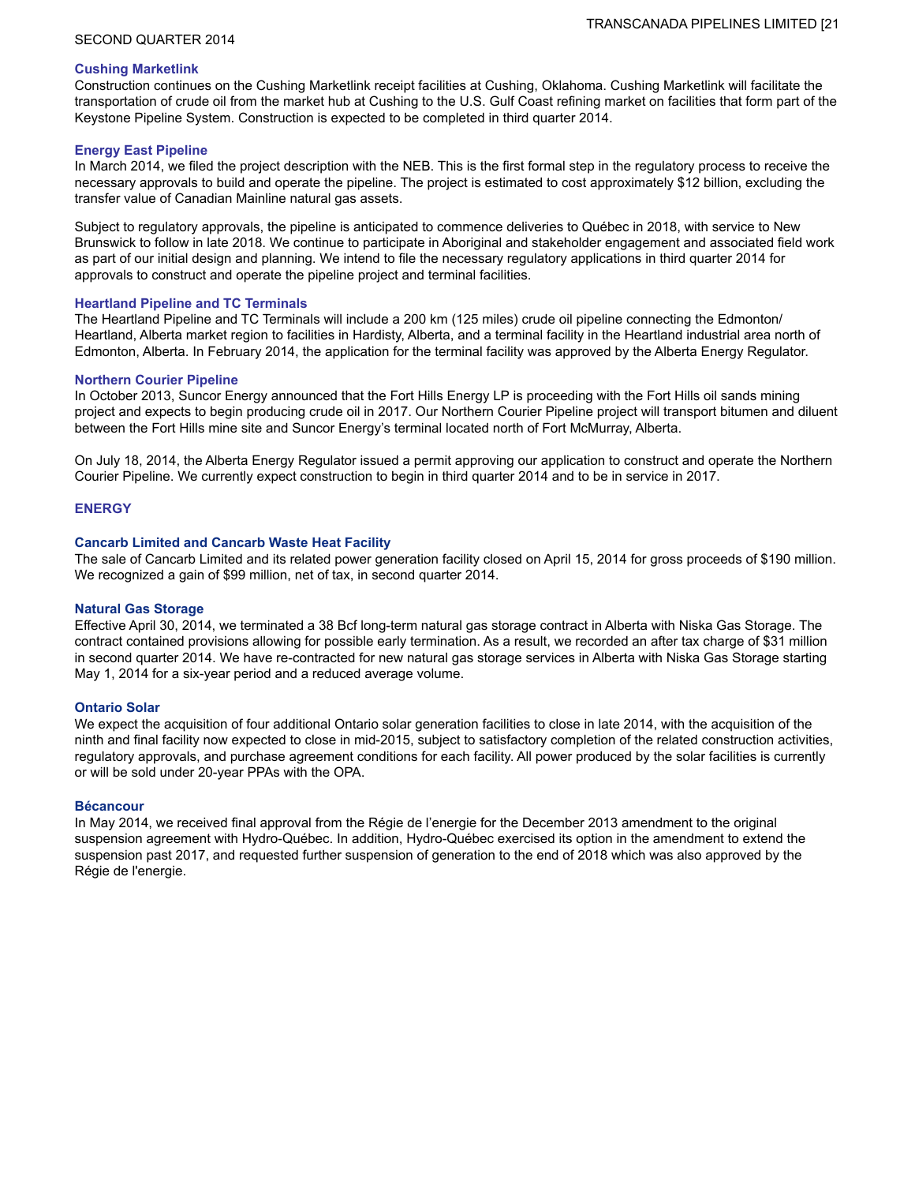### Cushing Marketlink

Construction continues on the Cushing Marketlink receipt facilities at Cushing, Oklahoma. Cushing Marketlink will facilitate the transportation of crude oil from the market hub at Cushing to the U.S. Gulf Coast refining market on facilities that form part of the Keystone Pipeline System. Construction is expected to be completed in third quarter 2014.

### Energy East Pipeline

In March 2014, we filed the project description with the NEB. This is the first formal step in the regulatory process to receive the necessary approvals to build and operate the pipeline. The project is estimated to cost approximately $12 billion, excluding the transfer value of Canadian Mainline natural gas assets.

Subject to regulatory approvals, the pipeline is anticipated to commence deliveries to Québec in 2018, with service to New Brunswick to follow in late 2018. We continue to participate in Aboriginal and stakeholder engagement and associated field work as part of our initial design and planning. We intend to file the necessary regulatory applications in third quarter 2014 for approvals to construct and operate the pipeline project and terminal facilities.

### Heartland Pipeline and TC Terminals

The Heartland Pipeline and TC Terminals will include a 200 km (125 miles) crude oil pipeline connecting the Edmonton/ Heartland, Alberta market region to facilities in Hardisty, Alberta, and a terminal facility in the Heartland industrial area north of Edmonton, Alberta. In February 2014, the application for the terminal facility was approved by the Alberta Energy Regulator.

### Northern Courier Pipeline

In October 2013, Suncor Energy announced that the Fort Hills Energy LP is proceeding with the Fort Hills oil sands mining project and expects to begin producing crude oil in 2017. Our Northern Courier Pipeline project will transport bitumen and diluent between the Fort Hills mine site and Suncor Energy's terminal located north of Fort McMurray, Alberta.

On July 18, 2014, the Alberta Energy Regulator issued a permit approving our application to construct and operate the Northern Courier Pipeline. We currently expect construction to begin in third quarter 2014 and to be in service in 2017.

## ENERGY

### Cancarb Limited and Cancarb Waste Heat Facility

The sale of Cancarb Limited and its related power generation facility closed on April 15, 2014 for gross proceeds of $190 million. We recognized a gain of $99 million, net of tax, in second quarter 2014.

### Natural Gas Storage

Effective April 30, 2014, we terminated a 38 Bcf long-term natural gas storage contract in Alberta with Niska Gas Storage. The contract contained provisions allowing for possible early termination. As a result, we recorded an after tax charge of $31 million in second quarter 2014. We have re-contracted for new natural gas storage services in Alberta with Niska Gas Storage starting May 1, 2014 for a six-year period and a reduced average volume.

### Ontario Solar

We expect the acquisition of four additional Ontario solar generation facilities to close in late 2014, with the acquisition of the ninth and final facility now expected to close in mid-2015, subject to satisfactory completion of the related construction activities, regulatory approvals, and purchase agreement conditions for each facility. All power produced by the solar facilities is currently or will be sold under 20-year PPAs with the OPA.

### Bécancour

In May 2014, we received final approval from the Régie de l'energie for the December 2013 amendment to the original suspension agreement with Hydro-Québec. In addition, Hydro-Québec exercised its option in the amendment to extend the suspension past 2017, and requested further suspension of generation to the end of 2018 which was also approved by the Régie de l'energie.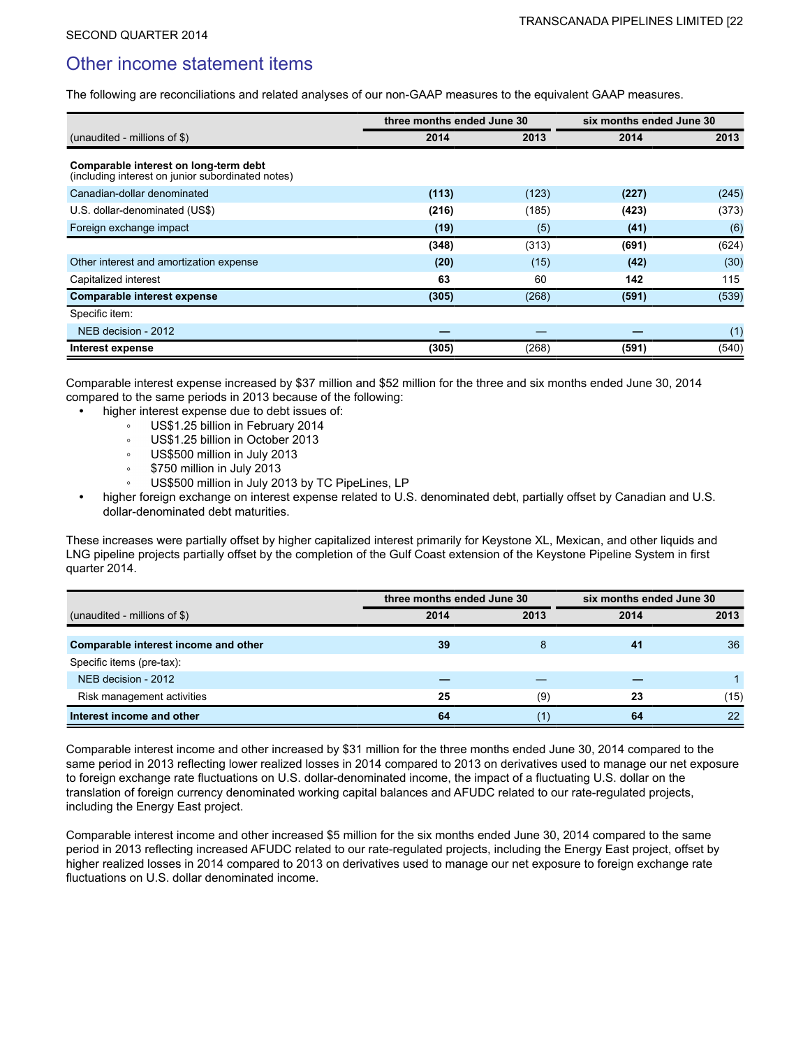## Other income statement items

The following are reconciliations and related analyses of our non-GAAP measures to the equivalent GAAP measures.

| | three months ended June 30 | | six months ended June 30 | |
|---|---|---|---|---|
| (unaudited - millions of $) | **2014** | 2013 | **2014** | 2013 |
| **Comparable interest on long-term debt** (including interest on junior subordinated notes) | | | | |
| Canadian-dollar denominated | **(113)** | (123) | **(227)** | (245) |
| U.S. dollar-denominated (US$) | **(216)** | (185) | **(423)** | (373) |
| Foreign exchange impact | **(19)** | (5) | **(41)** | (6) |
| | **(348)** | (313) | **(691)** | (624) |
| Other interest and amortization expense | **(20)** | (15) | **(42)** | (30) |
| Capitalized interest | **63** | 60 | **142** | 115 |
| **Comparable interest expense** | **(305)** | (268) | **(591)** | (539) |
| Specific item: | | | | |
| NEB decision - 2012 | **—** | — | **—** | (1) |
| **Interest expense** | **(305)** | (268) | **(591)** | (540) |

Comparable interest expense increased by $37 million and $52 million for the three and six months ended June 30, 2014 compared to the same periods in 2013 because of the following:

- higher interest expense due to debt issues of:
  - US$1.25 billion in February 2014
  - US$1.25 billion in October 2013
  - US$500 million in July 2013
  - $750 million in July 2013
  - US$500 million in July 2013 by TC PipeLines, LP
- higher foreign exchange on interest expense related to U.S. denominated debt, partially offset by Canadian and U.S. dollar-denominated debt maturities.

These increases were partially offset by higher capitalized interest primarily for Keystone XL, Mexican, and other liquids and LNG pipeline projects partially offset by the completion of the Gulf Coast extension of the Keystone Pipeline System in first quarter 2014.

| | three months ended June 30 | | six months ended June 30 | |
|---|---|---|---|---|
| (unaudited - millions of $) | **2014** | 2013 | **2014** | 2013 |
| **Comparable interest income and other** | **39** | 8 | **41** | 36 |
| Specific items (pre-tax): | | | | |
| NEB decision - 2012 | **—** | — | **—** | 1 |
| Risk management activities | **25** | (9) | **23** | (15) |
| **Interest income and other** | **64** | (1) | **64** | 22 |

Comparable interest income and other increased by $31 million for the three months ended June 30, 2014 compared to the same period in 2013 reflecting lower realized losses in 2014 compared to 2013 on derivatives used to manage our net exposure to foreign exchange rate fluctuations on U.S. dollar-denominated income, the impact of a fluctuating U.S. dollar on the translation of foreign currency denominated working capital balances and AFUDC related to our rate-regulated projects, including the Energy East project.

Comparable interest income and other increased $5 million for the six months ended June 30, 2014 compared to the same period in 2013 reflecting increased AFUDC related to our rate-regulated projects, including the Energy East project, offset by higher realized losses in 2014 compared to 2013 on derivatives used to manage our net exposure to foreign exchange rate fluctuations on U.S. dollar denominated income.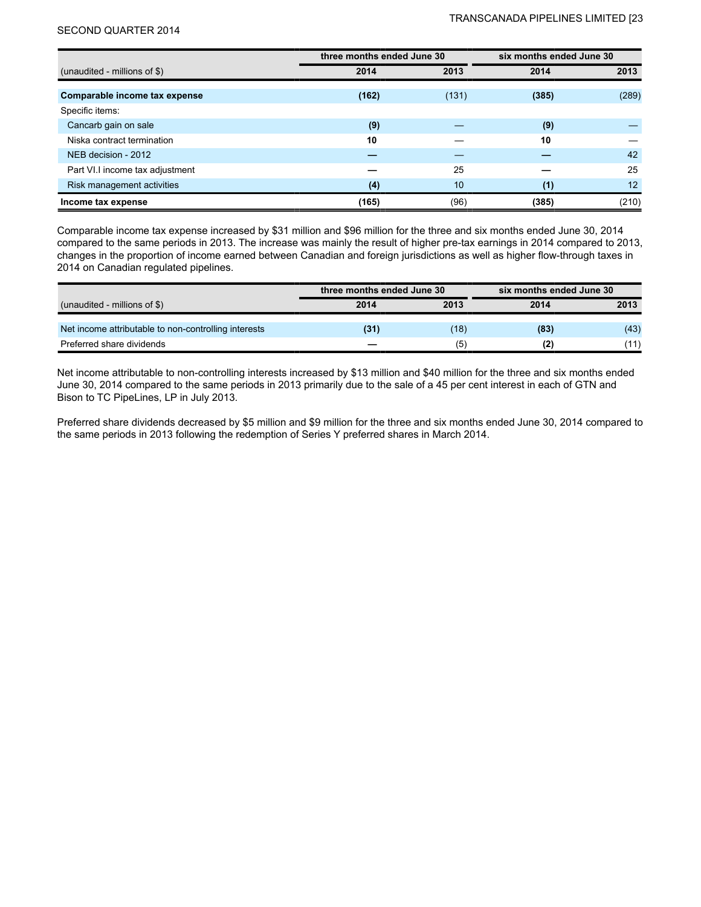| (unaudited - millions of $) | three months ended June 30 | | six months ended June 30 | |
|---|---|---|---|---|
| | **2014** | **2013** | **2014** | **2013** |
| **Comparable income tax expense** | **(162)** | (131) | **(385)** | (289) |
| Specific items: | | | | |
| Cancarb gain on sale | **(9)** | — | **(9)** | — |
| Niska contract termination | **10** | — | **10** | — |
| NEB decision - 2012 | **—** | — | **—** | 42 |
| Part VI.I income tax adjustment | **—** | 25 | **—** | 25 |
| Risk management activities | **(4)** | 10 | **(1)** | 12 |
| **Income tax expense** | **(165)** | (96) | **(385)** | (210) |

Comparable income tax expense increased by $31 million and $96 million for the three and six months ended June 30, 2014 compared to the same periods in 2013. The increase was mainly the result of higher pre-tax earnings in 2014 compared to 2013, changes in the proportion of income earned between Canadian and foreign jurisdictions as well as higher flow-through taxes in 2014 on Canadian regulated pipelines.

| (unaudited - millions of $) | three months ended June 30 | | six months ended June 30 | |
|---|---|---|---|---|
| | **2014** | **2013** | **2014** | **2013** |
| Net income attributable to non-controlling interests | **(31)** | (18) | **(83)** | (43) |
| Preferred share dividends | **—** | (5) | **(2)** | (11) |

Net income attributable to non-controlling interests increased by $13 million and $40 million for the three and six months ended June 30, 2014 compared to the same periods in 2013 primarily due to the sale of a 45 per cent interest in each of GTN and Bison to TC PipeLines, LP in July 2013.

Preferred share dividends decreased by $5 million and $9 million for the three and six months ended June 30, 2014 compared to the same periods in 2013 following the redemption of Series Y preferred shares in March 2014.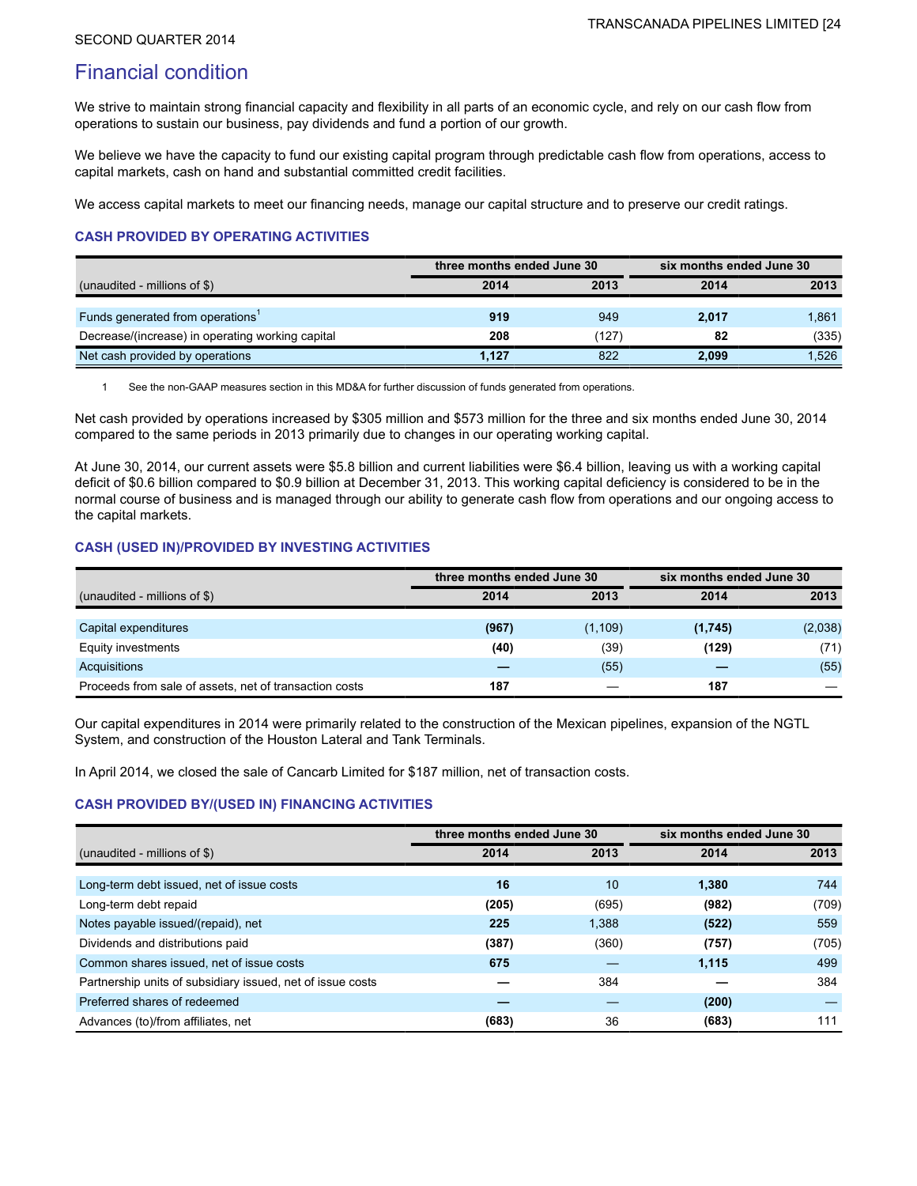# Financial condition

We strive to maintain strong financial capacity and flexibility in all parts of an economic cycle, and rely on our cash flow from operations to sustain our business, pay dividends and fund a portion of our growth.

We believe we have the capacity to fund our existing capital program through predictable cash flow from operations, access to capital markets, cash on hand and substantial committed credit facilities.

We access capital markets to meet our financing needs, manage our capital structure and to preserve our credit ratings.

### CASH PROVIDED BY OPERATING ACTIVITIES

| | three months ended June 30 | | six months ended June 30 | |
|---|---|---|---|---|
| (unaudited - millions of $) | **2014** | 2013 | **2014** | 2013 |
| Funds generated from operations[1] | **919** | 949 | **2,017** | 1,861 |
| Decrease/(increase) in operating working capital | **208** | (127) | **82** | (335) |
| Net cash provided by operations | **1,127** | 822 | **2,099** | 1,526 |

1 See the non-GAAP measures section in this MD&A for further discussion of funds generated from operations.

Net cash provided by operations increased by $305 million and $573 million for the three and six months ended June 30, 2014 compared to the same periods in 2013 primarily due to changes in our operating working capital.

At June 30, 2014, our current assets were $5.8 billion and current liabilities were $6.4 billion, leaving us with a working capital deficit of $0.6 billion compared to $0.9 billion at December 31, 2013. This working capital deficiency is considered to be in the normal course of business and is managed through our ability to generate cash flow from operations and our ongoing access to the capital markets.

### CASH (USED IN)/PROVIDED BY INVESTING ACTIVITIES

| | three months ended June 30 | | six months ended June 30 | |
|---|---|---|---|---|
| (unaudited - millions of $) | **2014** | 2013 | **2014** | 2013 |
| Capital expenditures | **(967)** | (1,109) | **(1,745)** | (2,038) |
| Equity investments | **(40)** | (39) | **(129)** | (71) |
| Acquisitions | **—** | (55) | **—** | (55) |
| Proceeds from sale of assets, net of transaction costs | **187** | — | **187** | — |

Our capital expenditures in 2014 were primarily related to the construction of the Mexican pipelines, expansion of the NGTL System, and construction of the Houston Lateral and Tank Terminals.

In April 2014, we closed the sale of Cancarb Limited for $187 million, net of transaction costs.

### CASH PROVIDED BY/(USED IN) FINANCING ACTIVITIES

| | three months ended June 30 | | six months ended June 30 | |
|---|---|---|---|---|
| (unaudited - millions of $) | **2014** | 2013 | **2014** | 2013 |
| Long-term debt issued, net of issue costs | **16** | 10 | **1,380** | 744 |
| Long-term debt repaid | **(205)** | (695) | **(982)** | (709) |
| Notes payable issued/(repaid), net | **225** | 1,388 | **(522)** | 559 |
| Dividends and distributions paid | **(387)** | (360) | **(757)** | (705) |
| Common shares issued, net of issue costs | **675** | — | **1,115** | 499 |
| Partnership units of subsidiary issued, net of issue costs | **—** | 384 | **—** | 384 |
| Preferred shares of redeemed | **—** | — | **(200)** | — |
| Advances (to)/from affiliates, net | **(683)** | 36 | **(683)** | 111 |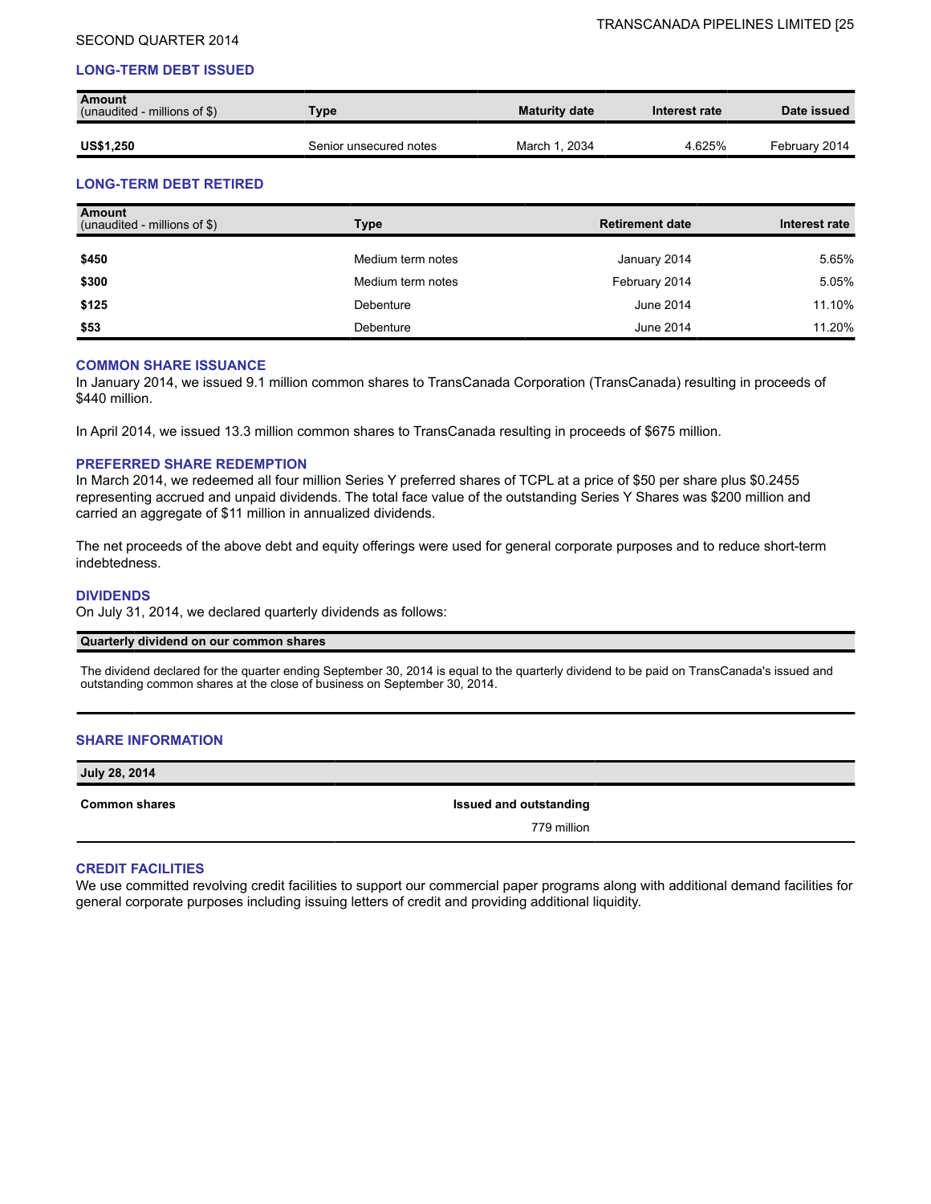## LONG-TERM DEBT ISSUED

| Amount (unaudited - millions of $) | Type | Maturity date | Interest rate | Date issued |
|---|---|---|---|---|
| **US$1,250** | Senior unsecured notes | March 1, 2034 | 4.625% | February 2014 |

## LONG-TERM DEBT RETIRED

| Amount (unaudited - millions of $) | Type | Retirement date | Interest rate |
|---|---|---|---|
| **$450** | Medium term notes | January 2014 | 5.65% |
| **$300** | Medium term notes | February 2014 | 5.05% |
| **$125** | Debenture | June 2014 | 11.10% |
| **$53** | Debenture | June 2014 | 11.20% |

## COMMON SHARE ISSUANCE

In January 2014, we issued 9.1 million common shares to TransCanada Corporation (TransCanada) resulting in proceeds of $440 million.

In April 2014, we issued 13.3 million common shares to TransCanada resulting in proceeds of $675 million.

## PREFERRED SHARE REDEMPTION

In March 2014, we redeemed all four million Series Y preferred shares of TCPL at a price of $50 per share plus $0.2455 representing accrued and unpaid dividends. The total face value of the outstanding Series Y Shares was $200 million and carried an aggregate of $11 million in annualized dividends.

The net proceeds of the above debt and equity offerings were used for general corporate purposes and to reduce short-term indebtedness.

## DIVIDENDS

On July 31, 2014, we declared quarterly dividends as follows:

| Quarterly dividend on our common shares |
|---|
| The dividend declared for the quarter ending September 30, 2014 is equal to the quarterly dividend to be paid on TransCanada's issued and outstanding common shares at the close of business on September 30, 2014. |

## SHARE INFORMATION

| July 28, 2014 | |
|---|---|
| **Common shares** | **Issued and outstanding** |
| | 779 million |

## CREDIT FACILITIES

We use committed revolving credit facilities to support our commercial paper programs along with additional demand facilities for general corporate purposes including issuing letters of credit and providing additional liquidity.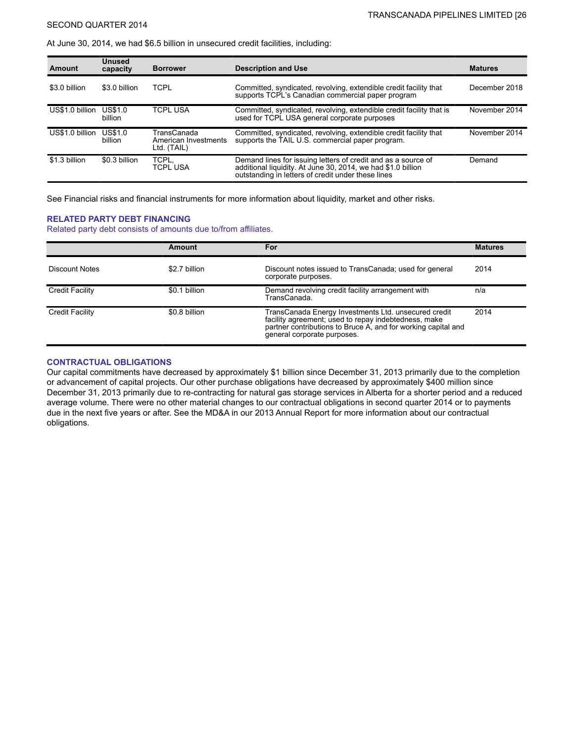At June 30, 2014, we had $6.5 billion in unsecured credit facilities, including:

| Amount | Unused capacity | Borrower | Description and Use | Matures |
|---|---|---|---|---|
| $3.0 billion | $3.0 billion | TCPL | Committed, syndicated, revolving, extendible credit facility that supports TCPL's Canadian commercial paper program | December 2018 |
| US$1.0 billion | US$1.0 billion | TCPL USA | Committed, syndicated, revolving, extendible credit facility that is used for TCPL USA general corporate purposes | November 2014 |
| US$1.0 billion | US$1.0 billion | TransCanada American Investments Ltd. (TAIL) | Committed, syndicated, revolving, extendible credit facility that supports the TAIL U.S. commercial paper program. | November 2014 |
| $1.3 billion | $0.3 billion | TCPL, TCPL USA | Demand lines for issuing letters of credit and as a source of additional liquidity. At June 30, 2014, we had $1.0 billion outstanding in letters of credit under these lines | Demand |

See Financial risks and financial instruments for more information about liquidity, market and other risks.

### RELATED PARTY DEBT FINANCING

Related party debt consists of amounts due to/from affiliates.

| | Amount | For | Matures |
|---|---|---|---|
| Discount Notes | $2.7 billion | Discount notes issued to TransCanada; used for general corporate purposes. | 2014 |
| Credit Facility | $0.1 billion | Demand revolving credit facility arrangement with TransCanada. | n/a |
| Credit Facility | $0.8 billion | TransCanada Energy Investments Ltd. unsecured credit facility agreement; used to repay indebtedness, make partner contributions to Bruce A, and for working capital and general corporate purposes. | 2014 |

### CONTRACTUAL OBLIGATIONS

Our capital commitments have decreased by approximately $1 billion since December 31, 2013 primarily due to the completion or advancement of capital projects. Our other purchase obligations have decreased by approximately $400 million since December 31, 2013 primarily due to re-contracting for natural gas storage services in Alberta for a shorter period and a reduced average volume. There were no other material changes to our contractual obligations in second quarter 2014 or to payments due in the next five years or after. See the MD&A in our 2013 Annual Report for more information about our contractual obligations.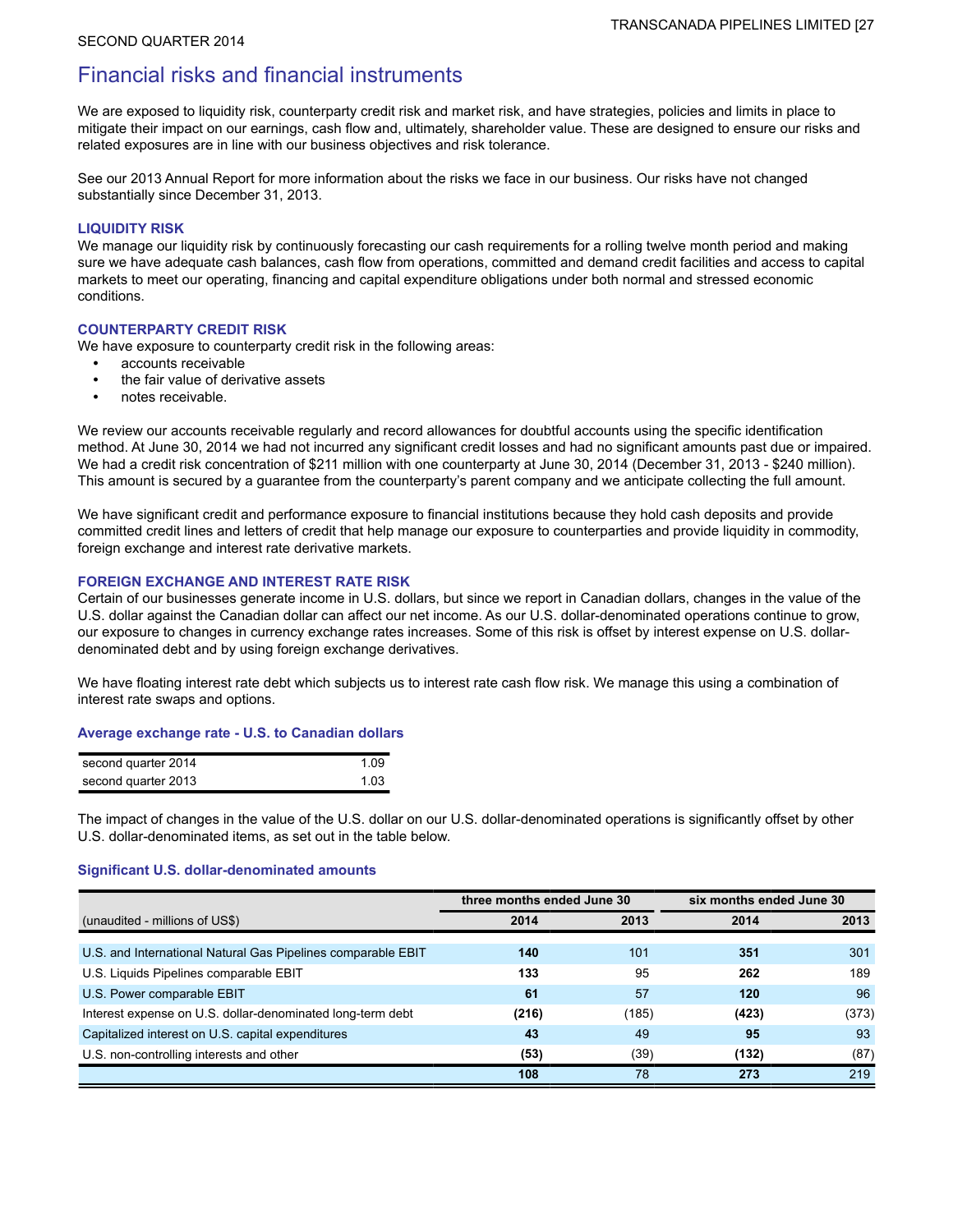# Financial risks and financial instruments

We are exposed to liquidity risk, counterparty credit risk and market risk, and have strategies, policies and limits in place to mitigate their impact on our earnings, cash flow and, ultimately, shareholder value. These are designed to ensure our risks and related exposures are in line with our business objectives and risk tolerance.

See our 2013 Annual Report for more information about the risks we face in our business. Our risks have not changed substantially since December 31, 2013.

### LIQUIDITY RISK

We manage our liquidity risk by continuously forecasting our cash requirements for a rolling twelve month period and making sure we have adequate cash balances, cash flow from operations, committed and demand credit facilities and access to capital markets to meet our operating, financing and capital expenditure obligations under both normal and stressed economic conditions.

### COUNTERPARTY CREDIT RISK

We have exposure to counterparty credit risk in the following areas:

- accounts receivable
- the fair value of derivative assets
- notes receivable.

We review our accounts receivable regularly and record allowances for doubtful accounts using the specific identification method. At June 30, 2014 we had not incurred any significant credit losses and had no significant amounts past due or impaired. We had a credit risk concentration of $211 million with one counterparty at June 30, 2014 (December 31, 2013 - $240 million). This amount is secured by a guarantee from the counterparty's parent company and we anticipate collecting the full amount.

We have significant credit and performance exposure to financial institutions because they hold cash deposits and provide committed credit lines and letters of credit that help manage our exposure to counterparties and provide liquidity in commodity, foreign exchange and interest rate derivative markets.

### FOREIGN EXCHANGE AND INTEREST RATE RISK

Certain of our businesses generate income in U.S. dollars, but since we report in Canadian dollars, changes in the value of the U.S. dollar against the Canadian dollar can affect our net income. As our U.S. dollar-denominated operations continue to grow, our exposure to changes in currency exchange rates increases. Some of this risk is offset by interest expense on U.S. dollar-denominated debt and by using foreign exchange derivatives.

We have floating interest rate debt which subjects us to interest rate cash flow risk. We manage this using a combination of interest rate swaps and options.

#### Average exchange rate - U.S. to Canadian dollars

| | |
|---|---|
| second quarter 2014 | 1.09 |
| second quarter 2013 | 1.03 |

The impact of changes in the value of the U.S. dollar on our U.S. dollar-denominated operations is significantly offset by other U.S. dollar-denominated items, as set out in the table below.

#### Significant U.S. dollar-denominated amounts

| | three months ended June 30 | | six months ended June 30 | |
|---|---|---|---|---|
| (unaudited - millions of US$) | **2014** | 2013 | **2014** | 2013 |
| U.S. and International Natural Gas Pipelines comparable EBIT | **140** | 101 | **351** | 301 |
| U.S. Liquids Pipelines comparable EBIT | **133** | 95 | **262** | 189 |
| U.S. Power comparable EBIT | **61** | 57 | **120** | 96 |
| Interest expense on U.S. dollar-denominated long-term debt | **(216)** | (185) | **(423)** | (373) |
| Capitalized interest on U.S. capital expenditures | **43** | 49 | **95** | 93 |
| U.S. non-controlling interests and other | **(53)** | (39) | **(132)** | (87) |
| | **108** | 78 | **273** | 219 |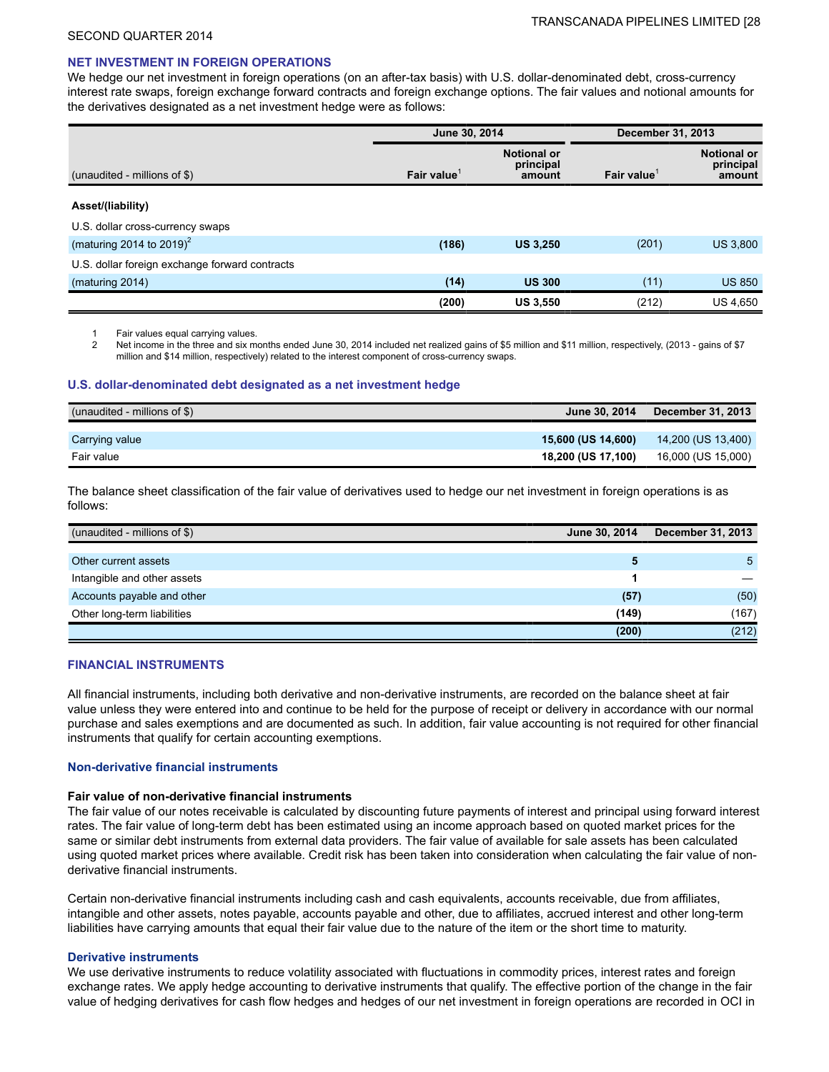SECOND QUARTER 2014

## NET INVESTMENT IN FOREIGN OPERATIONS

We hedge our net investment in foreign operations (on an after-tax basis) with U.S. dollar-denominated debt, cross-currency interest rate swaps, foreign exchange forward contracts and foreign exchange options. The fair values and notional amounts for the derivatives designated as a net investment hedge were as follows:

| (unaudited - millions of $) | June 30, 2014 | | December 31, 2013 | |
|---|---|---|---|---|
| | Fair value[1] | Notional or principal amount | Fair value[1] | Notional or principal amount |
| **Asset/(liability)** | | | | |
| U.S. dollar cross-currency swaps | | | | |
| (maturing 2014 to 2019)[2] | **(186)** | **US 3,250** | (201) | US 3,800 |
| U.S. dollar foreign exchange forward contracts | | | | |
| (maturing 2014) | **(14)** | **US 300** | (11) | US 850 |
| | **(200)** | **US 3,550** | (212) | US 4,650 |

1 Fair values equal carrying values.

2 Net income in the three and six months ended June 30, 2014 included net realized gains of $5 million and $11 million, respectively, (2013 - gains of $7 million and $14 million, respectively) related to the interest component of cross-currency swaps.

### U.S. dollar-denominated debt designated as a net investment hedge

| (unaudited - millions of $) | June 30, 2014 | December 31, 2013 |
|---|---|---|
| Carrying value | **15,600 (US 14,600)** | 14,200 (US 13,400) |
| Fair value | **18,200 (US 17,100)** | 16,000 (US 15,000) |

The balance sheet classification of the fair value of derivatives used to hedge our net investment in foreign operations is as follows:

| (unaudited - millions of $) | June 30, 2014 | December 31, 2013 |
|---|---|---|
| Other current assets | **5** | 5 |
| Intangible and other assets | **1** | — |
| Accounts payable and other | **(57)** | (50) |
| Other long-term liabilities | **(149)** | (167) |
| | **(200)** | (212) |

## FINANCIAL INSTRUMENTS

All financial instruments, including both derivative and non-derivative instruments, are recorded on the balance sheet at fair value unless they were entered into and continue to be held for the purpose of receipt or delivery in accordance with our normal purchase and sales exemptions and are documented as such. In addition, fair value accounting is not required for other financial instruments that qualify for certain accounting exemptions.

### Non-derivative financial instruments

**Fair value of non-derivative financial instruments**

The fair value of our notes receivable is calculated by discounting future payments of interest and principal using forward interest rates. The fair value of long-term debt has been estimated using an income approach based on quoted market prices for the same or similar debt instruments from external data providers. The fair value of available for sale assets has been calculated using quoted market prices where available. Credit risk has been taken into consideration when calculating the fair value of non-derivative financial instruments.

Certain non-derivative financial instruments including cash and cash equivalents, accounts receivable, due from affiliates, intangible and other assets, notes payable, accounts payable and other, due to affiliates, accrued interest and other long-term liabilities have carrying amounts that equal their fair value due to the nature of the item or the short time to maturity.

### Derivative instruments

We use derivative instruments to reduce volatility associated with fluctuations in commodity prices, interest rates and foreign exchange rates. We apply hedge accounting to derivative instruments that qualify. The effective portion of the change in the fair value of hedging derivatives for cash flow hedges and hedges of our net investment in foreign operations are recorded in OCI in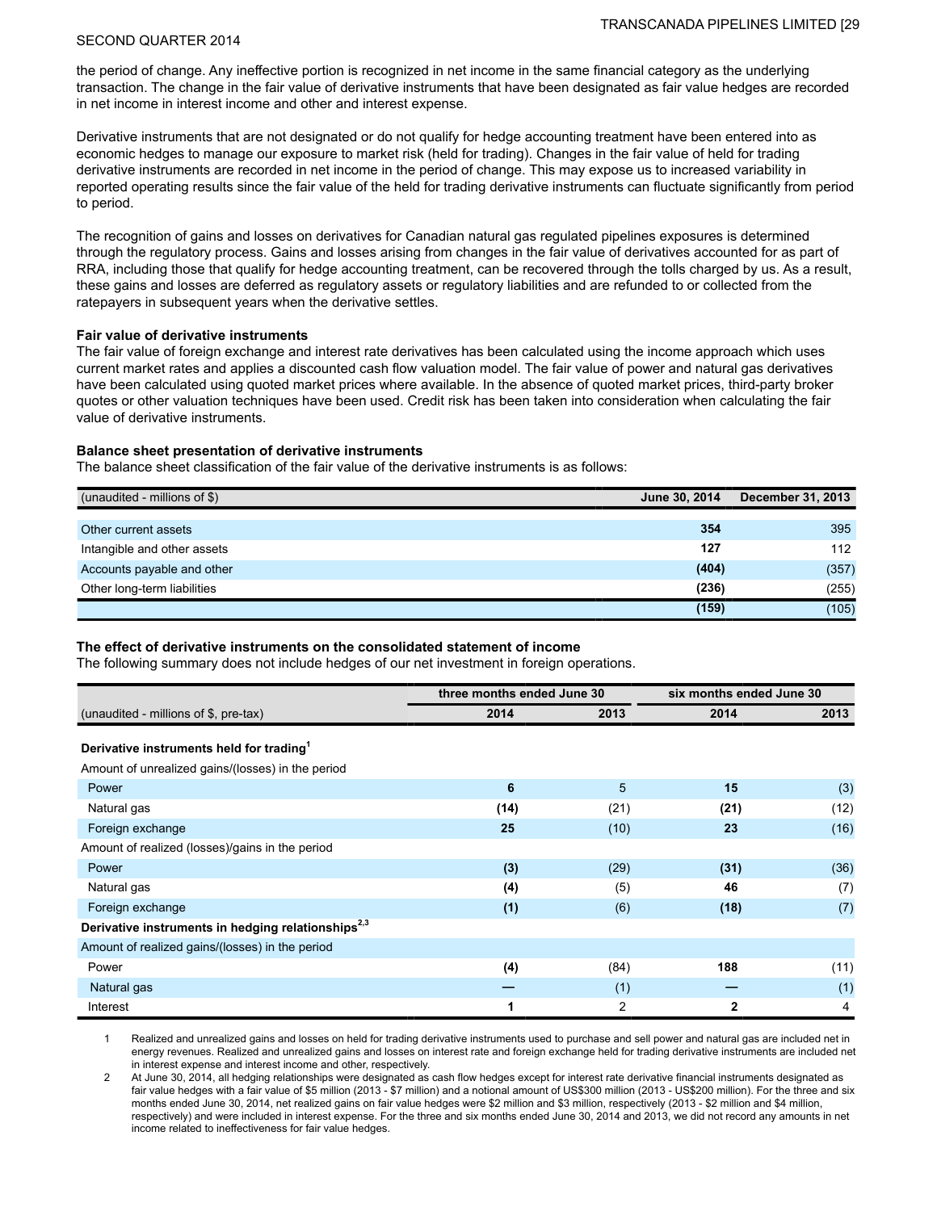the period of change. Any ineffective portion is recognized in net income in the same financial category as the underlying transaction. The change in the fair value of derivative instruments that have been designated as fair value hedges are recorded in net income in interest income and other and interest expense.

Derivative instruments that are not designated or do not qualify for hedge accounting treatment have been entered into as economic hedges to manage our exposure to market risk (held for trading). Changes in the fair value of held for trading derivative instruments are recorded in net income in the period of change. This may expose us to increased variability in reported operating results since the fair value of the held for trading derivative instruments can fluctuate significantly from period to period.

The recognition of gains and losses on derivatives for Canadian natural gas regulated pipelines exposures is determined through the regulatory process. Gains and losses arising from changes in the fair value of derivatives accounted for as part of RRA, including those that qualify for hedge accounting treatment, can be recovered through the tolls charged by us. As a result, these gains and losses are deferred as regulatory assets or regulatory liabilities and are refunded to or collected from the ratepayers in subsequent years when the derivative settles.

**Fair value of derivative instruments**

The fair value of foreign exchange and interest rate derivatives has been calculated using the income approach which uses current market rates and applies a discounted cash flow valuation model. The fair value of power and natural gas derivatives have been calculated using quoted market prices where available. In the absence of quoted market prices, third-party broker quotes or other valuation techniques have been used. Credit risk has been taken into consideration when calculating the fair value of derivative instruments.

**Balance sheet presentation of derivative instruments**

The balance sheet classification of the fair value of the derivative instruments is as follows:

| (unaudited - millions of $) | June 30, 2014 | December 31, 2013 |
|---|---|---|
| Other current assets | **354** | 395 |
| Intangible and other assets | **127** | 112 |
| Accounts payable and other | **(404)** | (357) |
| Other long-term liabilities | **(236)** | (255) |
| | **(159)** | (105) |

**The effect of derivative instruments on the consolidated statement of income**

The following summary does not include hedges of our net investment in foreign operations.

| | three months ended June 30 | | six months ended June 30 | |
|---|---|---|---|---|
| (unaudited - millions of $, pre-tax) | 2014 | 2013 | 2014 | 2013 |
| **Derivative instruments held for trading**[1] | | | | |
| Amount of unrealized gains/(losses) in the period | | | | |
| Power | **6** | 5 | **15** | (3) |
| Natural gas | **(14)** | (21) | **(21)** | (12) |
| Foreign exchange | **25** | (10) | **23** | (16) |
| Amount of realized (losses)/gains in the period | | | | |
| Power | **(3)** | (29) | **(31)** | (36) |
| Natural gas | **(4)** | (5) | **46** | (7) |
| Foreign exchange | **(1)** | (6) | **(18)** | (7) |
| **Derivative instruments in hedging relationships**[2,3] | | | | |
| Amount of realized gains/(losses) in the period | | | | |
| Power | **(4)** | (84) | **188** | (11) |
| Natural gas | **—** | (1) | **—** | (1) |
| Interest | **1** | 2 | **2** | 4 |

1 Realized and unrealized gains and losses on held for trading derivative instruments used to purchase and sell power and natural gas are included net in energy revenues. Realized and unrealized gains and losses on interest rate and foreign exchange held for trading derivative instruments are included net in interest expense and interest income and other, respectively.

2 At June 30, 2014, all hedging relationships were designated as cash flow hedges except for interest rate derivative financial instruments designated as fair value hedges with a fair value of $5 million (2013 - $7 million) and a notional amount of US$300 million (2013 - US$200 million). For the three and six months ended June 30, 2014, net realized gains on fair value hedges were $2 million and $3 million, respectively (2013 - $2 million and $4 million, respectively) and were included in interest expense. For the three and six months ended June 30, 2014 and 2013, we did not record any amounts in net income related to ineffectiveness for fair value hedges.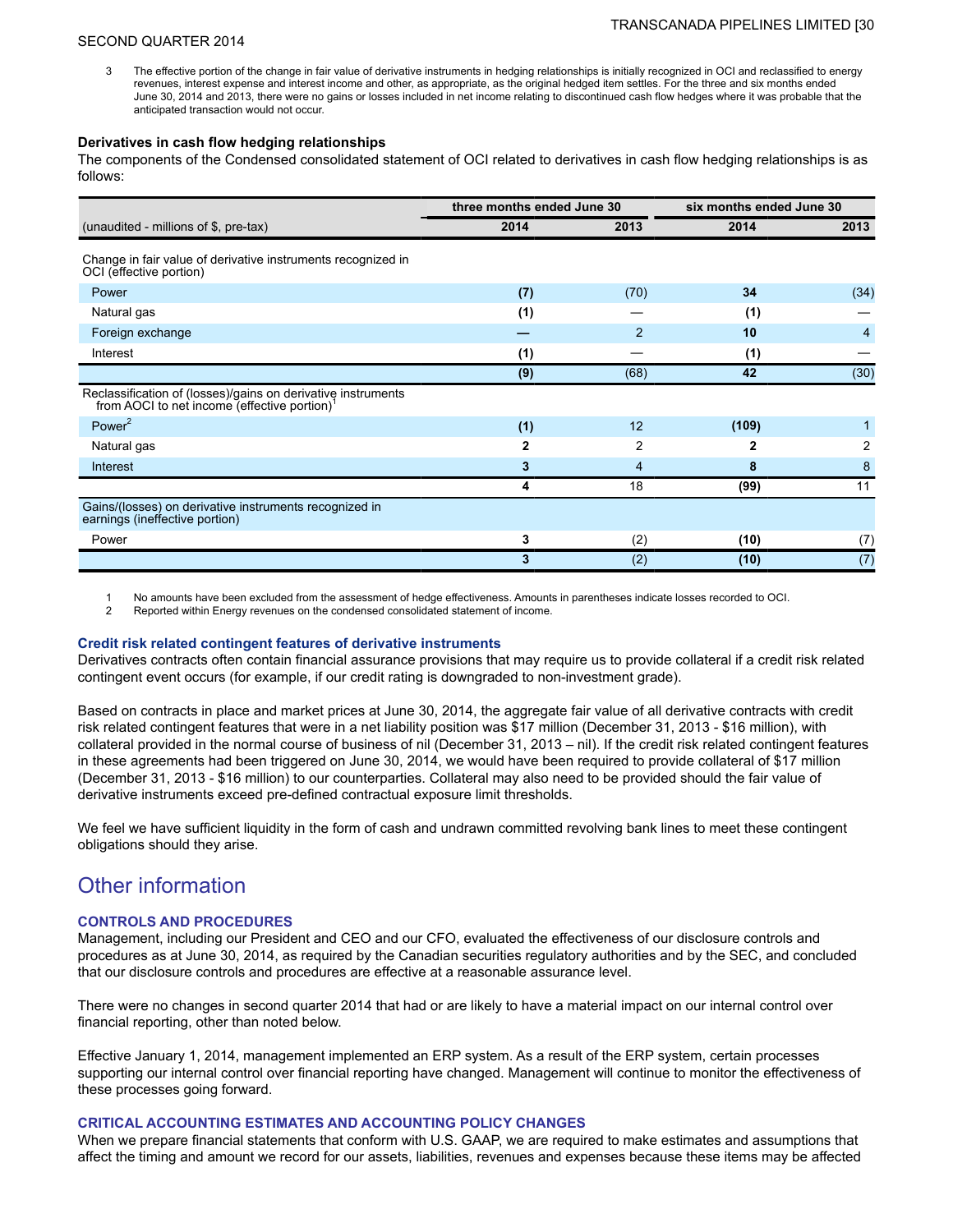3 The effective portion of the change in fair value of derivative instruments in hedging relationships is initially recognized in OCI and reclassified to energy revenues, interest expense and interest income and other, as appropriate, as the original hedged item settles. For the three and six months ended June 30, 2014 and 2013, there were no gains or losses included in net income relating to discontinued cash flow hedges where it was probable that the anticipated transaction would not occur.

**Derivatives in cash flow hedging relationships**

The components of the Condensed consolidated statement of OCI related to derivatives in cash flow hedging relationships is as follows:

| | three months ended June 30 | | six months ended June 30 | |
|---|---|---|---|---|
| (unaudited - millions of $, pre-tax) | **2014** | 2013 | **2014** | 2013 |
| Change in fair value of derivative instruments recognized in OCI (effective portion) | | | | |
| Power | **(7)** | (70) | **34** | (34) |
| Natural gas | **(1)** | — | **(1)** | — |
| Foreign exchange | **—** | 2 | **10** | 4 |
| Interest | **(1)** | — | **(1)** | — |
| | **(9)** | (68) | **42** | (30) |
| Reclassification of (losses)/gains on derivative instruments from AOCI to net income (effective portion)[1] | | | | |
| Power[2] | **(1)** | 12 | **(109)** | 1 |
| Natural gas | **2** | 2 | **2** | 2 |
| Interest | **3** | 4 | **8** | 8 |
| | **4** | 18 | **(99)** | 11 |
| Gains/(losses) on derivative instruments recognized in earnings (ineffective portion) | | | | |
| Power | **3** | (2) | **(10)** | (7) |
| | **3** | (2) | **(10)** | (7) |

1 No amounts have been excluded from the assessment of hedge effectiveness. Amounts in parentheses indicate losses recorded to OCI.
2 Reported within Energy revenues on the condensed consolidated statement of income.

### Credit risk related contingent features of derivative instruments

Derivatives contracts often contain financial assurance provisions that may require us to provide collateral if a credit risk related contingent event occurs (for example, if our credit rating is downgraded to non-investment grade).

Based on contracts in place and market prices at June 30, 2014, the aggregate fair value of all derivative contracts with credit risk related contingent features that were in a net liability position was $17 million (December 31, 2013 - $16 million), with collateral provided in the normal course of business of nil (December 31, 2013 – nil). If the credit risk related contingent features in these agreements had been triggered on June 30, 2014, we would have been required to provide collateral of $17 million (December 31, 2013 - $16 million) to our counterparties. Collateral may also need to be provided should the fair value of derivative instruments exceed pre-defined contractual exposure limit thresholds.

We feel we have sufficient liquidity in the form of cash and undrawn committed revolving bank lines to meet these contingent obligations should they arise.

# Other information

### CONTROLS AND PROCEDURES

Management, including our President and CEO and our CFO, evaluated the effectiveness of our disclosure controls and procedures as at June 30, 2014, as required by the Canadian securities regulatory authorities and by the SEC, and concluded that our disclosure controls and procedures are effective at a reasonable assurance level.

There were no changes in second quarter 2014 that had or are likely to have a material impact on our internal control over financial reporting, other than noted below.

Effective January 1, 2014, management implemented an ERP system. As a result of the ERP system, certain processes supporting our internal control over financial reporting have changed. Management will continue to monitor the effectiveness of these processes going forward.

### CRITICAL ACCOUNTING ESTIMATES AND ACCOUNTING POLICY CHANGES

When we prepare financial statements that conform with U.S. GAAP, we are required to make estimates and assumptions that affect the timing and amount we record for our assets, liabilities, revenues and expenses because these items may be affected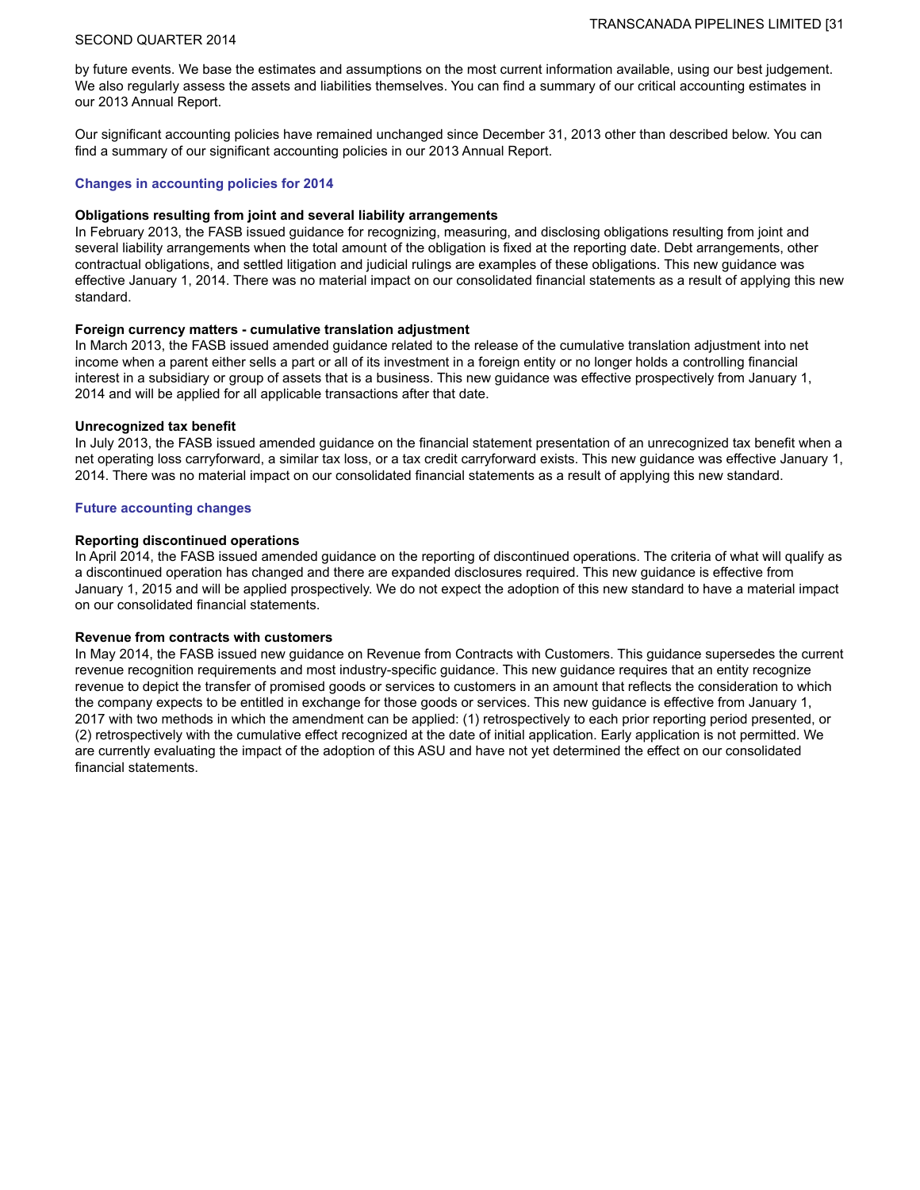by future events. We base the estimates and assumptions on the most current information available, using our best judgement. We also regularly assess the assets and liabilities themselves. You can find a summary of our critical accounting estimates in our 2013 Annual Report.

Our significant accounting policies have remained unchanged since December 31, 2013 other than described below. You can find a summary of our significant accounting policies in our 2013 Annual Report.

## Changes in accounting policies for 2014

**Obligations resulting from joint and several liability arrangements**

In February 2013, the FASB issued guidance for recognizing, measuring, and disclosing obligations resulting from joint and several liability arrangements when the total amount of the obligation is fixed at the reporting date. Debt arrangements, other contractual obligations, and settled litigation and judicial rulings are examples of these obligations. This new guidance was effective January 1, 2014. There was no material impact on our consolidated financial statements as a result of applying this new standard.

**Foreign currency matters - cumulative translation adjustment**

In March 2013, the FASB issued amended guidance related to the release of the cumulative translation adjustment into net income when a parent either sells a part or all of its investment in a foreign entity or no longer holds a controlling financial interest in a subsidiary or group of assets that is a business. This new guidance was effective prospectively from January 1, 2014 and will be applied for all applicable transactions after that date.

**Unrecognized tax benefit**

In July 2013, the FASB issued amended guidance on the financial statement presentation of an unrecognized tax benefit when a net operating loss carryforward, a similar tax loss, or a tax credit carryforward exists. This new guidance was effective January 1, 2014. There was no material impact on our consolidated financial statements as a result of applying this new standard.

## Future accounting changes

**Reporting discontinued operations**

In April 2014, the FASB issued amended guidance on the reporting of discontinued operations. The criteria of what will qualify as a discontinued operation has changed and there are expanded disclosures required. This new guidance is effective from January 1, 2015 and will be applied prospectively. We do not expect the adoption of this new standard to have a material impact on our consolidated financial statements.

**Revenue from contracts with customers**

In May 2014, the FASB issued new guidance on Revenue from Contracts with Customers. This guidance supersedes the current revenue recognition requirements and most industry-specific guidance. This new guidance requires that an entity recognize revenue to depict the transfer of promised goods or services to customers in an amount that reflects the consideration to which the company expects to be entitled in exchange for those goods or services. This new guidance is effective from January 1, 2017 with two methods in which the amendment can be applied: (1) retrospectively to each prior reporting period presented, or (2) retrospectively with the cumulative effect recognized at the date of initial application. Early application is not permitted. We are currently evaluating the impact of the adoption of this ASU and have not yet determined the effect on our consolidated financial statements.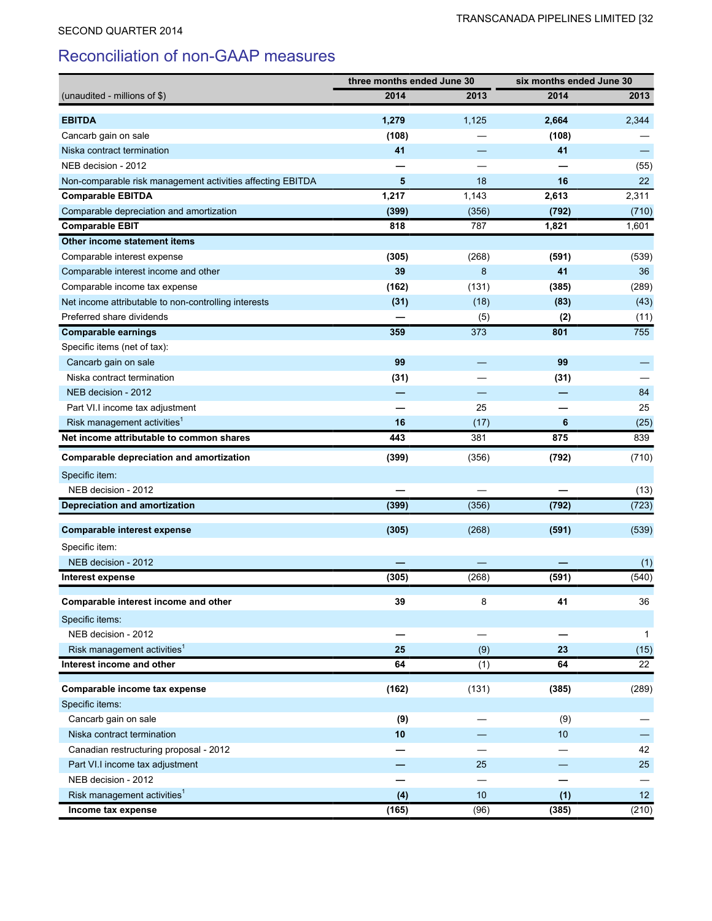SECOND QUARTER 2014

## Reconciliation of non-GAAP measures

| (unaudited - millions of $) | three months ended June 30 2014 | three months ended June 30 2013 | six months ended June 30 2014 | six months ended June 30 2013 |
|---|---|---|---|---|
| **EBITDA** | **1,279** | 1,125 | **2,664** | 2,344 |
| Cancarb gain on sale | **(108)** | — | **(108)** | — |
| Niska contract termination | **41** | — | **41** | — |
| NEB decision - 2012 | **—** | — | **—** | (55) |
| Non-comparable risk management activities affecting EBITDA | **5** | 18 | **16** | 22 |
| **Comparable EBITDA** | **1,217** | 1,143 | **2,613** | 2,311 |
| Comparable depreciation and amortization | **(399)** | (356) | **(792)** | (710) |
| **Comparable EBIT** | **818** | 787 | **1,821** | 1,601 |
| **Other income statement items** | | | | |
| Comparable interest expense | **(305)** | (268) | **(591)** | (539) |
| Comparable interest income and other | **39** | 8 | **41** | 36 |
| Comparable income tax expense | **(162)** | (131) | **(385)** | (289) |
| Net income attributable to non-controlling interests | **(31)** | (18) | **(83)** | (43) |
| Preferred share dividends | **—** | (5) | **(2)** | (11) |
| **Comparable earnings** | **359** | 373 | **801** | 755 |
| Specific items (net of tax): | | | | |
| Cancarb gain on sale | **99** | — | **99** | — |
| Niska contract termination | **(31)** | — | **(31)** | — |
| NEB decision - 2012 | **—** | — | **—** | 84 |
| Part VI.I income tax adjustment | **—** | 25 | **—** | 25 |
| Risk management activities[1] | **16** | (17) | **6** | (25) |
| **Net income attributable to common shares** | **443** | 381 | **875** | 839 |
| | | | | |
| **Comparable depreciation and amortization** | **(399)** | (356) | **(792)** | (710) |
| Specific item: | | | | |
| NEB decision - 2012 | **—** | — | **—** | (13) |
| **Depreciation and amortization** | **(399)** | (356) | **(792)** | (723) |
| | | | | |
| **Comparable interest expense** | **(305)** | (268) | **(591)** | (539) |
| Specific item: | | | | |
| NEB decision - 2012 | **—** | — | **—** | (1) |
| **Interest expense** | **(305)** | (268) | **(591)** | (540) |
| | | | | |
| **Comparable interest income and other** | **39** | 8 | **41** | 36 |
| Specific items: | | | | |
| NEB decision - 2012 | **—** | — | **—** | 1 |
| Risk management activities[1] | **25** | (9) | **23** | (15) |
| **Interest income and other** | **64** | (1) | **64** | 22 |
| | | | | |
| **Comparable income tax expense** | **(162)** | (131) | **(385)** | (289) |
| Specific items: | | | | |
| Cancarb gain on sale | **(9)** | — | (9) | — |
| Niska contract termination | **10** | — | 10 | — |
| Canadian restructuring proposal - 2012 | **—** | — | — | 42 |
| Part VI.I income tax adjustment | **—** | 25 | — | 25 |
| NEB decision - 2012 | **—** | — | **—** | — |
| Risk management activities[1] | **(4)** | 10 | **(1)** | 12 |
| **Income tax expense** | **(165)** | (96) | **(385)** | (210) |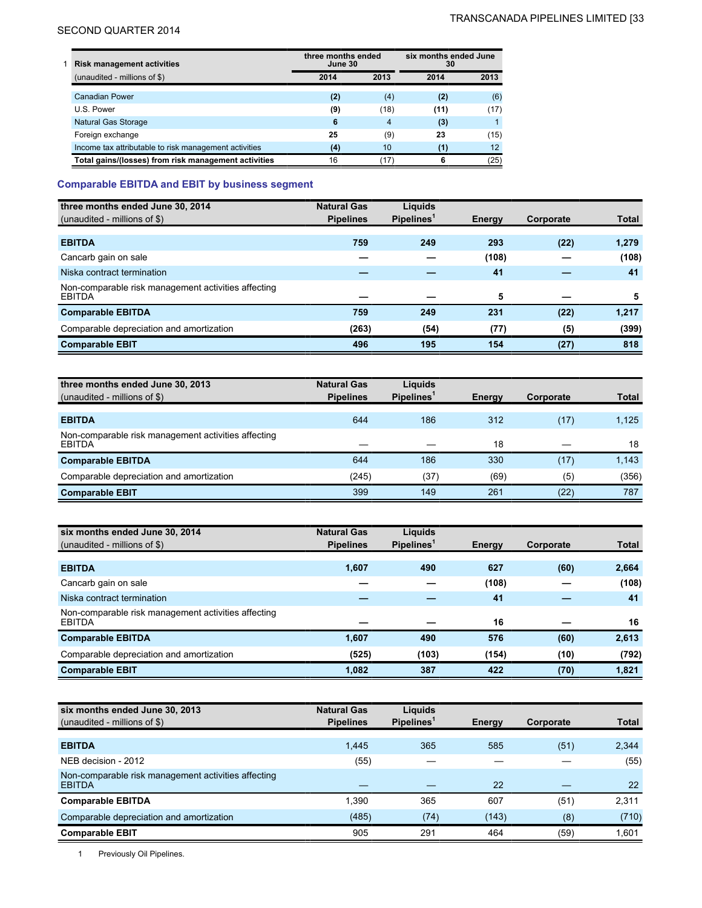| 1 Risk management activities | three months ended June 30 | | six months ended June 30 | |
|---|---|---|---|---|
| (unaudited - millions of $) | 2014 | 2013 | 2014 | 2013 |
| Canadian Power | **(2)** | (4) | **(2)** | (6) |
| U.S. Power | **(9)** | (18) | **(11)** | (17) |
| Natural Gas Storage | **6** | 4 | **(3)** | 1 |
| Foreign exchange | **25** | (9) | **23** | (15) |
| Income tax attributable to risk management activities | **(4)** | 10 | **(1)** | 12 |
| **Total gains/(losses) from risk management activities** | 16 | (17) | **6** | (25) |

## Comparable EBITDA and EBIT by business segment

| three months ended June 30, 2014 (unaudited - millions of $) | Natural Gas Pipelines | Liquids Pipelines[1] | Energy | Corporate | Total |
|---|---|---|---|---|---|
| **EBITDA** | **759** | **249** | **293** | **(22)** | **1,279** |
| Cancarb gain on sale | **—** | **—** | **(108)** | **—** | **(108)** |
| Niska contract termination | **—** | **—** | **41** | **—** | **41** |
| Non-comparable risk management activities affecting EBITDA | **—** | **—** | **5** | **—** | **5** |
| **Comparable EBITDA** | **759** | **249** | **231** | **(22)** | **1,217** |
| Comparable depreciation and amortization | **(263)** | **(54)** | **(77)** | **(5)** | **(399)** |
| **Comparable EBIT** | **496** | **195** | **154** | **(27)** | **818** |

| three months ended June 30, 2013 (unaudited - millions of $) | Natural Gas Pipelines | Liquids Pipelines[1] | Energy | Corporate | Total |
|---|---|---|---|---|---|
| **EBITDA** | 644 | 186 | 312 | (17) | 1,125 |
| Non-comparable risk management activities affecting EBITDA | — | — | 18 | — | 18 |
| **Comparable EBITDA** | 644 | 186 | 330 | (17) | 1,143 |
| Comparable depreciation and amortization | (245) | (37) | (69) | (5) | (356) |
| **Comparable EBIT** | 399 | 149 | 261 | (22) | 787 |

| six months ended June 30, 2014 (unaudited - millions of $) | Natural Gas Pipelines | Liquids Pipelines[1] | Energy | Corporate | Total |
|---|---|---|---|---|---|
| **EBITDA** | **1,607** | **490** | **627** | **(60)** | **2,664** |
| Cancarb gain on sale | **—** | **—** | **(108)** | **—** | **(108)** |
| Niska contract termination | **—** | **—** | **41** | **—** | **41** |
| Non-comparable risk management activities affecting EBITDA | **—** | **—** | **16** | **—** | **16** |
| **Comparable EBITDA** | **1,607** | **490** | **576** | **(60)** | **2,613** |
| Comparable depreciation and amortization | **(525)** | **(103)** | **(154)** | **(10)** | **(792)** |
| **Comparable EBIT** | **1,082** | **387** | **422** | **(70)** | **1,821** |

| six months ended June 30, 2013 (unaudited - millions of $) | Natural Gas Pipelines | Liquids Pipelines[1] | Energy | Corporate | Total |
|---|---|---|---|---|---|
| **EBITDA** | 1,445 | 365 | 585 | (51) | 2,344 |
| NEB decision - 2012 | (55) | — | — | — | (55) |
| Non-comparable risk management activities affecting EBITDA | — | — | 22 | — | 22 |
| **Comparable EBITDA** | 1,390 | 365 | 607 | (51) | 2,311 |
| Comparable depreciation and amortization | (485) | (74) | (143) | (8) | (710) |
| **Comparable EBIT** | 905 | 291 | 464 | (59) | 1,601 |

1 Previously Oil Pipelines.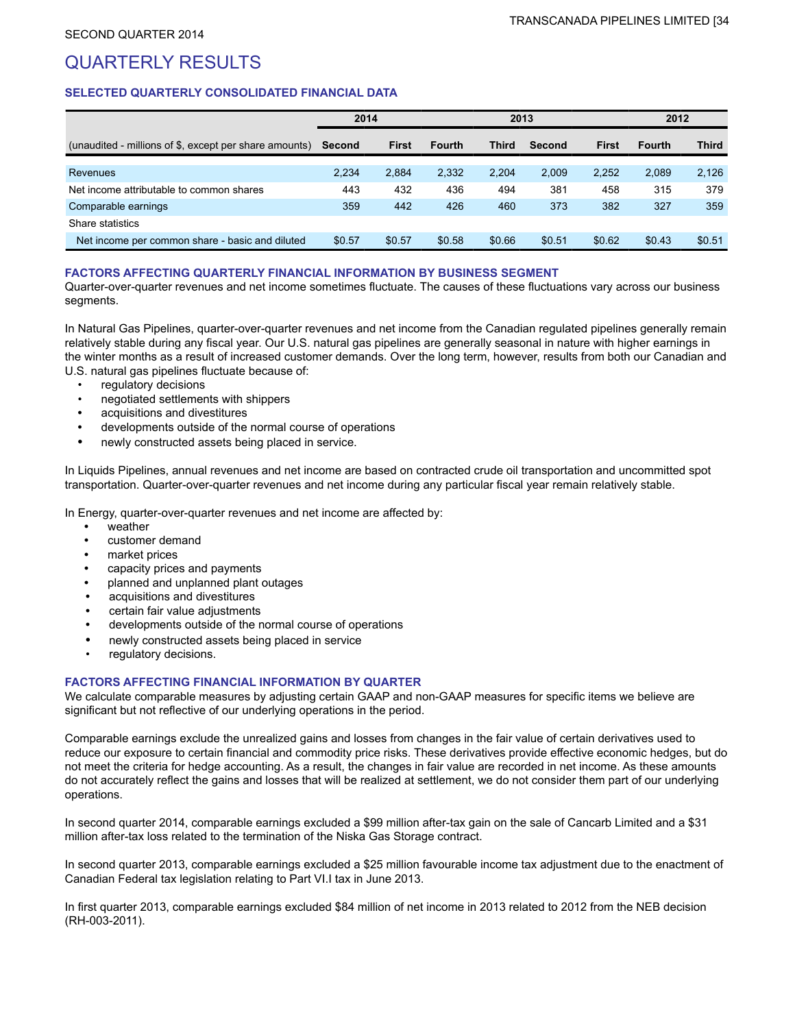SECOND QUARTER 2014

# QUARTERLY RESULTS

### SELECTED QUARTERLY CONSOLIDATED FINANCIAL DATA

| | 2014 | | 2013 | | | | 2012 | |
|---|---|---|---|---|---|---|---|---|
| (unaudited - millions of $, except per share amounts) | Second | First | Fourth | Third | Second | First | Fourth | Third |
| Revenues | 2,234 | 2,884 | 2,332 | 2,204 | 2,009 | 2,252 | 2,089 | 2,126 |
| Net income attributable to common shares | 443 | 432 | 436 | 494 | 381 | 458 | 315 | 379 |
| Comparable earnings | 359 | 442 | 426 | 460 | 373 | 382 | 327 | 359 |
| Share statistics | | | | | | | | |
| Net income per common share - basic and diluted | $0.57 | $0.57 | $0.58 | $0.66 | $0.51 | $0.62 | $0.43 | $0.51 |

### FACTORS AFFECTING QUARTERLY FINANCIAL INFORMATION BY BUSINESS SEGMENT

Quarter-over-quarter revenues and net income sometimes fluctuate. The causes of these fluctuations vary across our business segments.

In Natural Gas Pipelines, quarter-over-quarter revenues and net income from the Canadian regulated pipelines generally remain relatively stable during any fiscal year. Our U.S. natural gas pipelines are generally seasonal in nature with higher earnings in the winter months as a result of increased customer demands. Over the long term, however, results from both our Canadian and U.S. natural gas pipelines fluctuate because of:

- regulatory decisions
- negotiated settlements with shippers
- acquisitions and divestitures
- developments outside of the normal course of operations
- newly constructed assets being placed in service.

In Liquids Pipelines, annual revenues and net income are based on contracted crude oil transportation and uncommitted spot transportation. Quarter-over-quarter revenues and net income during any particular fiscal year remain relatively stable.

In Energy, quarter-over-quarter revenues and net income are affected by:

- weather
- customer demand
- market prices
- capacity prices and payments
- planned and unplanned plant outages
- acquisitions and divestitures
- certain fair value adjustments
- developments outside of the normal course of operations
- newly constructed assets being placed in service
- regulatory decisions.

### FACTORS AFFECTING FINANCIAL INFORMATION BY QUARTER

We calculate comparable measures by adjusting certain GAAP and non-GAAP measures for specific items we believe are significant but not reflective of our underlying operations in the period.

Comparable earnings exclude the unrealized gains and losses from changes in the fair value of certain derivatives used to reduce our exposure to certain financial and commodity price risks. These derivatives provide effective economic hedges, but do not meet the criteria for hedge accounting. As a result, the changes in fair value are recorded in net income. As these amounts do not accurately reflect the gains and losses that will be realized at settlement, we do not consider them part of our underlying operations.

In second quarter 2014, comparable earnings excluded a $99 million after-tax gain on the sale of Cancarb Limited and a $31 million after-tax loss related to the termination of the Niska Gas Storage contract.

In second quarter 2013, comparable earnings excluded a $25 million favourable income tax adjustment due to the enactment of Canadian Federal tax legislation relating to Part VI.I tax in June 2013.

In first quarter 2013, comparable earnings excluded $84 million of net income in 2013 related to 2012 from the NEB decision (RH-003-2011).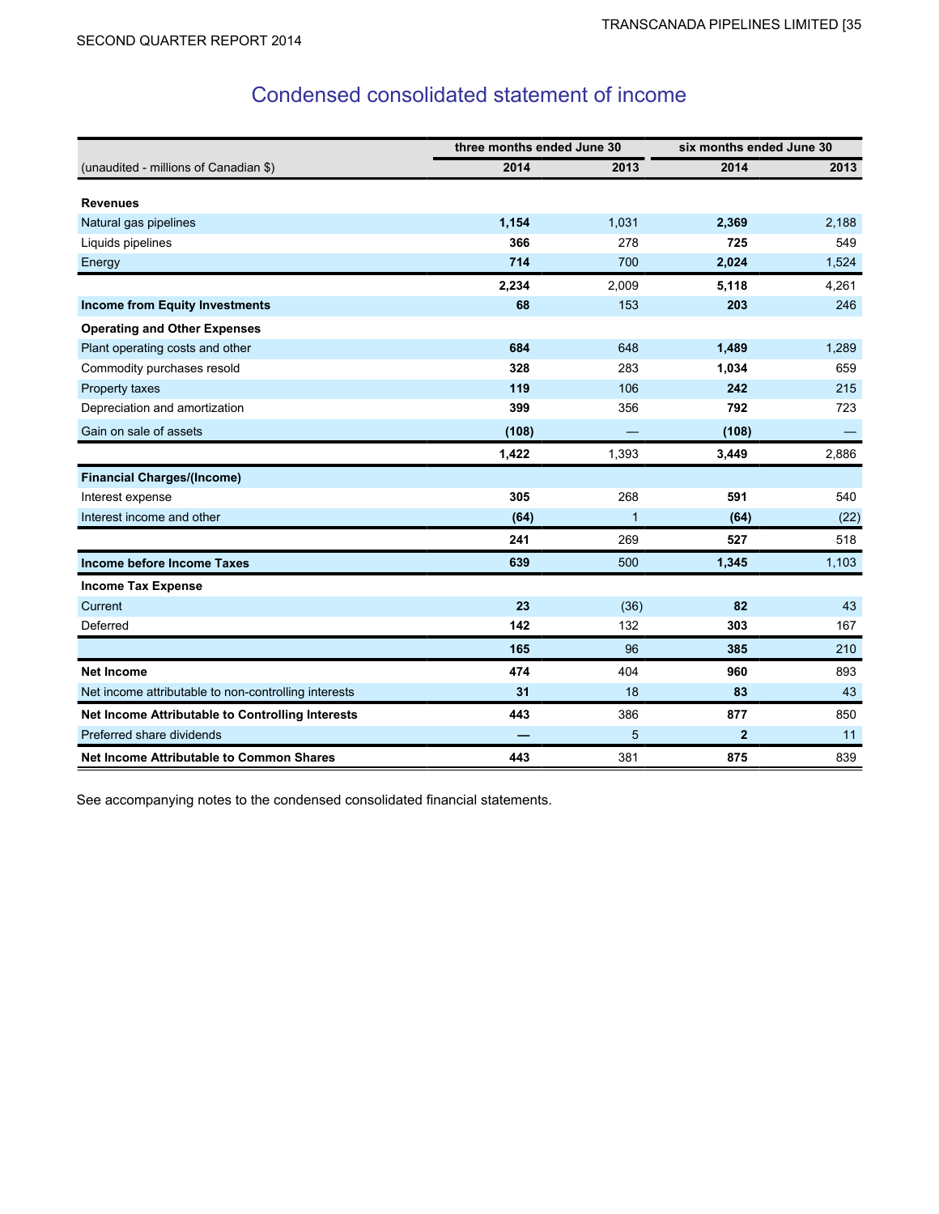# Condensed consolidated statement of income

| | three months ended June 30 | | six months ended June 30 | |
|---|---|---|---|---|
| (unaudited - millions of Canadian $) | **2014** | 2013 | **2014** | 2013 |
| **Revenues** | | | | |
| Natural gas pipelines | **1,154** | 1,031 | **2,369** | 2,188 |
| Liquids pipelines | **366** | 278 | **725** | 549 |
| Energy | **714** | 700 | **2,024** | 1,524 |
| | **2,234** | 2,009 | **5,118** | 4,261 |
| **Income from Equity Investments** | **68** | 153 | **203** | 246 |
| **Operating and Other Expenses** | | | | |
| Plant operating costs and other | **684** | 648 | **1,489** | 1,289 |
| Commodity purchases resold | **328** | 283 | **1,034** | 659 |
| Property taxes | **119** | 106 | **242** | 215 |
| Depreciation and amortization | **399** | 356 | **792** | 723 |
| Gain on sale of assets | **(108)** | — | **(108)** | — |
| | **1,422** | 1,393 | **3,449** | 2,886 |
| **Financial Charges/(Income)** | | | | |
| Interest expense | **305** | 268 | **591** | 540 |
| Interest income and other | **(64)** | 1 | **(64)** | (22) |
| | **241** | 269 | **527** | 518 |
| **Income before Income Taxes** | **639** | 500 | **1,345** | 1,103 |
| **Income Tax Expense** | | | | |
| Current | **23** | (36) | **82** | 43 |
| Deferred | **142** | 132 | **303** | 167 |
| | **165** | 96 | **385** | 210 |
| **Net Income** | **474** | 404 | **960** | 893 |
| Net income attributable to non-controlling interests | **31** | 18 | **83** | 43 |
| **Net Income Attributable to Controlling Interests** | **443** | 386 | **877** | 850 |
| Preferred share dividends | **—** | 5 | **2** | 11 |
| **Net Income Attributable to Common Shares** | **443** | 381 | **875** | 839 |

See accompanying notes to the condensed consolidated financial statements.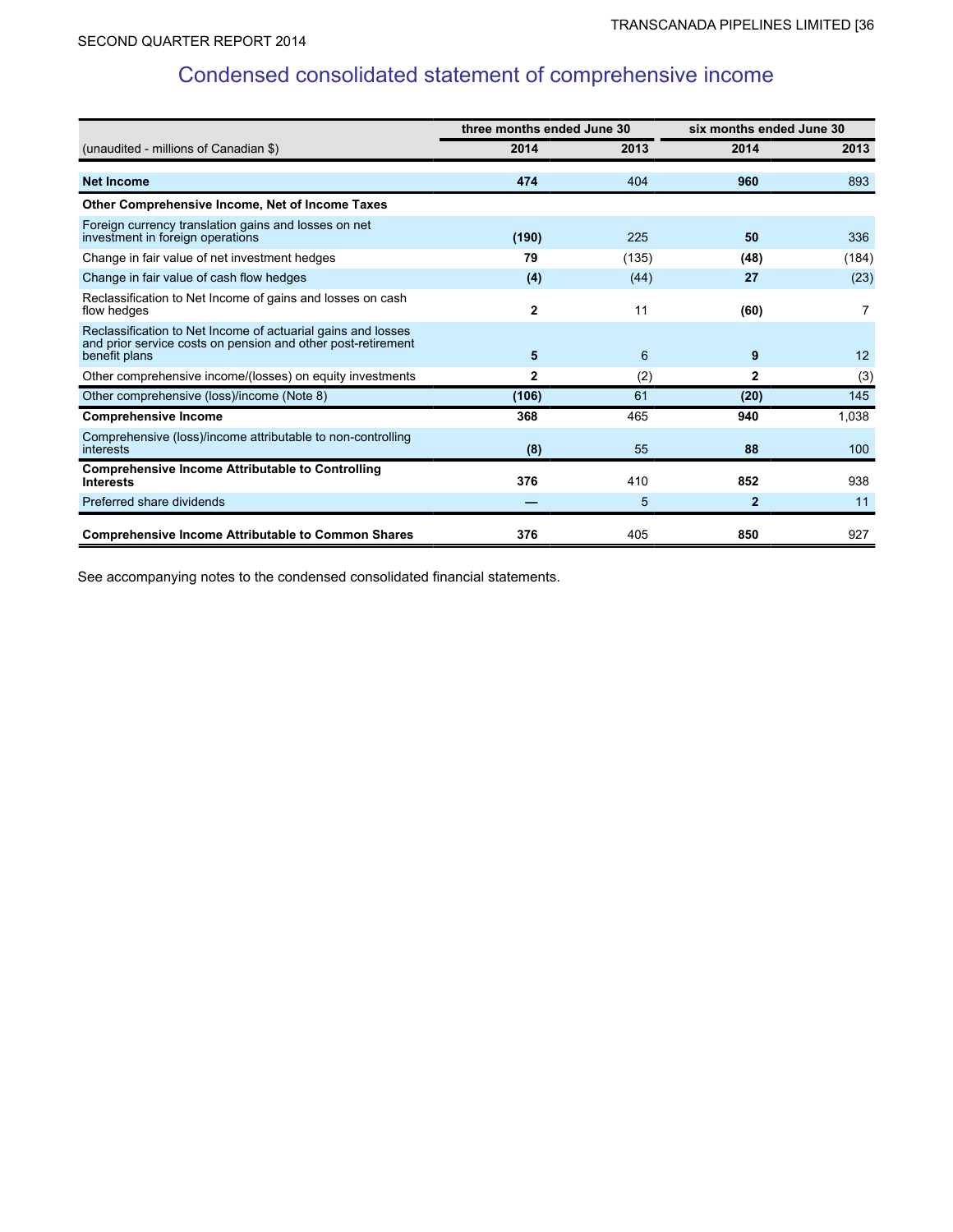# Condensed consolidated statement of comprehensive income

| (unaudited - millions of Canadian $) | three months ended June 30 | | six months ended June 30 | |
|---|---|---|---|---|
| | **2014** | **2013** | **2014** | **2013** |
| **Net Income** | **474** | 404 | **960** | 893 |
| **Other Comprehensive Income, Net of Income Taxes** | | | | |
| Foreign currency translation gains and losses on net investment in foreign operations | **(190)** | 225 | **50** | 336 |
| Change in fair value of net investment hedges | **79** | (135) | **(48)** | (184) |
| Change in fair value of cash flow hedges | **(4)** | (44) | **27** | (23) |
| Reclassification to Net Income of gains and losses on cash flow hedges | **2** | 11 | **(60)** | 7 |
| Reclassification to Net Income of actuarial gains and losses and prior service costs on pension and other post-retirement benefit plans | **5** | 6 | **9** | 12 |
| Other comprehensive income/(losses) on equity investments | **2** | (2) | **2** | (3) |
| Other comprehensive (loss)/income (Note 8) | **(106)** | 61 | **(20)** | 145 |
| **Comprehensive Income** | **368** | 465 | **940** | 1,038 |
| Comprehensive (loss)/income attributable to non-controlling interests | **(8)** | 55 | **88** | 100 |
| **Comprehensive Income Attributable to Controlling Interests** | **376** | 410 | **852** | 938 |
| Preferred share dividends | **—** | 5 | **2** | 11 |
| **Comprehensive Income Attributable to Common Shares** | **376** | 405 | **850** | 927 |

See accompanying notes to the condensed consolidated financial statements.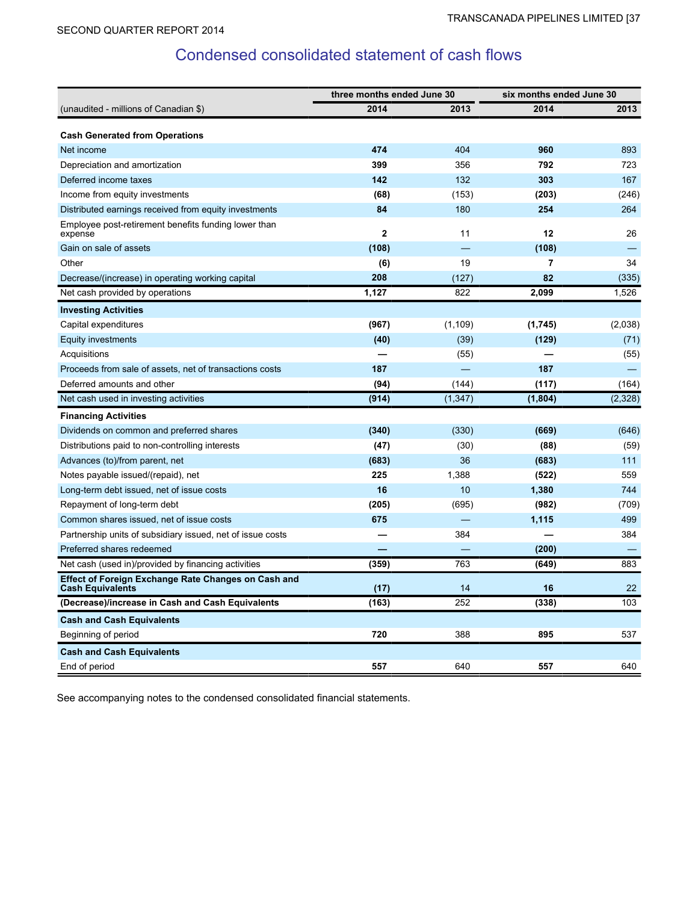# Condensed consolidated statement of cash flows

| | three months ended June 30 | | six months ended June 30 | |
|---|---|---|---|---|
| (unaudited - millions of Canadian $) | **2014** | 2013 | **2014** | 2013 |
| **Cash Generated from Operations** | | | | |
| Net income | **474** | 404 | **960** | 893 |
| Depreciation and amortization | **399** | 356 | **792** | 723 |
| Deferred income taxes | **142** | 132 | **303** | 167 |
| Income from equity investments | **(68)** | (153) | **(203)** | (246) |
| Distributed earnings received from equity investments | **84** | 180 | **254** | 264 |
| Employee post-retirement benefits funding lower than expense | **2** | 11 | **12** | 26 |
| Gain on sale of assets | **(108)** | — | **(108)** | — |
| Other | **(6)** | 19 | **7** | 34 |
| Decrease/(increase) in operating working capital | **208** | (127) | **82** | (335) |
| Net cash provided by operations | **1,127** | 822 | **2,099** | 1,526 |
| **Investing Activities** | | | | |
| Capital expenditures | **(967)** | (1,109) | **(1,745)** | (2,038) |
| Equity investments | **(40)** | (39) | **(129)** | (71) |
| Acquisitions | **—** | (55) | **—** | (55) |
| Proceeds from sale of assets, net of transactions costs | **187** | — | **187** | — |
| Deferred amounts and other | **(94)** | (144) | **(117)** | (164) |
| Net cash used in investing activities | **(914)** | (1,347) | **(1,804)** | (2,328) |
| **Financing Activities** | | | | |
| Dividends on common and preferred shares | **(340)** | (330) | **(669)** | (646) |
| Distributions paid to non-controlling interests | **(47)** | (30) | **(88)** | (59) |
| Advances (to)/from parent, net | **(683)** | 36 | **(683)** | 111 |
| Notes payable issued/(repaid), net | **225** | 1,388 | **(522)** | 559 |
| Long-term debt issued, net of issue costs | **16** | 10 | **1,380** | 744 |
| Repayment of long-term debt | **(205)** | (695) | **(982)** | (709) |
| Common shares issued, net of issue costs | **675** | — | **1,115** | 499 |
| Partnership units of subsidiary issued, net of issue costs | **—** | 384 | **—** | 384 |
| Preferred shares redeemed | **—** | — | **(200)** | — |
| Net cash (used in)/provided by financing activities | **(359)** | 763 | **(649)** | 883 |
| **Effect of Foreign Exchange Rate Changes on Cash and Cash Equivalents** | **(17)** | 14 | **16** | 22 |
| **(Decrease)/increase in Cash and Cash Equivalents** | **(163)** | 252 | **(338)** | 103 |
| **Cash and Cash Equivalents** | | | | |
| Beginning of period | **720** | 388 | **895** | 537 |
| **Cash and Cash Equivalents** | | | | |
| End of period | **557** | 640 | **557** | 640 |

See accompanying notes to the condensed consolidated financial statements.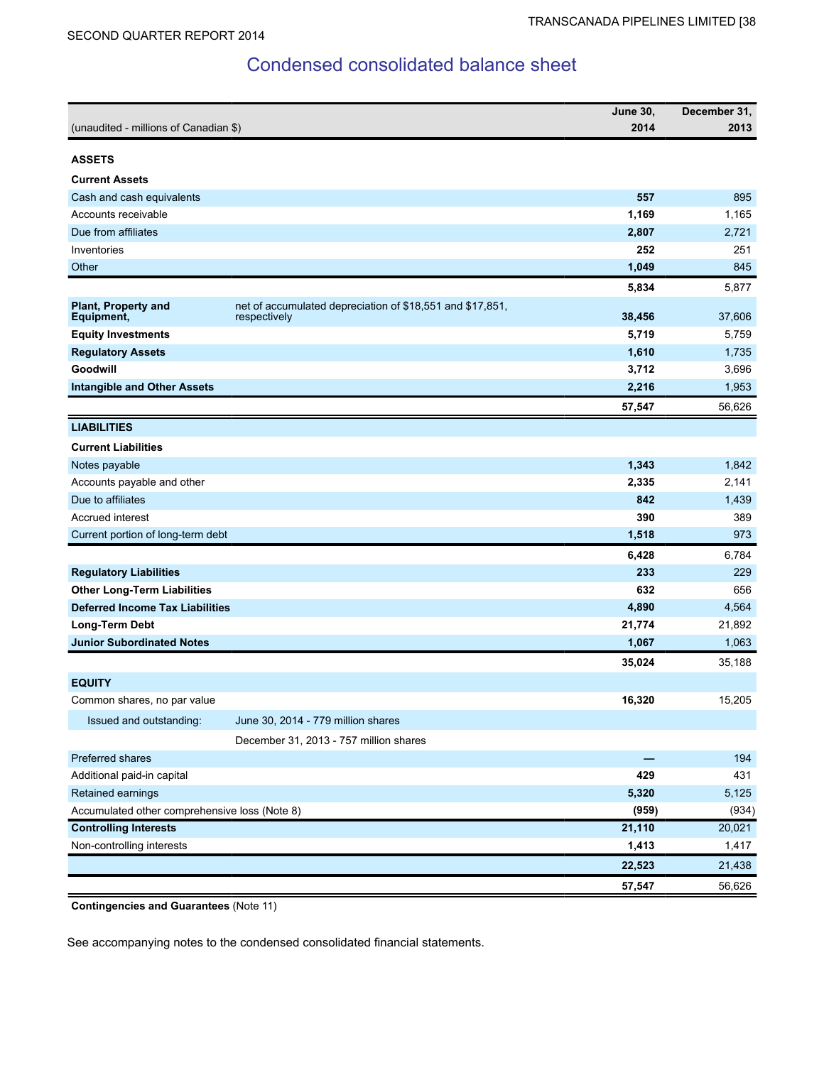# Condensed consolidated balance sheet

| (unaudited - millions of Canadian $) | | June 30, 2014 | December 31, 2013 |
|---|---|---|---|
| **ASSETS** | | | |
| **Current Assets** | | | |
| Cash and cash equivalents | | **557** | 895 |
| Accounts receivable | | **1,169** | 1,165 |
| Due from affiliates | | **2,807** | 2,721 |
| Inventories | | **252** | 251 |
| Other | | **1,049** | 845 |
| | | **5,834** | 5,877 |
| **Plant, Property and Equipment,** | net of accumulated depreciation of $18,551 and $17,851, respectively | **38,456** | 37,606 |
| **Equity Investments** | | **5,719** | 5,759 |
| **Regulatory Assets** | | **1,610** | 1,735 |
| **Goodwill** | | **3,712** | 3,696 |
| **Intangible and Other Assets** | | **2,216** | 1,953 |
| | | **57,547** | 56,626 |
| **LIABILITIES** | | | |
| **Current Liabilities** | | | |
| Notes payable | | **1,343** | 1,842 |
| Accounts payable and other | | **2,335** | 2,141 |
| Due to affiliates | | **842** | 1,439 |
| Accrued interest | | **390** | 389 |
| Current portion of long-term debt | | **1,518** | 973 |
| | | **6,428** | 6,784 |
| **Regulatory Liabilities** | | **233** | 229 |
| **Other Long-Term Liabilities** | | **632** | 656 |
| **Deferred Income Tax Liabilities** | | **4,890** | 4,564 |
| **Long-Term Debt** | | **21,774** | 21,892 |
| **Junior Subordinated Notes** | | **1,067** | 1,063 |
| | | **35,024** | 35,188 |
| **EQUITY** | | | |
| Common shares, no par value | | **16,320** | 15,205 |
| Issued and outstanding: | June 30, 2014 - 779 million shares | | |
| | December 31, 2013 - 757 million shares | | |
| Preferred shares | | **—** | 194 |
| Additional paid-in capital | | **429** | 431 |
| Retained earnings | | **5,320** | 5,125 |
| Accumulated other comprehensive loss (Note 8) | | **(959)** | (934) |
| **Controlling Interests** | | **21,110** | 20,021 |
| Non-controlling interests | | **1,413** | 1,417 |
| | | **22,523** | 21,438 |
| | | **57,547** | 56,626 |

**Contingencies and Guarantees** (Note 11)

See accompanying notes to the condensed consolidated financial statements.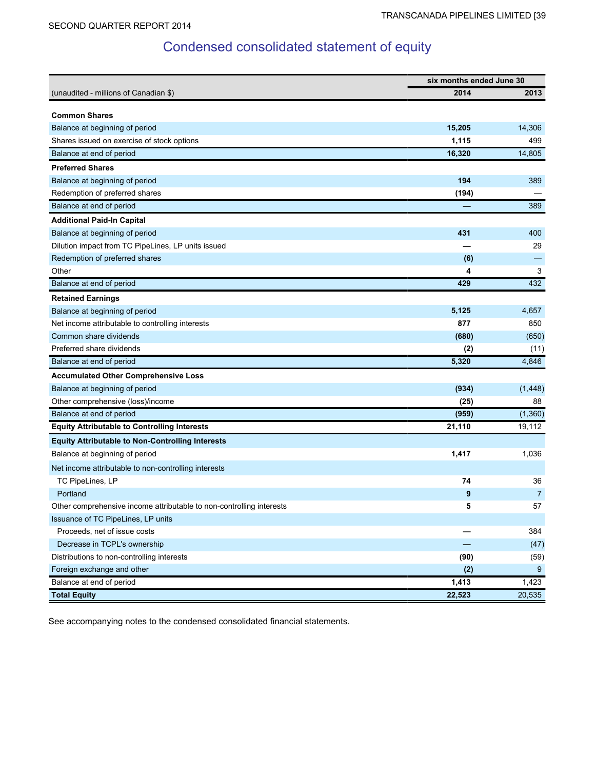## Condensed consolidated statement of equity

| (unaudited - millions of Canadian $) | six months ended June 30 2014 | 2013 |
|---|---|---|
| **Common Shares** | | |
| Balance at beginning of period | **15,205** | 14,306 |
| Shares issued on exercise of stock options | **1,115** | 499 |
| Balance at end of period | **16,320** | 14,805 |
| **Preferred Shares** | | |
| Balance at beginning of period | **194** | 389 |
| Redemption of preferred shares | **(194)** | — |
| Balance at end of period | **—** | 389 |
| **Additional Paid-In Capital** | | |
| Balance at beginning of period | **431** | 400 |
| Dilution impact from TC PipeLines, LP units issued | **—** | 29 |
| Redemption of preferred shares | **(6)** | — |
| Other | **4** | 3 |
| Balance at end of period | **429** | 432 |
| **Retained Earnings** | | |
| Balance at beginning of period | **5,125** | 4,657 |
| Net income attributable to controlling interests | **877** | 850 |
| Common share dividends | **(680)** | (650) |
| Preferred share dividends | **(2)** | (11) |
| Balance at end of period | **5,320** | 4,846 |
| **Accumulated Other Comprehensive Loss** | | |
| Balance at beginning of period | **(934)** | (1,448) |
| Other comprehensive (loss)/income | **(25)** | 88 |
| Balance at end of period | **(959)** | (1,360) |
| **Equity Attributable to Controlling Interests** | **21,110** | 19,112 |
| **Equity Attributable to Non-Controlling Interests** | | |
| Balance at beginning of period | **1,417** | 1,036 |
| Net income attributable to non-controlling interests | | |
| TC PipeLines, LP | **74** | 36 |
| Portland | **9** | 7 |
| Other comprehensive income attributable to non-controlling interests | **5** | 57 |
| Issuance of TC PipeLines, LP units | | |
| Proceeds, net of issue costs | **—** | 384 |
| Decrease in TCPL's ownership | **—** | (47) |
| Distributions to non-controlling interests | **(90)** | (59) |
| Foreign exchange and other | **(2)** | 9 |
| Balance at end of period | **1,413** | 1,423 |
| **Total Equity** | **22,523** | 20,535 |

See accompanying notes to the condensed consolidated financial statements.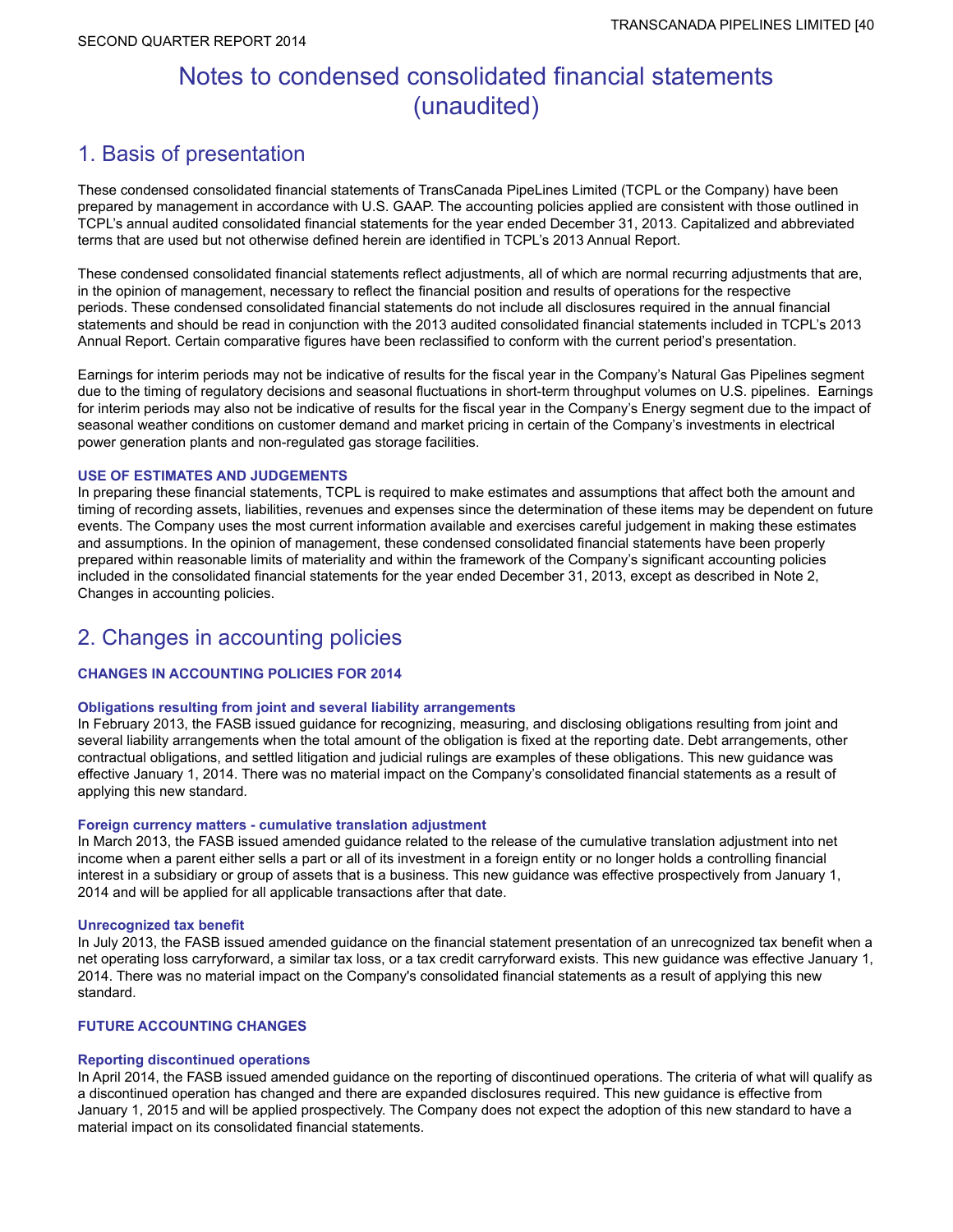# Notes to condensed consolidated financial statements (unaudited)

## 1. Basis of presentation

These condensed consolidated financial statements of TransCanada PipeLines Limited (TCPL or the Company) have been prepared by management in accordance with U.S. GAAP. The accounting policies applied are consistent with those outlined in TCPL's annual audited consolidated financial statements for the year ended December 31, 2013. Capitalized and abbreviated terms that are used but not otherwise defined herein are identified in TCPL's 2013 Annual Report.

These condensed consolidated financial statements reflect adjustments, all of which are normal recurring adjustments that are, in the opinion of management, necessary to reflect the financial position and results of operations for the respective periods. These condensed consolidated financial statements do not include all disclosures required in the annual financial statements and should be read in conjunction with the 2013 audited consolidated financial statements included in TCPL's 2013 Annual Report. Certain comparative figures have been reclassified to conform with the current period's presentation.

Earnings for interim periods may not be indicative of results for the fiscal year in the Company's Natural Gas Pipelines segment due to the timing of regulatory decisions and seasonal fluctuations in short-term throughput volumes on U.S. pipelines. Earnings for interim periods may also not be indicative of results for the fiscal year in the Company's Energy segment due to the impact of seasonal weather conditions on customer demand and market pricing in certain of the Company's investments in electrical power generation plants and non-regulated gas storage facilities.

### USE OF ESTIMATES AND JUDGEMENTS

In preparing these financial statements, TCPL is required to make estimates and assumptions that affect both the amount and timing of recording assets, liabilities, revenues and expenses since the determination of these items may be dependent on future events. The Company uses the most current information available and exercises careful judgement in making these estimates and assumptions. In the opinion of management, these condensed consolidated financial statements have been properly prepared within reasonable limits of materiality and within the framework of the Company's significant accounting policies included in the consolidated financial statements for the year ended December 31, 2013, except as described in Note 2, Changes in accounting policies.

## 2. Changes in accounting policies

### CHANGES IN ACCOUNTING POLICIES FOR 2014

#### Obligations resulting from joint and several liability arrangements

In February 2013, the FASB issued guidance for recognizing, measuring, and disclosing obligations resulting from joint and several liability arrangements when the total amount of the obligation is fixed at the reporting date. Debt arrangements, other contractual obligations, and settled litigation and judicial rulings are examples of these obligations. This new guidance was effective January 1, 2014. There was no material impact on the Company's consolidated financial statements as a result of applying this new standard.

#### Foreign currency matters - cumulative translation adjustment

In March 2013, the FASB issued amended guidance related to the release of the cumulative translation adjustment into net income when a parent either sells a part or all of its investment in a foreign entity or no longer holds a controlling financial interest in a subsidiary or group of assets that is a business. This new guidance was effective prospectively from January 1, 2014 and will be applied for all applicable transactions after that date.

#### Unrecognized tax benefit

In July 2013, the FASB issued amended guidance on the financial statement presentation of an unrecognized tax benefit when a net operating loss carryforward, a similar tax loss, or a tax credit carryforward exists. This new guidance was effective January 1, 2014. There was no material impact on the Company's consolidated financial statements as a result of applying this new standard.

### FUTURE ACCOUNTING CHANGES

#### Reporting discontinued operations

In April 2014, the FASB issued amended guidance on the reporting of discontinued operations. The criteria of what will qualify as a discontinued operation has changed and there are expanded disclosures required. This new guidance is effective from January 1, 2015 and will be applied prospectively. The Company does not expect the adoption of this new standard to have a material impact on its consolidated financial statements.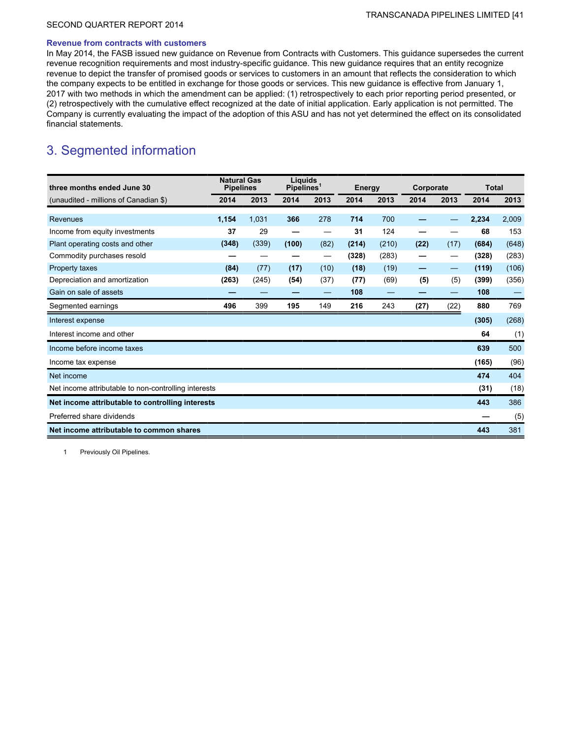### Revenue from contracts with customers

In May 2014, the FASB issued new guidance on Revenue from Contracts with Customers. This guidance supersedes the current revenue recognition requirements and most industry-specific guidance. This new guidance requires that an entity recognize revenue to depict the transfer of promised goods or services to customers in an amount that reflects the consideration to which the company expects to be entitled in exchange for those goods or services. This new guidance is effective from January 1, 2017 with two methods in which the amendment can be applied: (1) retrospectively to each prior reporting period presented, or (2) retrospectively with the cumulative effect recognized at the date of initial application. Early application is not permitted. The Company is currently evaluating the impact of the adoption of this ASU and has not yet determined the effect on its consolidated financial statements.

# 3. Segmented information

| three months ended June 30 | Natural Gas Pipelines | | Liquids Pipelines[1] | | Energy | | Corporate | | Total | |
|---|---|---|---|---|---|---|---|---|---|---|
| (unaudited - millions of Canadian $) | 2014 | 2013 | 2014 | 2013 | 2014 | 2013 | 2014 | 2013 | 2014 | 2013 |
| Revenues | **1,154** | 1,031 | **366** | 278 | **714** | 700 | **—** | — | **2,234** | 2,009 |
| Income from equity investments | **37** | 29 | **—** | — | **31** | 124 | **—** | — | **68** | 153 |
| Plant operating costs and other | **(348)** | (339) | **(100)** | (82) | **(214)** | (210) | **(22)** | (17) | **(684)** | (648) |
| Commodity purchases resold | **—** | — | **—** | — | **(328)** | (283) | **—** | — | **(328)** | (283) |
| Property taxes | **(84)** | (77) | **(17)** | (10) | **(18)** | (19) | **—** | — | **(119)** | (106) |
| Depreciation and amortization | **(263)** | (245) | **(54)** | (37) | **(77)** | (69) | **(5)** | (5) | **(399)** | (356) |
| Gain on sale of assets | **—** | — | **—** | — | **108** | — | **—** | — | **108** | — |
| Segmented earnings | **496** | 399 | **195** | 149 | **216** | 243 | **(27)** | (22) | **880** | 769 |
| Interest expense | | | | | | | | | **(305)** | (268) |
| Interest income and other | | | | | | | | | **64** | (1) |
| Income before income taxes | | | | | | | | | **639** | 500 |
| Income tax expense | | | | | | | | | **(165)** | (96) |
| Net income | | | | | | | | | **474** | 404 |
| Net income attributable to non-controlling interests | | | | | | | | | **(31)** | (18) |
| **Net income attributable to controlling interests** | | | | | | | | | **443** | 386 |
| Preferred share dividends | | | | | | | | | **—** | (5) |
| **Net income attributable to common shares** | | | | | | | | | **443** | 381 |

1 Previously Oil Pipelines.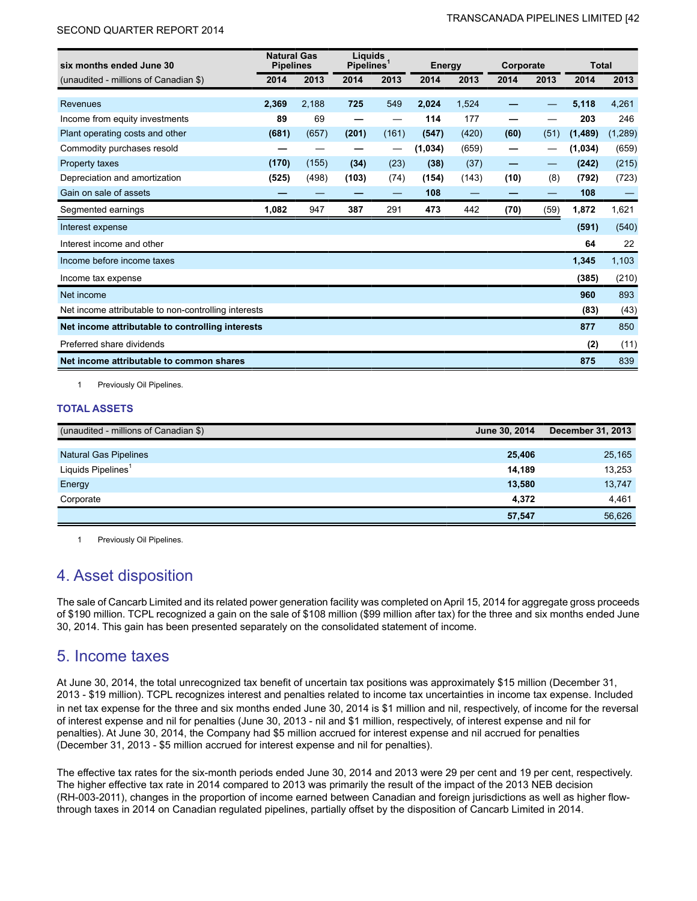| six months ended June 30 | Natural Gas Pipelines | | Liquids Pipelines[1] | | Energy | | Corporate | | Total | |
|---|---|---|---|---|---|---|---|---|---|---|
| (unaudited - millions of Canadian $) | 2014 | 2013 | 2014 | 2013 | 2014 | 2013 | 2014 | 2013 | 2014 | 2013 |
| Revenues | **2,369** | 2,188 | **725** | 549 | **2,024** | 1,524 | **—** | — | **5,118** | 4,261 |
| Income from equity investments | **89** | 69 | **—** | — | **114** | 177 | **—** | — | **203** | 246 |
| Plant operating costs and other | **(681)** | (657) | **(201)** | (161) | **(547)** | (420) | **(60)** | (51) | **(1,489)** | (1,289) |
| Commodity purchases resold | **—** | — | **—** | — | **(1,034)** | (659) | **—** | — | **(1,034)** | (659) |
| Property taxes | **(170)** | (155) | **(34)** | (23) | **(38)** | (37) | **—** | — | **(242)** | (215) |
| Depreciation and amortization | **(525)** | (498) | **(103)** | (74) | **(154)** | (143) | **(10)** | (8) | **(792)** | (723) |
| Gain on sale of assets | **—** | — | **—** | — | **108** | — | **—** | — | **108** | — |
| Segmented earnings | **1,082** | 947 | **387** | 291 | **473** | 442 | **(70)** | (59) | **1,872** | 1,621 |
| Interest expense | | | | | | | | | **(591)** | (540) |
| Interest income and other | | | | | | | | | **64** | 22 |
| Income before income taxes | | | | | | | | | **1,345** | 1,103 |
| Income tax expense | | | | | | | | | **(385)** | (210) |
| Net income | | | | | | | | | **960** | 893 |
| Net income attributable to non-controlling interests | | | | | | | | | **(83)** | (43) |
| **Net income attributable to controlling interests** | | | | | | | | | **877** | 850 |
| Preferred share dividends | | | | | | | | | **(2)** | (11) |
| **Net income attributable to common shares** | | | | | | | | | **875** | 839 |

1 Previously Oil Pipelines.

### TOTAL ASSETS

| (unaudited - millions of Canadian $) | June 30, 2014 | December 31, 2013 |
|---|---|---|
| Natural Gas Pipelines | **25,406** | 25,165 |
| Liquids Pipelines[1] | **14,189** | 13,253 |
| Energy | **13,580** | 13,747 |
| Corporate | **4,372** | 4,461 |
| | **57,547** | 56,626 |

1 Previously Oil Pipelines.

## 4. Asset disposition

The sale of Cancarb Limited and its related power generation facility was completed on April 15, 2014 for aggregate gross proceeds of $190 million. TCPL recognized a gain on the sale of $108 million ($99 million after tax) for the three and six months ended June 30, 2014. This gain has been presented separately on the consolidated statement of income.

## 5. Income taxes

At June 30, 2014, the total unrecognized tax benefit of uncertain tax positions was approximately $15 million (December 31, 2013 - $19 million). TCPL recognizes interest and penalties related to income tax uncertainties in income tax expense. Included in net tax expense for the three and six months ended June 30, 2014 is $1 million and nil, respectively, of income for the reversal of interest expense and nil for penalties (June 30, 2013 - nil and $1 million, respectively, of interest expense and nil for penalties). At June 30, 2014, the Company had $5 million accrued for interest expense and nil accrued for penalties (December 31, 2013 - $5 million accrued for interest expense and nil for penalties).

The effective tax rates for the six-month periods ended June 30, 2014 and 2013 were 29 per cent and 19 per cent, respectively. The higher effective tax rate in 2014 compared to 2013 was primarily the result of the impact of the 2013 NEB decision (RH-003-2011), changes in the proportion of income earned between Canadian and foreign jurisdictions as well as higher flow-through taxes in 2014 on Canadian regulated pipelines, partially offset by the disposition of Cancarb Limited in 2014.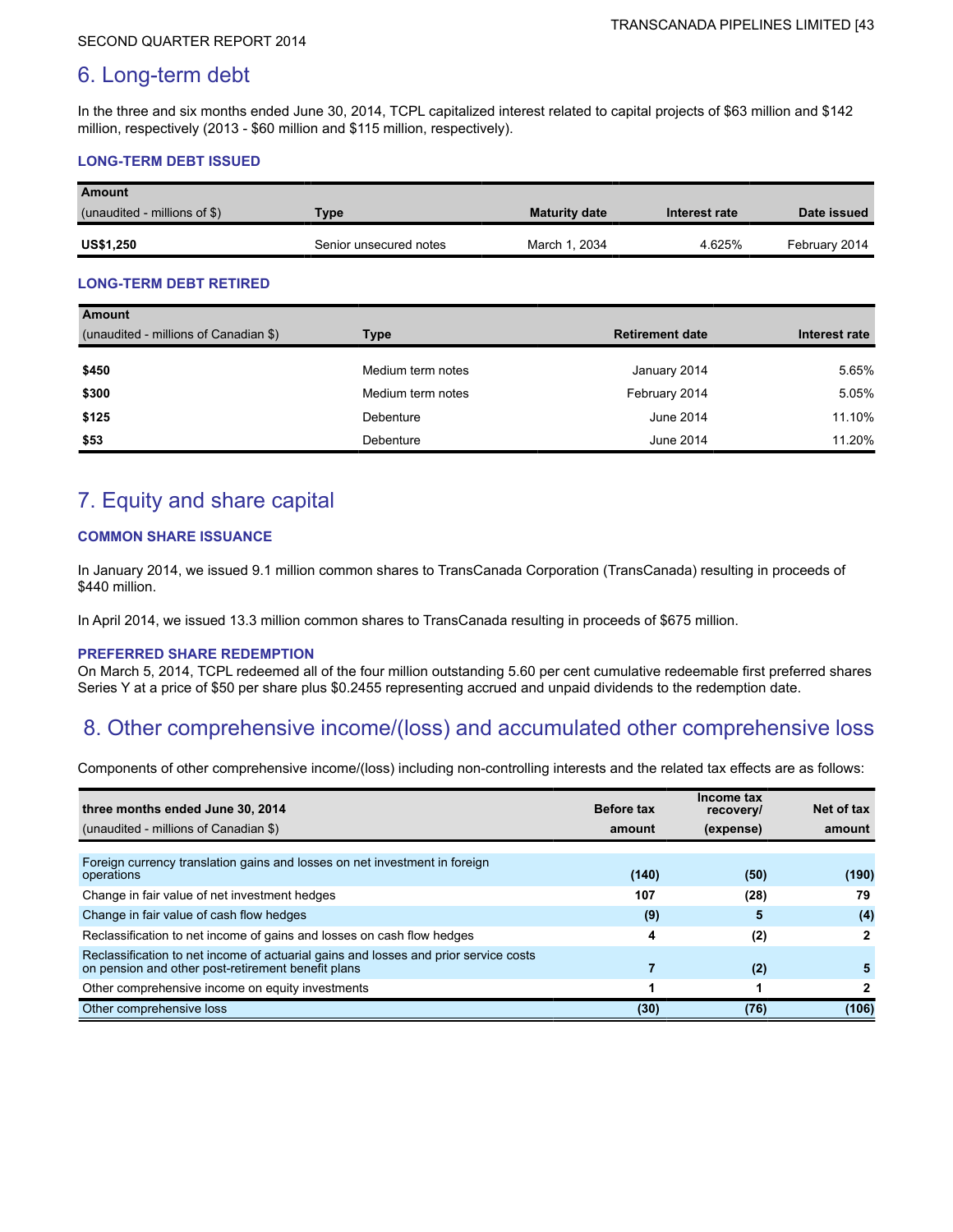## 6. Long-term debt

In the three and six months ended June 30, 2014, TCPL capitalized interest related to capital projects of $63 million and $142 million, respectively (2013 - $60 million and $115 million, respectively).

### LONG-TERM DEBT ISSUED

| Amount<br>(unaudited - millions of $) | Type | Maturity date | Interest rate | Date issued |
|---|---|---|---|---|
| **US$1,250** | Senior unsecured notes | March 1, 2034 | 4.625% | February 2014 |

### LONG-TERM DEBT RETIRED

| Amount<br>(unaudited - millions of Canadian $) | Type | Retirement date | Interest rate |
|---|---|---|---|
| **$450** | Medium term notes | January 2014 | 5.65% |
| **$300** | Medium term notes | February 2014 | 5.05% |
| **$125** | Debenture | June 2014 | 11.10% |
| **$53** | Debenture | June 2014 | 11.20% |

## 7. Equity and share capital

### COMMON SHARE ISSUANCE

In January 2014, we issued 9.1 million common shares to TransCanada Corporation (TransCanada) resulting in proceeds of $440 million.

In April 2014, we issued 13.3 million common shares to TransCanada resulting in proceeds of $675 million.

### PREFERRED SHARE REDEMPTION

On March 5, 2014, TCPL redeemed all of the four million outstanding 5.60 per cent cumulative redeemable first preferred shares Series Y at a price of $50 per share plus $0.2455 representing accrued and unpaid dividends to the redemption date.

## 8. Other comprehensive income/(loss) and accumulated other comprehensive loss

Components of other comprehensive income/(loss) including non-controlling interests and the related tax effects are as follows:

| **three months ended June 30, 2014**<br>(unaudited - millions of Canadian $) | Before tax amount | Income tax recovery/ (expense) | Net of tax amount |
|---|---|---|---|
| Foreign currency translation gains and losses on net investment in foreign operations | (140) | (50) | (190) |
| Change in fair value of net investment hedges | 107 | (28) | 79 |
| Change in fair value of cash flow hedges | (9) | 5 | (4) |
| Reclassification to net income of gains and losses on cash flow hedges | 4 | (2) | 2 |
| Reclassification to net income of actuarial gains and losses and prior service costs on pension and other post-retirement benefit plans | 7 | (2) | 5 |
| Other comprehensive income on equity investments | 1 | 1 | 2 |
| Other comprehensive loss | (30) | (76) | (106) |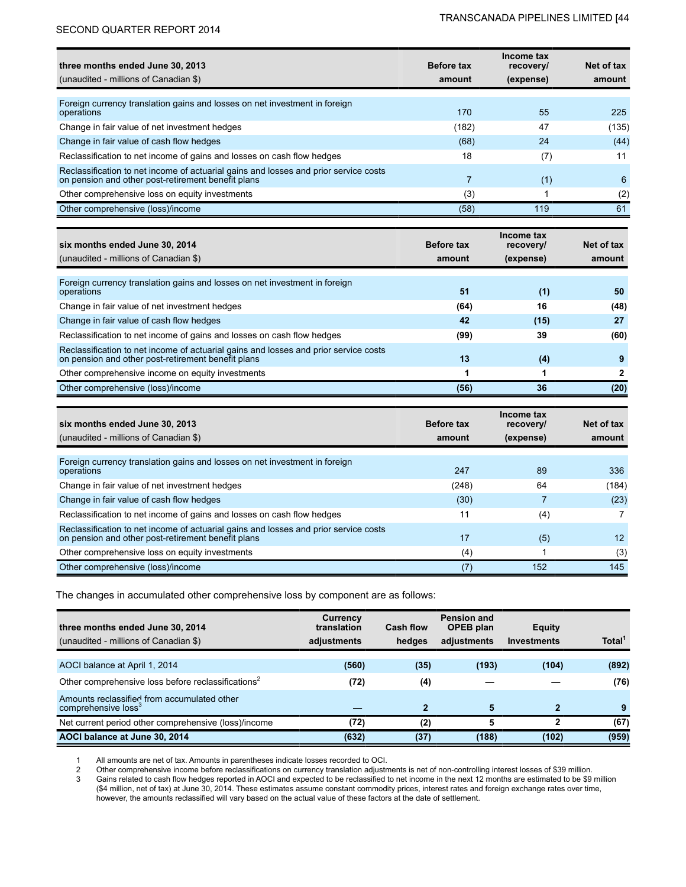| three months ended June 30, 2013<br>(unaudited - millions of Canadian $) | Before tax amount | Income tax recovery/ (expense) | Net of tax amount |
|---|---|---|---|
| Foreign currency translation gains and losses on net investment in foreign operations | 170 | 55 | 225 |
| Change in fair value of net investment hedges | (182) | 47 | (135) |
| Change in fair value of cash flow hedges | (68) | 24 | (44) |
| Reclassification to net income of gains and losses on cash flow hedges | 18 | (7) | 11 |
| Reclassification to net income of actuarial gains and losses and prior service costs on pension and other post-retirement benefit plans | 7 | (1) | 6 |
| Other comprehensive loss on equity investments | (3) | 1 | (2) |
| Other comprehensive (loss)/income | (58) | 119 | 61 |

| six months ended June 30, 2014<br>(unaudited - millions of Canadian $) | Before tax amount | Income tax recovery/ (expense) | Net of tax amount |
|---|---|---|---|
| Foreign currency translation gains and losses on net investment in foreign operations | **51** | **(1)** | **50** |
| Change in fair value of net investment hedges | **(64)** | **16** | **(48)** |
| Change in fair value of cash flow hedges | **42** | **(15)** | **27** |
| Reclassification to net income of gains and losses on cash flow hedges | **(99)** | **39** | **(60)** |
| Reclassification to net income of actuarial gains and losses and prior service costs on pension and other post-retirement benefit plans | **13** | **(4)** | **9** |
| Other comprehensive income on equity investments | **1** | **1** | **2** |
| Other comprehensive (loss)/income | **(56)** | **36** | **(20)** |

| six months ended June 30, 2013<br>(unaudited - millions of Canadian $) | Before tax amount | Income tax recovery/ (expense) | Net of tax amount |
|---|---|---|---|
| Foreign currency translation gains and losses on net investment in foreign operations | 247 | 89 | 336 |
| Change in fair value of net investment hedges | (248) | 64 | (184) |
| Change in fair value of cash flow hedges | (30) | 7 | (23) |
| Reclassification to net income of gains and losses on cash flow hedges | 11 | (4) | 7 |
| Reclassification to net income of actuarial gains and losses and prior service costs on pension and other post-retirement benefit plans | 17 | (5) | 12 |
| Other comprehensive loss on equity investments | (4) | 1 | (3) |
| Other comprehensive (loss)/income | (7) | 152 | 145 |

The changes in accumulated other comprehensive loss by component are as follows:

| three months ended June 30, 2014<br>(unaudited - millions of Canadian $) | Currency translation adjustments | Cash flow hedges | Pension and OPEB plan adjustments | Equity Investments | Total[1] |
|---|---|---|---|---|---|
| AOCI balance at April 1, 2014 | **(560)** | **(35)** | **(193)** | **(104)** | **(892)** |
| Other comprehensive loss before reclassifications[2] | **(72)** | **(4)** | **—** | **—** | **(76)** |
| Amounts reclassified from accumulated other comprehensive loss[3] | **—** | **2** | **5** | **2** | **9** |
| Net current period other comprehensive (loss)/income | **(72)** | **(2)** | **5** | **2** | **(67)** |
| **AOCI balance at June 30, 2014** | **(632)** | **(37)** | **(188)** | **(102)** | **(959)** |

1 All amounts are net of tax. Amounts in parentheses indicate losses recorded to OCI.

2 Other comprehensive income before reclassifications on currency translation adjustments is net of non-controlling interest losses of $39 million.

3 Gains related to cash flow hedges reported in AOCI and expected to be reclassified to net income in the next 12 months are estimated to be $9 million ($4 million, net of tax) at June 30, 2014. These estimates assume constant commodity prices, interest rates and foreign exchange rates over time, however, the amounts reclassified will vary based on the actual value of these factors at the date of settlement.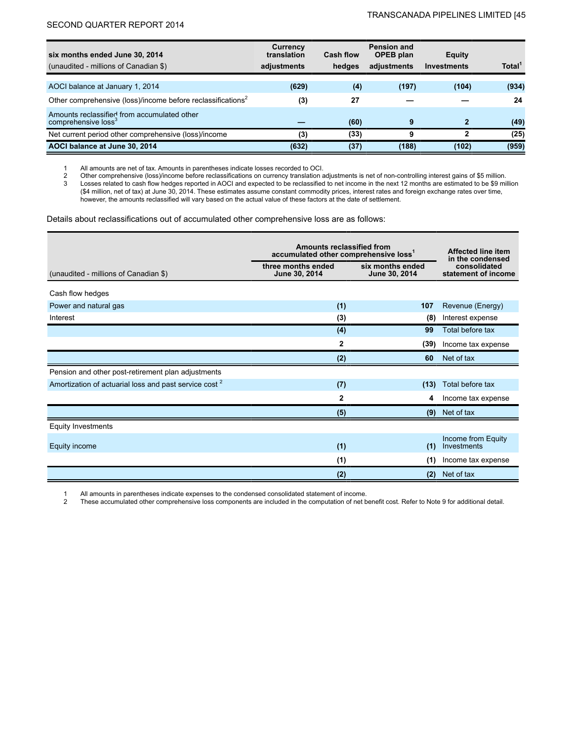| six months ended June 30, 2014<br>(unaudited - millions of Canadian $) | Currency translation adjustments | Cash flow hedges | Pension and OPEB plan adjustments | Equity Investments | Total[1] |
|---|---|---|---|---|---|
| AOCI balance at January 1, 2014 | (629) | (4) | (197) | (104) | (934) |
| Other comprehensive (loss)/income before reclassifications[2] | (3) | 27 | — | — | 24 |
| Amounts reclassified from accumulated other comprehensive loss[3] | — | (60) | 9 | 2 | (49) |
| Net current period other comprehensive (loss)/income | (3) | (33) | 9 | 2 | (25) |
| **AOCI balance at June 30, 2014** | **(632)** | **(37)** | **(188)** | **(102)** | **(959)** |

1 All amounts are net of tax. Amounts in parentheses indicate losses recorded to OCI.
2 Other comprehensive (loss)/income before reclassifications on currency translation adjustments is net of non-controlling interest gains of $5 million.
3 Losses related to cash flow hedges reported in AOCI and expected to be reclassified to net income in the next 12 months are estimated to be $9 million ($4 million, net of tax) at June 30, 2014. These estimates assume constant commodity prices, interest rates and foreign exchange rates over time, however, the amounts reclassified will vary based on the actual value of these factors at the date of settlement.

Details about reclassifications out of accumulated other comprehensive loss are as follows:

| (unaudited - millions of Canadian $) | Amounts reclassified from accumulated other comprehensive loss[1]<br>three months ended June 30, 2014 | <br>six months ended June 30, 2014 | Affected line item in the condensed consolidated statement of income |
|---|---|---|---|
| Cash flow hedges | | | |
| Power and natural gas | (1) | 107 | Revenue (Energy) |
| Interest | (3) | (8) | Interest expense |
| | (4) | 99 | Total before tax |
| | 2 | (39) | Income tax expense |
| | (2) | 60 | Net of tax |
| Pension and other post-retirement plan adjustments | | | |
| Amortization of actuarial loss and past service cost[2] | (7) | (13) | Total before tax |
| | 2 | 4 | Income tax expense |
| | (5) | (9) | Net of tax |
| Equity Investments | | | |
| Equity income | (1) | (1) | Income from Equity Investments |
| | (1) | (1) | Income tax expense |
| | (2) | (2) | Net of tax |

1 All amounts in parentheses indicate expenses to the condensed consolidated statement of income.
2 These accumulated other comprehensive loss components are included in the computation of net benefit cost. Refer to Note 9 for additional detail.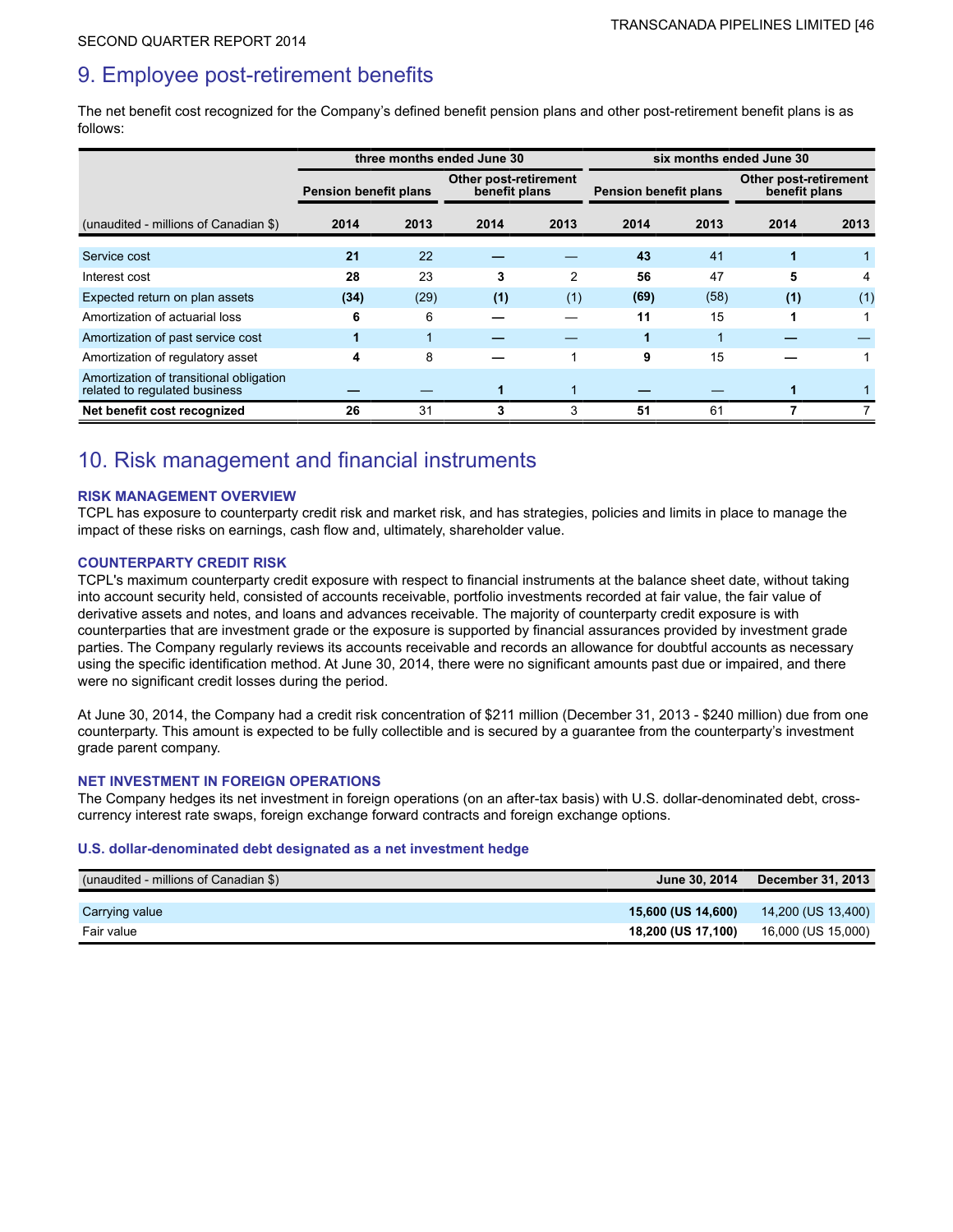## 9. Employee post-retirement benefits

The net benefit cost recognized for the Company's defined benefit pension plans and other post-retirement benefit plans is as follows:

| | three months ended June 30 | | | | six months ended June 30 | | | |
|---|---|---|---|---|---|---|---|---|
| | Pension benefit plans | | Other post-retirement benefit plans | | Pension benefit plans | | Other post-retirement benefit plans | |
| (unaudited - millions of Canadian $) | 2014 | 2013 | 2014 | 2013 | 2014 | 2013 | 2014 | 2013 |
| Service cost | **21** | 22 | **—** | — | **43** | 41 | **1** | 1 |
| Interest cost | **28** | 23 | **3** | 2 | **56** | 47 | **5** | 4 |
| Expected return on plan assets | **(34)** | (29) | **(1)** | (1) | **(69)** | (58) | **(1)** | (1) |
| Amortization of actuarial loss | **6** | 6 | **—** | — | **11** | 15 | **1** | 1 |
| Amortization of past service cost | **1** | 1 | **—** | — | **1** | 1 | **—** | — |
| Amortization of regulatory asset | **4** | 8 | **—** | 1 | **9** | 15 | **—** | 1 |
| Amortization of transitional obligation related to regulated business | **—** | — | **1** | 1 | **—** | — | **1** | 1 |
| **Net benefit cost recognized** | **26** | 31 | **3** | 3 | **51** | 61 | **7** | 7 |

## 10. Risk management and financial instruments

### RISK MANAGEMENT OVERVIEW

TCPL has exposure to counterparty credit risk and market risk, and has strategies, policies and limits in place to manage the impact of these risks on earnings, cash flow and, ultimately, shareholder value.

### COUNTERPARTY CREDIT RISK

TCPL's maximum counterparty credit exposure with respect to financial instruments at the balance sheet date, without taking into account security held, consisted of accounts receivable, portfolio investments recorded at fair value, the fair value of derivative assets and notes, and loans and advances receivable. The majority of counterparty credit exposure is with counterparties that are investment grade or the exposure is supported by financial assurances provided by investment grade parties. The Company regularly reviews its accounts receivable and records an allowance for doubtful accounts as necessary using the specific identification method. At June 30, 2014, there were no significant amounts past due or impaired, and there were no significant credit losses during the period.

At June 30, 2014, the Company had a credit risk concentration of $211 million (December 31, 2013 - $240 million) due from one counterparty. This amount is expected to be fully collectible and is secured by a guarantee from the counterparty's investment grade parent company.

### NET INVESTMENT IN FOREIGN OPERATIONS

The Company hedges its net investment in foreign operations (on an after-tax basis) with U.S. dollar-denominated debt, cross-currency interest rate swaps, foreign exchange forward contracts and foreign exchange options.

#### U.S. dollar-denominated debt designated as a net investment hedge

| (unaudited - millions of Canadian $) | June 30, 2014 | December 31, 2013 |
|---|---|---|
| Carrying value | **15,600 (US 14,600)** | 14,200 (US 13,400) |
| Fair value | **18,200 (US 17,100)** | 16,000 (US 15,000) |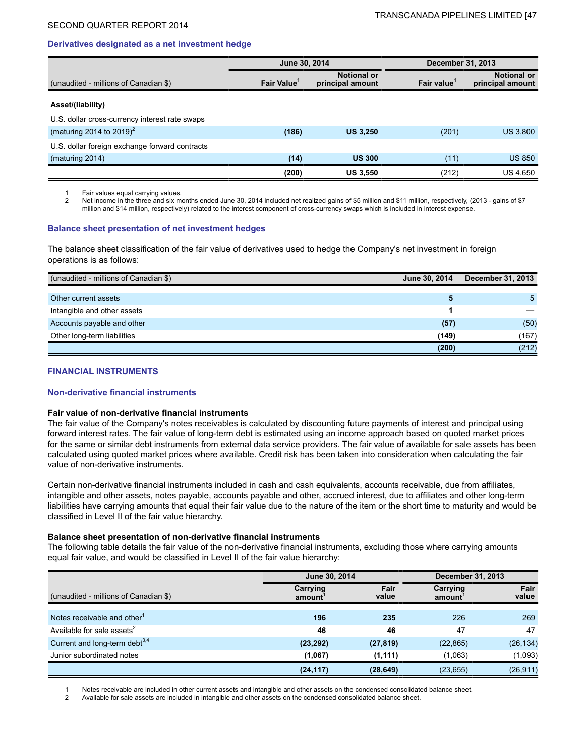### Derivatives designated as a net investment hedge

| (unaudited - millions of Canadian $) | June 30, 2014 | | December 31, 2013 | |
|---|---|---|---|---|
| | Fair Value[1] | Notional or principal amount | Fair value[1] | Notional or principal amount |
| **Asset/(liability)** | | | | |
| U.S. dollar cross-currency interest rate swaps (maturing 2014 to 2019)[2] | **(186)** | **US 3,250** | (201) | US 3,800 |
| U.S. dollar foreign exchange forward contracts (maturing 2014) | **(14)** | **US 300** | (11) | US 850 |
| | **(200)** | **US 3,550** | (212) | US 4,650 |

1 Fair values equal carrying values.
2 Net income in the three and six months ended June 30, 2014 included net realized gains of $5 million and $11 million, respectively, (2013 - gains of $7 million and $14 million, respectively) related to the interest component of cross-currency swaps which is included in interest expense.

### Balance sheet presentation of net investment hedges

The balance sheet classification of the fair value of derivatives used to hedge the Company's net investment in foreign operations is as follows:

| (unaudited - millions of Canadian $) | June 30, 2014 | December 31, 2013 |
|---|---|---|
| Other current assets | **5** | 5 |
| Intangible and other assets | **1** | — |
| Accounts payable and other | **(57)** | (50) |
| Other long-term liabilities | **(149)** | (167) |
| | **(200)** | (212) |

## FINANCIAL INSTRUMENTS

### Non-derivative financial instruments

**Fair value of non-derivative financial instruments**

The fair value of the Company's notes receivables is calculated by discounting future payments of interest and principal using forward interest rates. The fair value of long-term debt is estimated using an income approach based on quoted market prices for the same or similar debt instruments from external data service providers. The fair value of available for sale assets has been calculated using quoted market prices where available. Credit risk has been taken into consideration when calculating the fair value of non-derivative instruments.

Certain non-derivative financial instruments included in cash and cash equivalents, accounts receivable, due from affiliates, intangible and other assets, notes payable, accounts payable and other, accrued interest, due to affiliates and other long-term liabilities have carrying amounts that equal their fair value due to the nature of the item or the short time to maturity and would be classified in Level II of the fair value hierarchy.

**Balance sheet presentation of non-derivative financial instruments**

The following table details the fair value of the non-derivative financial instruments, excluding those where carrying amounts equal fair value, and would be classified in Level II of the fair value hierarchy:

| (unaudited - millions of Canadian $) | June 30, 2014 | | December 31, 2013 | |
|---|---|---|---|---|
| | Carrying amount[1] | Fair value | Carrying amount[1] | Fair value |
| Notes receivable and other[1] | **196** | **235** | 226 | 269 |
| Available for sale assets[2] | **46** | **46** | 47 | 47 |
| Current and long-term debt[3,4] | **(23,292)** | **(27,819)** | (22,865) | (26,134) |
| Junior subordinated notes | **(1,067)** | **(1,111)** | (1,063) | (1,093) |
| | **(24,117)** | **(28,649)** | (23,655) | (26,911) |

1 Notes receivable are included in other current assets and intangible and other assets on the condensed consolidated balance sheet.
2 Available for sale assets are included in intangible and other assets on the condensed consolidated balance sheet.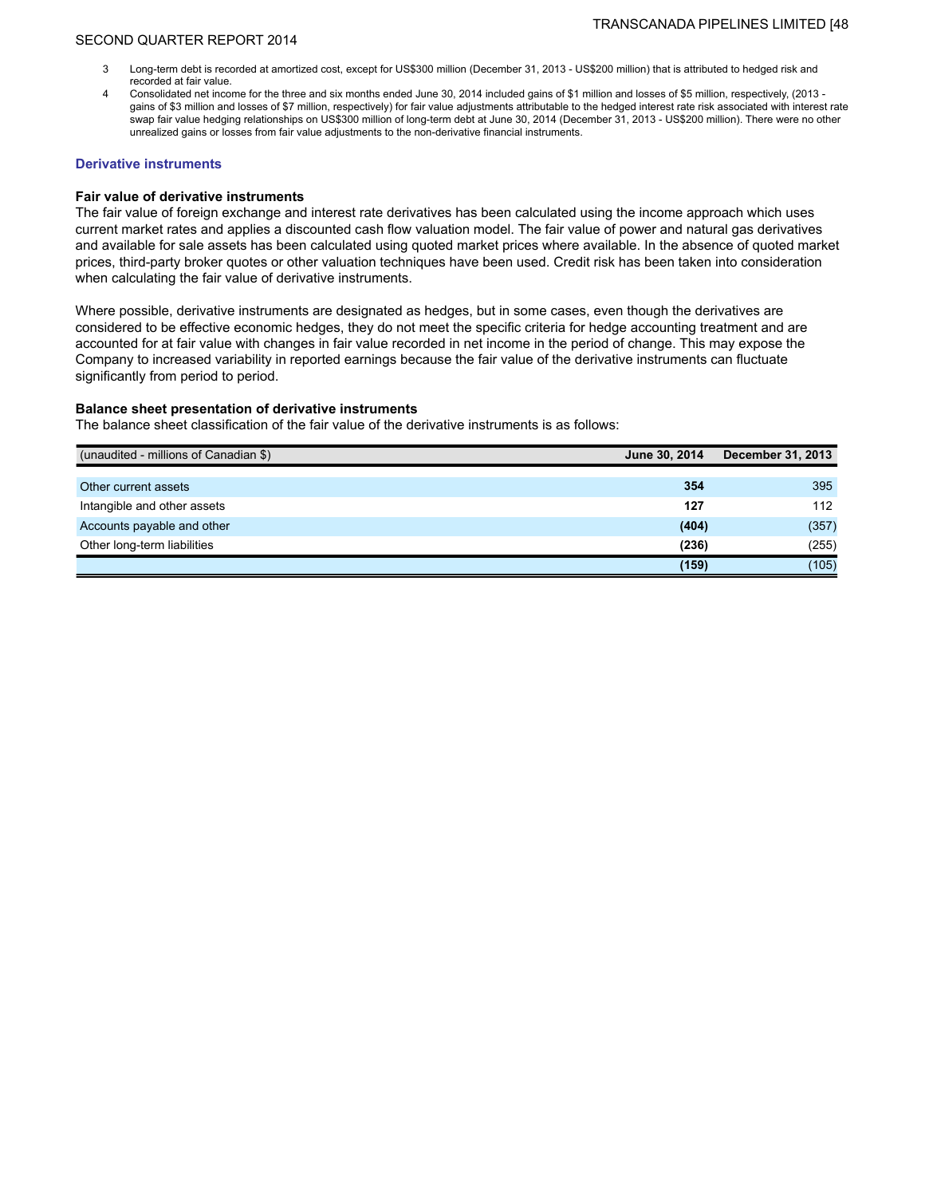3 Long-term debt is recorded at amortized cost, except for US$300 million (December 31, 2013 - US$200 million) that is attributed to hedged risk and recorded at fair value.

4 Consolidated net income for the three and six months ended June 30, 2014 included gains of $1 million and losses of $5 million, respectively, (2013 - gains of $3 million and losses of $7 million, respectively) for fair value adjustments attributable to the hedged interest rate risk associated with interest rate swap fair value hedging relationships on US$300 million of long-term debt at June 30, 2014 (December 31, 2013 - US$200 million). There were no other unrealized gains or losses from fair value adjustments to the non-derivative financial instruments.

## Derivative instruments

### Fair value of derivative instruments

The fair value of foreign exchange and interest rate derivatives has been calculated using the income approach which uses current market rates and applies a discounted cash flow valuation model. The fair value of power and natural gas derivatives and available for sale assets has been calculated using quoted market prices where available. In the absence of quoted market prices, third-party broker quotes or other valuation techniques have been used. Credit risk has been taken into consideration when calculating the fair value of derivative instruments.

Where possible, derivative instruments are designated as hedges, but in some cases, even though the derivatives are considered to be effective economic hedges, they do not meet the specific criteria for hedge accounting treatment and are accounted for at fair value with changes in fair value recorded in net income in the period of change. This may expose the Company to increased variability in reported earnings because the fair value of the derivative instruments can fluctuate significantly from period to period.

### Balance sheet presentation of derivative instruments

The balance sheet classification of the fair value of the derivative instruments is as follows:

| (unaudited - millions of Canadian $) | June 30, 2014 | December 31, 2013 |
|---|---|---|
| Other current assets | **354** | 395 |
| Intangible and other assets | **127** | 112 |
| Accounts payable and other | **(404)** | (357) |
| Other long-term liabilities | **(236)** | (255) |
| | **(159)** | (105) |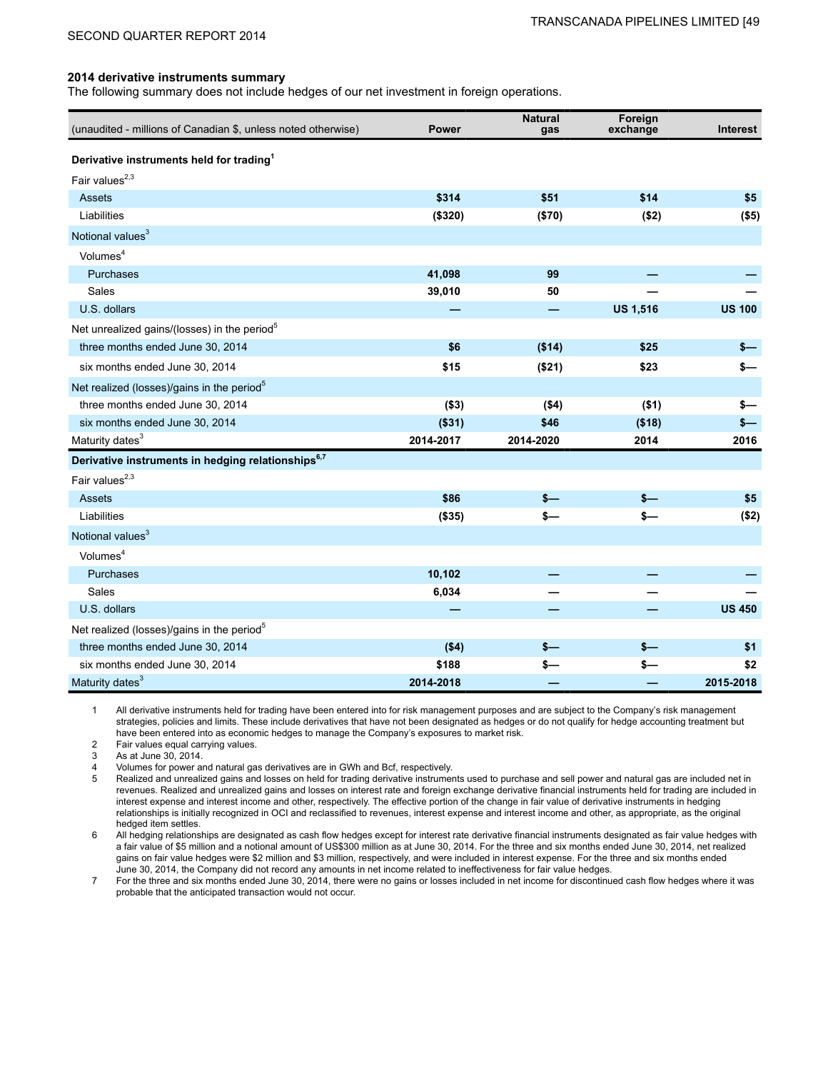### 2014 derivative instruments summary

The following summary does not include hedges of our net investment in foreign operations.

| (unaudited - millions of Canadian $, unless noted otherwise) | Power | Natural gas | Foreign exchange | Interest |
|---|---|---|---|---|
| **Derivative instruments held for trading**[1] | | | | |
| Fair values[2,3] | | | | |
| Assets | **$314** | **$51** | **$14** | **$5** |
| Liabilities | **($320)** | **($70)** | **($2)** | **($5)** |
| Notional values[3] | | | | |
| Volumes[4] | | | | |
| Purchases | **41,098** | **99** | **—** | **—** |
| Sales | **39,010** | **50** | **—** | **—** |
| U.S. dollars | **—** | **—** | **US 1,516** | **US 100** |
| Net unrealized gains/(losses) in the period[5] | | | | |
| three months ended June 30, 2014 | **$6** | **($14)** | **$25** | **$—** |
| six months ended June 30, 2014 | **$15** | **($21)** | **$23** | **$—** |
| Net realized (losses)/gains in the period[5] | | | | |
| three months ended June 30, 2014 | **($3)** | **($4)** | **($1)** | **$—** |
| six months ended June 30, 2014 | **($31)** | **$46** | **($18)** | **$—** |
| Maturity dates[3] | **2014-2017** | **2014-2020** | **2014** | **2016** |
| **Derivative instruments in hedging relationships**[6,7] | | | | |
| Fair values[2,3] | | | | |
| Assets | **$86** | **$—** | **$—** | **$5** |
| Liabilities | **($35)** | **$—** | **$—** | **($2)** |
| Notional values[3] | | | | |
| Volumes[4] | | | | |
| Purchases | **10,102** | **—** | **—** | **—** |
| Sales | **6,034** | **—** | **—** | **—** |
| U.S. dollars | **—** | **—** | **—** | **US 450** |
| Net realized (losses)/gains in the period[5] | | | | |
| three months ended June 30, 2014 | **($4)** | **$—** | **$—** | **$1** |
| six months ended June 30, 2014 | **$188** | **$—** | **$—** | **$2** |
| Maturity dates[3] | **2014-2018** | **—** | **—** | **2015-2018** |

1. All derivative instruments held for trading have been entered into for risk management purposes and are subject to the Company's risk management strategies, policies and limits. These include derivatives that have not been designated as hedges or do not qualify for hedge accounting treatment but have been entered into as economic hedges to manage the Company's exposures to market risk.
2. Fair values equal carrying values.
3. As at June 30, 2014.
4. Volumes for power and natural gas derivatives are in GWh and Bcf, respectively.
5. Realized and unrealized gains and losses on held for trading derivative instruments used to purchase and sell power and natural gas are included net in revenues. Realized and unrealized gains and losses on interest rate and foreign exchange derivative financial instruments held for trading are included in interest expense and interest income and other, respectively. The effective portion of the change in fair value of derivative instruments in hedging relationships is initially recognized in OCI and reclassified to revenues, interest expense and interest income and other, as appropriate, as the original hedged item settles.
6. All hedging relationships are designated as cash flow hedges except for interest rate derivative financial instruments designated as fair value hedges with a fair value of $5 million and a notional amount of US$300 million as at June 30, 2014. For the three and six months ended June 30, 2014, net realized gains on fair value hedges were $2 million and $3 million, respectively, and were included in interest expense. For the three and six months ended June 30, 2014, the Company did not record any amounts in net income related to ineffectiveness for fair value hedges.
7. For the three and six months ended June 30, 2014, there were no gains or losses included in net income for discontinued cash flow hedges where it was probable that the anticipated transaction would not occur.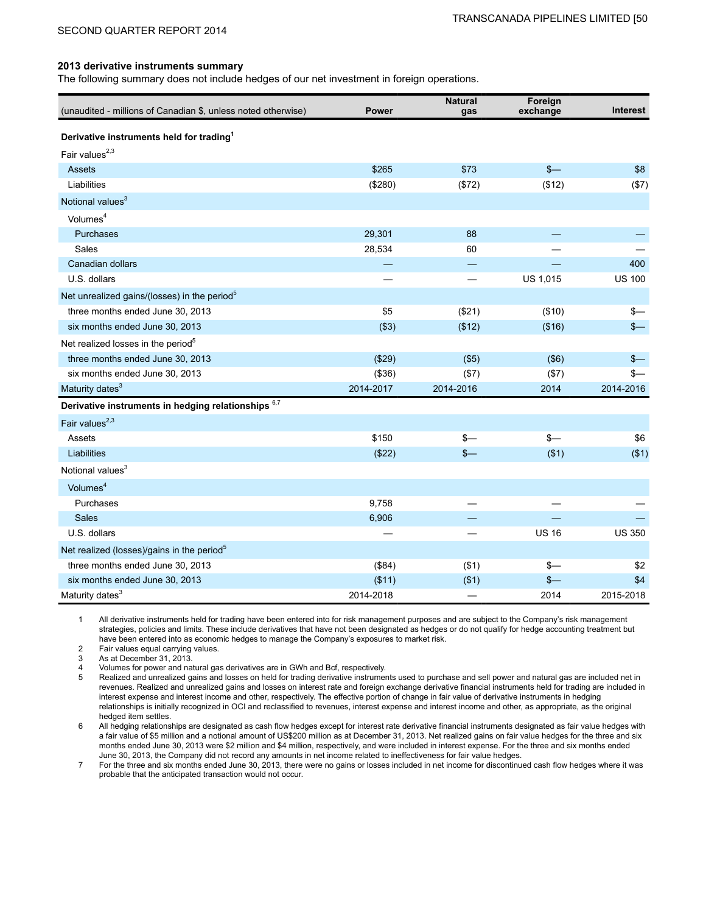### 2013 derivative instruments summary

The following summary does not include hedges of our net investment in foreign operations.

| (unaudited - millions of Canadian $, unless noted otherwise) | Power | Natural gas | Foreign exchange | Interest |
|---|---|---|---|---|
| **Derivative instruments held for trading**[1] | | | | |
| Fair values[2,3] | | | | |
| Assets | $265 | $73 | $— | $8 |
| Liabilities | ($280) | ($72) | ($12) | ($7) |
| Notional values[3] | | | | |
| Volumes[4] | | | | |
| Purchases | 29,301 | 88 | — | — |
| Sales | 28,534 | 60 | — | — |
| Canadian dollars | — | — | — | 400 |
| U.S. dollars | — | — | US 1,015 | US 100 |
| Net unrealized gains/(losses) in the period[5] | | | | |
| three months ended June 30, 2013 | $5 | ($21) | ($10) | $— |
| six months ended June 30, 2013 | ($3) | ($12) | ($16) | $— |
| Net realized losses in the period[5] | | | | |
| three months ended June 30, 2013 | ($29) | ($5) | ($6) | $— |
| six months ended June 30, 2013 | ($36) | ($7) | ($7) | $— |
| Maturity dates[3] | 2014-2017 | 2014-2016 | 2014 | 2014-2016 |
| **Derivative instruments in hedging relationships** [6,7] | | | | |
| Fair values[2,3] | | | | |
| Assets | $150 | $— | $— | $6 |
| Liabilities | ($22) | $— | ($1) | ($1) |
| Notional values[3] | | | | |
| Volumes[4] | | | | |
| Purchases | 9,758 | — | — | — |
| Sales | 6,906 | — | — | — |
| U.S. dollars | — | — | US 16 | US 350 |
| Net realized (losses)/gains in the period[5] | | | | |
| three months ended June 30, 2013 | ($84) | ($1) | $— | $2 |
| six months ended June 30, 2013 | ($11) | ($1) | $— | $4 |
| Maturity dates[3] | 2014-2018 | — | 2014 | 2015-2018 |

1. All derivative instruments held for trading have been entered into for risk management purposes and are subject to the Company's risk management strategies, policies and limits. These include derivatives that have not been designated as hedges or do not qualify for hedge accounting treatment but have been entered into as economic hedges to manage the Company's exposures to market risk.
2. Fair values equal carrying values.
3. As at December 31, 2013.
4. Volumes for power and natural gas derivatives are in GWh and Bcf, respectively.
5. Realized and unrealized gains and losses on held for trading derivative instruments used to purchase and sell power and natural gas are included net in revenues. Realized and unrealized gains and losses on interest rate and foreign exchange derivative financial instruments held for trading are included in interest expense and interest income and other, respectively. The effective portion of change in fair value of derivative instruments in hedging relationships is initially recognized in OCI and reclassified to revenues, interest expense and interest income and other, as appropriate, as the original hedged item settles.
6. All hedging relationships are designated as cash flow hedges except for interest rate derivative financial instruments designated as fair value hedges with a fair value of $5 million and a notional amount of US$200 million as at December 31, 2013. Net realized gains on fair value hedges for the three and six months ended June 30, 2013 were $2 million and $4 million, respectively, and were included in interest expense. For the three and six months ended June 30, 2013, the Company did not record any amounts in net income related to ineffectiveness for fair value hedges.
7. For the three and six months ended June 30, 2013, there were no gains or losses included in net income for discontinued cash flow hedges where it was probable that the anticipated transaction would not occur.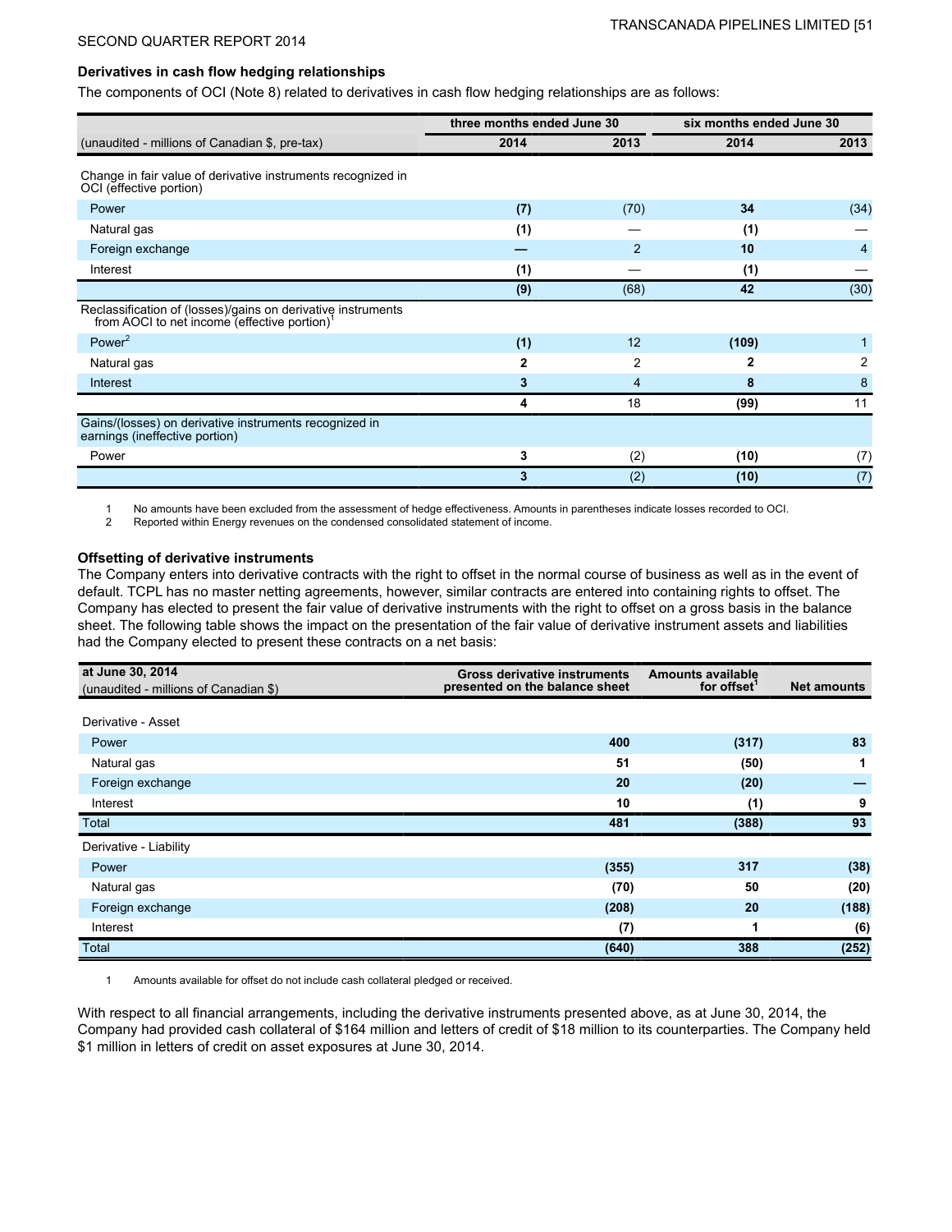### Derivatives in cash flow hedging relationships

The components of OCI (Note 8) related to derivatives in cash flow hedging relationships are as follows:

| | three months ended June 30 | | six months ended June 30 | |
|---|---|---|---|---|
| (unaudited - millions of Canadian $, pre-tax) | 2014 | 2013 | 2014 | 2013 |
| **Change in fair value of derivative instruments recognized in OCI (effective portion)** | | | | |
| Power | **(7)** | (70) | **34** | (34) |
| Natural gas | **(1)** | — | **(1)** | — |
| Foreign exchange | **—** | 2 | **10** | 4 |
| Interest | **(1)** | — | **(1)** | — |
| | **(9)** | (68) | **42** | (30) |
| **Reclassification of (losses)/gains on derivative instruments from AOCI to net income (effective portion)[1]** | | | | |
| Power[2] | **(1)** | 12 | **(109)** | 1 |
| Natural gas | **2** | 2 | **2** | 2 |
| Interest | **3** | 4 | **8** | 8 |
| | **4** | 18 | **(99)** | 11 |
| **Gains/(losses) on derivative instruments recognized in earnings (ineffective portion)** | | | | |
| Power | **3** | (2) | **(10)** | (7) |
| | **3** | (2) | **(10)** | (7) |

1 No amounts have been excluded from the assessment of hedge effectiveness. Amounts in parentheses indicate losses recorded to OCI.
2 Reported within Energy revenues on the condensed consolidated statement of income.

### Offsetting of derivative instruments

The Company enters into derivative contracts with the right to offset in the normal course of business as well as in the event of default. TCPL has no master netting agreements, however, similar contracts are entered into containing rights to offset. The Company has elected to present the fair value of derivative instruments with the right to offset on a gross basis in the balance sheet. The following table shows the impact on the presentation of the fair value of derivative instrument assets and liabilities had the Company elected to present these contracts on a net basis:

| at June 30, 2014 (unaudited - millions of Canadian $) | Gross derivative instruments presented on the balance sheet | Amounts available for offset[1] | Net amounts |
|---|---|---|---|
| Derivative - Asset | | | |
| Power | **400** | **(317)** | **83** |
| Natural gas | **51** | **(50)** | **1** |
| Foreign exchange | **20** | **(20)** | **—** |
| Interest | **10** | **(1)** | **9** |
| Total | **481** | **(388)** | **93** |
| Derivative - Liability | | | |
| Power | **(355)** | **317** | **(38)** |
| Natural gas | **(70)** | **50** | **(20)** |
| Foreign exchange | **(208)** | **20** | **(188)** |
| Interest | **(7)** | **1** | **(6)** |
| Total | **(640)** | **388** | **(252)** |

1 Amounts available for offset do not include cash collateral pledged or received.

With respect to all financial arrangements, including the derivative instruments presented above, as at June 30, 2014, the Company had provided cash collateral of $164 million and letters of credit of $18 million to its counterparties. The Company held $1 million in letters of credit on asset exposures at June 30, 2014.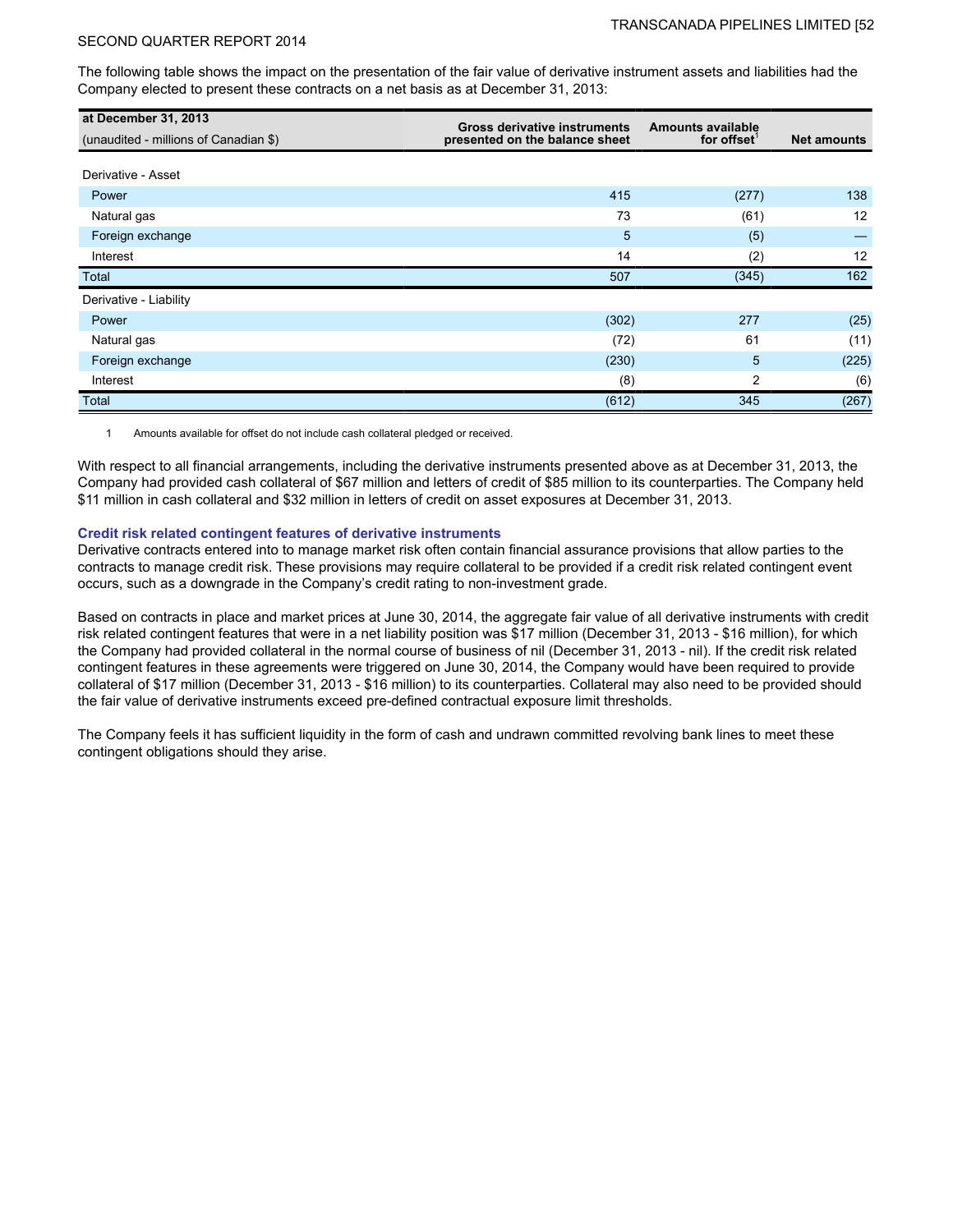The following table shows the impact on the presentation of the fair value of derivative instrument assets and liabilities had the Company elected to present these contracts on a net basis as at December 31, 2013:

| at December 31, 2013 (unaudited - millions of Canadian $) | Gross derivative instruments presented on the balance sheet | Amounts available for offset[1] | Net amounts |
|---|---|---|---|
| Derivative - Asset | | | |
| Power | 415 | (277) | 138 |
| Natural gas | 73 | (61) | 12 |
| Foreign exchange | 5 | (5) | — |
| Interest | 14 | (2) | 12 |
| Total | 507 | (345) | 162 |
| Derivative - Liability | | | |
| Power | (302) | 277 | (25) |
| Natural gas | (72) | 61 | (11) |
| Foreign exchange | (230) | 5 | (225) |
| Interest | (8) | 2 | (6) |
| Total | (612) | 345 | (267) |

1 Amounts available for offset do not include cash collateral pledged or received.

With respect to all financial arrangements, including the derivative instruments presented above as at December 31, 2013, the Company had provided cash collateral of $67 million and letters of credit of $85 million to its counterparties. The Company held $11 million in cash collateral and $32 million in letters of credit on asset exposures at December 31, 2013.

### Credit risk related contingent features of derivative instruments

Derivative contracts entered into to manage market risk often contain financial assurance provisions that allow parties to the contracts to manage credit risk. These provisions may require collateral to be provided if a credit risk related contingent event occurs, such as a downgrade in the Company's credit rating to non-investment grade.

Based on contracts in place and market prices at June 30, 2014, the aggregate fair value of all derivative instruments with credit risk related contingent features that were in a net liability position was $17 million (December 31, 2013 - $16 million), for which the Company had provided collateral in the normal course of business of nil (December 31, 2013 - nil). If the credit risk related contingent features in these agreements were triggered on June 30, 2014, the Company would have been required to provide collateral of $17 million (December 31, 2013 - $16 million) to its counterparties. Collateral may also need to be provided should the fair value of derivative instruments exceed pre-defined contractual exposure limit thresholds.

The Company feels it has sufficient liquidity in the form of cash and undrawn committed revolving bank lines to meet these contingent obligations should they arise.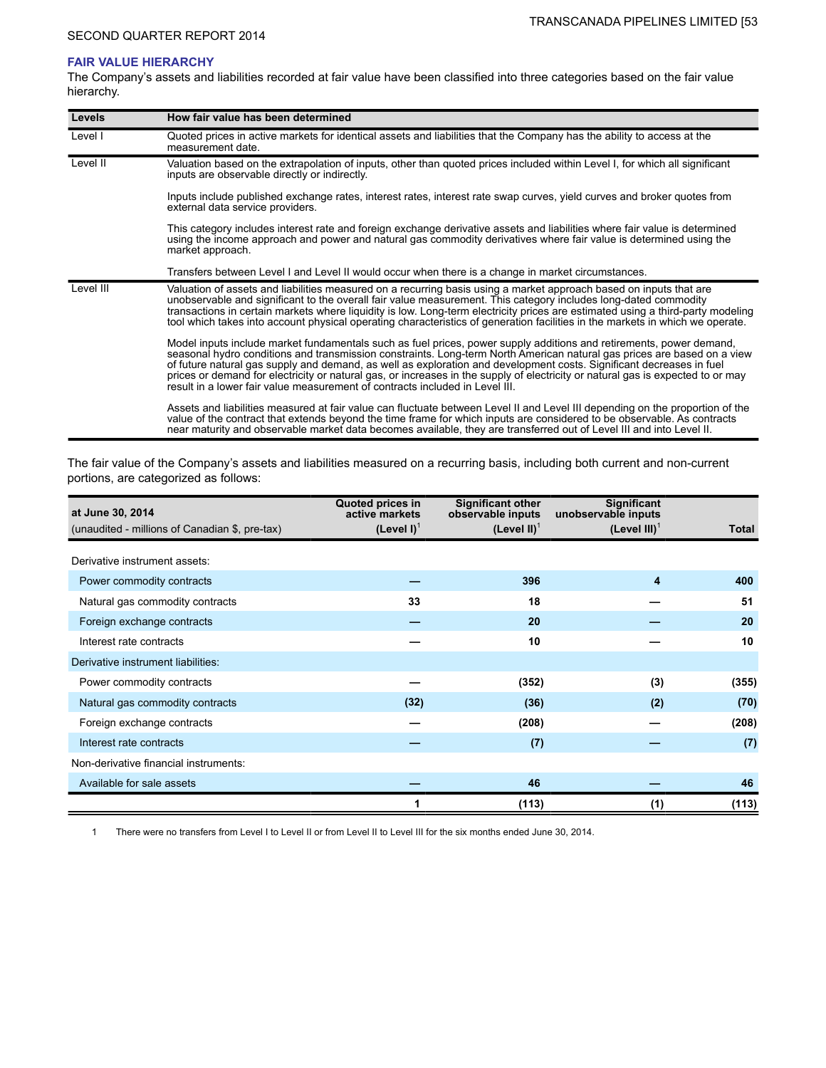## FAIR VALUE HIERARCHY

The Company's assets and liabilities recorded at fair value have been classified into three categories based on the fair value hierarchy.

| Levels | How fair value has been determined |
|---|---|
| Level I | Quoted prices in active markets for identical assets and liabilities that the Company has the ability to access at the measurement date. |
| Level II | Valuation based on the extrapolation of inputs, other than quoted prices included within Level I, for which all significant inputs are observable directly or indirectly.<br><br>Inputs include published exchange rates, interest rates, interest rate swap curves, yield curves and broker quotes from external data service providers.<br><br>This category includes interest rate and foreign exchange derivative assets and liabilities where fair value is determined using the income approach and power and natural gas commodity derivatives where fair value is determined using the market approach.<br><br>Transfers between Level I and Level II would occur when there is a change in market circumstances. |
| Level III | Valuation of assets and liabilities measured on a recurring basis using a market approach based on inputs that are unobservable and significant to the overall fair value measurement. This category includes long-dated commodity transactions in certain markets where liquidity is low. Long-term electricity prices are estimated using a third-party modeling tool which takes into account physical operating characteristics of generation facilities in the markets in which we operate.<br><br>Model inputs include market fundamentals such as fuel prices, power supply additions and retirements, power demand, seasonal hydro conditions and transmission constraints. Long-term North American natural gas prices are based on a view of future natural gas supply and demand, as well as exploration and development costs. Significant decreases in fuel prices or demand for electricity or natural gas, or increases in the supply of electricity or natural gas is expected to or may result in a lower fair value measurement of contracts included in Level III.<br><br>Assets and liabilities measured at fair value can fluctuate between Level II and Level III depending on the proportion of the value of the contract that extends beyond the time frame for which inputs are considered to be observable. As contracts near maturity and observable market data becomes available, they are transferred out of Level III and into Level II. |

The fair value of the Company's assets and liabilities measured on a recurring basis, including both current and non-current portions, are categorized as follows:

| at June 30, 2014<br>(unaudited - millions of Canadian $, pre-tax) | Quoted prices in active markets (Level I)[1] | Significant other observable inputs (Level II)[1] | Significant unobservable inputs (Level III)[1] | Total |
|---|---|---|---|---|
| Derivative instrument assets: | | | | |
| Power commodity contracts | — | 396 | 4 | 400 |
| Natural gas commodity contracts | 33 | 18 | — | 51 |
| Foreign exchange contracts | — | 20 | — | 20 |
| Interest rate contracts | — | 10 | — | 10 |
| Derivative instrument liabilities: | | | | |
| Power commodity contracts | — | (352) | (3) | (355) |
| Natural gas commodity contracts | (32) | (36) | (2) | (70) |
| Foreign exchange contracts | — | (208) | — | (208) |
| Interest rate contracts | — | (7) | — | (7) |
| Non-derivative financial instruments: | | | | |
| Available for sale assets | — | 46 | — | 46 |
| | 1 | (113) | (1) | (113) |

1 There were no transfers from Level I to Level II or from Level II to Level III for the six months ended June 30, 2014.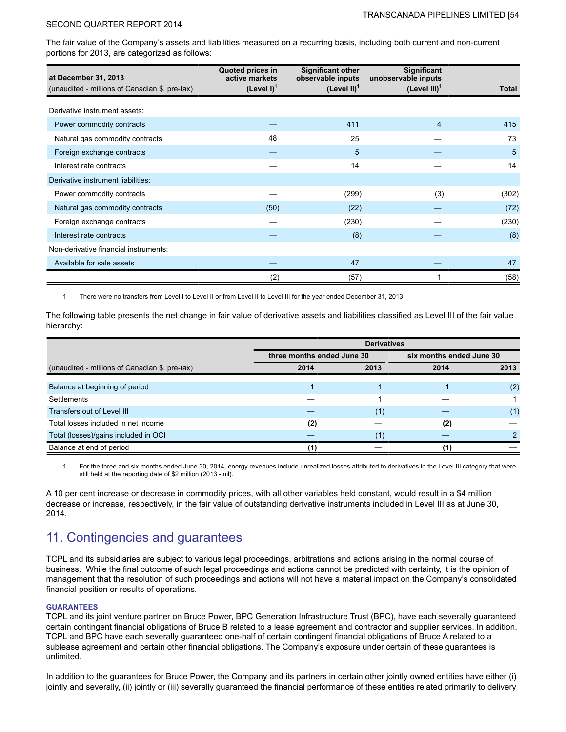The fair value of the Company's assets and liabilities measured on a recurring basis, including both current and non-current portions for 2013, are categorized as follows:

| at December 31, 2013 (unaudited - millions of Canadian $, pre-tax) | Quoted prices in active markets (Level I)[1] | Significant other observable inputs (Level II)[1] | Significant unobservable inputs (Level III)[1] | Total |
|---|---|---|---|---|
| Derivative instrument assets: | | | | |
| Power commodity contracts | — | 411 | 4 | 415 |
| Natural gas commodity contracts | 48 | 25 | — | 73 |
| Foreign exchange contracts | — | 5 | — | 5 |
| Interest rate contracts | — | 14 | — | 14 |
| Derivative instrument liabilities: | | | | |
| Power commodity contracts | — | (299) | (3) | (302) |
| Natural gas commodity contracts | (50) | (22) | — | (72) |
| Foreign exchange contracts | — | (230) | — | (230) |
| Interest rate contracts | — | (8) | — | (8) |
| Non-derivative financial instruments: | | | | |
| Available for sale assets | — | 47 | — | 47 |
| | (2) | (57) | 1 | (58) |

1 There were no transfers from Level I to Level II or from Level II to Level III for the year ended December 31, 2013.

The following table presents the net change in fair value of derivative assets and liabilities classified as Level III of the fair value hierarchy:

| | Derivatives[1] | | | |
|---|---|---|---|---|
| | three months ended June 30 | | six months ended June 30 | |
| (unaudited - millions of Canadian $, pre-tax) | 2014 | 2013 | 2014 | 2013 |
| Balance at beginning of period | **1** | 1 | **1** | (2) |
| Settlements | **—** | 1 | **—** | 1 |
| Transfers out of Level III | **—** | (1) | **—** | (1) |
| Total losses included in net income | **(2)** | — | **(2)** | — |
| Total (losses)/gains included in OCI | **—** | (1) | **—** | 2 |
| Balance at end of period | **(1)** | — | **(1)** | — |

1 For the three and six months ended June 30, 2014, energy revenues include unrealized losses attributed to derivatives in the Level III category that were still held at the reporting date of $2 million (2013 - nil).

A 10 per cent increase or decrease in commodity prices, with all other variables held constant, would result in a $4 million decrease or increase, respectively, in the fair value of outstanding derivative instruments included in Level III as at June 30, 2014.

## 11. Contingencies and guarantees

TCPL and its subsidiaries are subject to various legal proceedings, arbitrations and actions arising in the normal course of business. While the final outcome of such legal proceedings and actions cannot be predicted with certainty, it is the opinion of management that the resolution of such proceedings and actions will not have a material impact on the Company's consolidated financial position or results of operations.

### GUARANTEES

TCPL and its joint venture partner on Bruce Power, BPC Generation Infrastructure Trust (BPC), have each severally guaranteed certain contingent financial obligations of Bruce B related to a lease agreement and contractor and supplier services. In addition, TCPL and BPC have each severally guaranteed one-half of certain contingent financial obligations of Bruce A related to a sublease agreement and certain other financial obligations. The Company's exposure under certain of these guarantees is unlimited.

In addition to the guarantees for Bruce Power, the Company and its partners in certain other jointly owned entities have either (i) jointly and severally, (ii) jointly or (iii) severally guaranteed the financial performance of these entities related primarily to delivery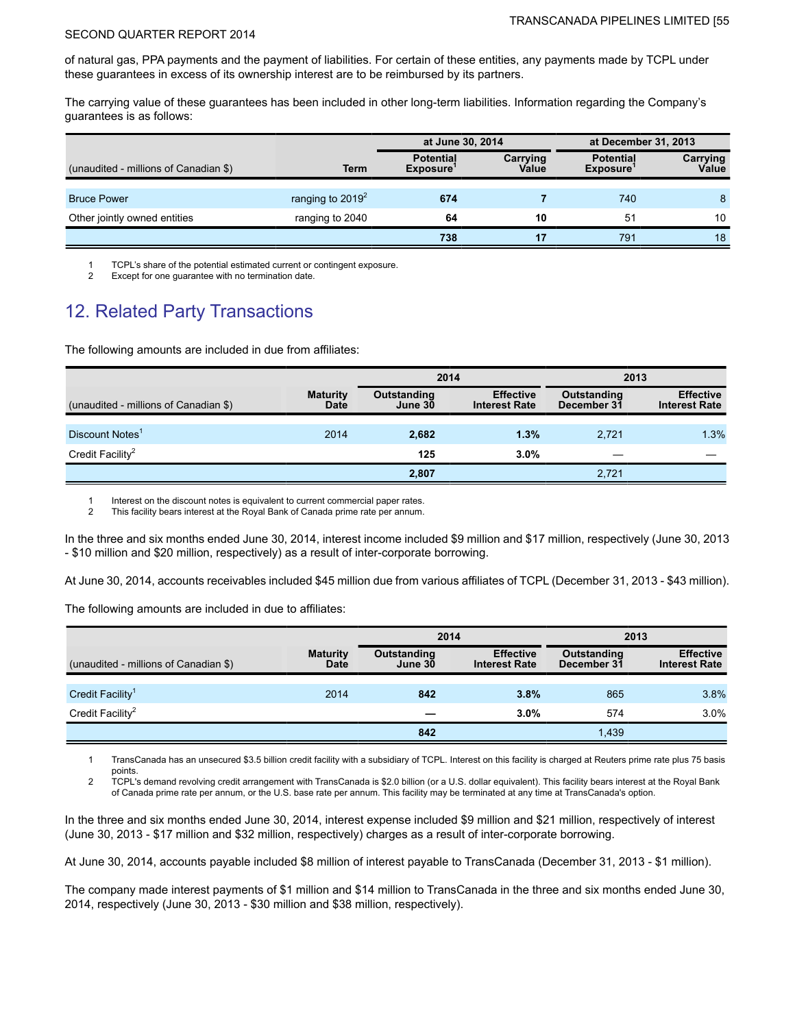of natural gas, PPA payments and the payment of liabilities. For certain of these entities, any payments made by TCPL under these guarantees in excess of its ownership interest are to be reimbursed by its partners.

The carrying value of these guarantees has been included in other long-term liabilities. Information regarding the Company's guarantees is as follows:

| | | at June 30, 2014 | | at December 31, 2013 | |
|---|---|---|---|---|---|
| (unaudited - millions of Canadian $) | Term | Potential Exposure[1] | Carrying Value | Potential Exposure[1] | Carrying Value |
| Bruce Power | ranging to 2019[2] | **674** | **7** | 740 | 8 |
| Other jointly owned entities | ranging to 2040 | **64** | **10** | 51 | 10 |
| | | **738** | **17** | 791 | 18 |

1 TCPL's share of the potential estimated current or contingent exposure.
2 Except for one guarantee with no termination date.

## 12. Related Party Transactions

The following amounts are included in due from affiliates:

| | | 2014 | | 2013 | |
|---|---|---|---|---|---|
| (unaudited - millions of Canadian $) | Maturity Date | Outstanding June 30 | Effective Interest Rate | Outstanding December 31 | Effective Interest Rate |
| Discount Notes[1] | 2014 | **2,682** | **1.3%** | 2,721 | 1.3% |
| Credit Facility[2] | | **125** | **3.0%** | — | — |
| | | **2,807** | | 2,721 | |

1 Interest on the discount notes is equivalent to current commercial paper rates.
2 This facility bears interest at the Royal Bank of Canada prime rate per annum.

In the three and six months ended June 30, 2014, interest income included $9 million and $17 million, respectively (June 30, 2013 - $10 million and $20 million, respectively) as a result of inter-corporate borrowing.

At June 30, 2014, accounts receivables included $45 million due from various affiliates of TCPL (December 31, 2013 - $43 million).

The following amounts are included in due to affiliates:

| | | 2014 | | 2013 | |
|---|---|---|---|---|---|
| (unaudited - millions of Canadian $) | Maturity Date | Outstanding June 30 | Effective Interest Rate | Outstanding December 31 | Effective Interest Rate |
| Credit Facility[1] | 2014 | **842** | **3.8%** | 865 | 3.8% |
| Credit Facility[2] | | **—** | **3.0%** | 574 | 3.0% |
| | | **842** | | 1,439 | |

1 TransCanada has an unsecured $3.5 billion credit facility with a subsidiary of TCPL. Interest on this facility is charged at Reuters prime rate plus 75 basis points.
2 TCPL's demand revolving credit arrangement with TransCanada is $2.0 billion (or a U.S. dollar equivalent). This facility bears interest at the Royal Bank of Canada prime rate per annum, or the U.S. base rate per annum. This facility may be terminated at any time at TransCanada's option.

In the three and six months ended June 30, 2014, interest expense included $9 million and $21 million, respectively of interest (June 30, 2013 - $17 million and $32 million, respectively) charges as a result of inter-corporate borrowing.

At June 30, 2014, accounts payable included $8 million of interest payable to TransCanada (December 31, 2013 - $1 million).

The company made interest payments of $1 million and $14 million to TransCanada in the three and six months ended June 30, 2014, respectively (June 30, 2013 - $30 million and $38 million, respectively).